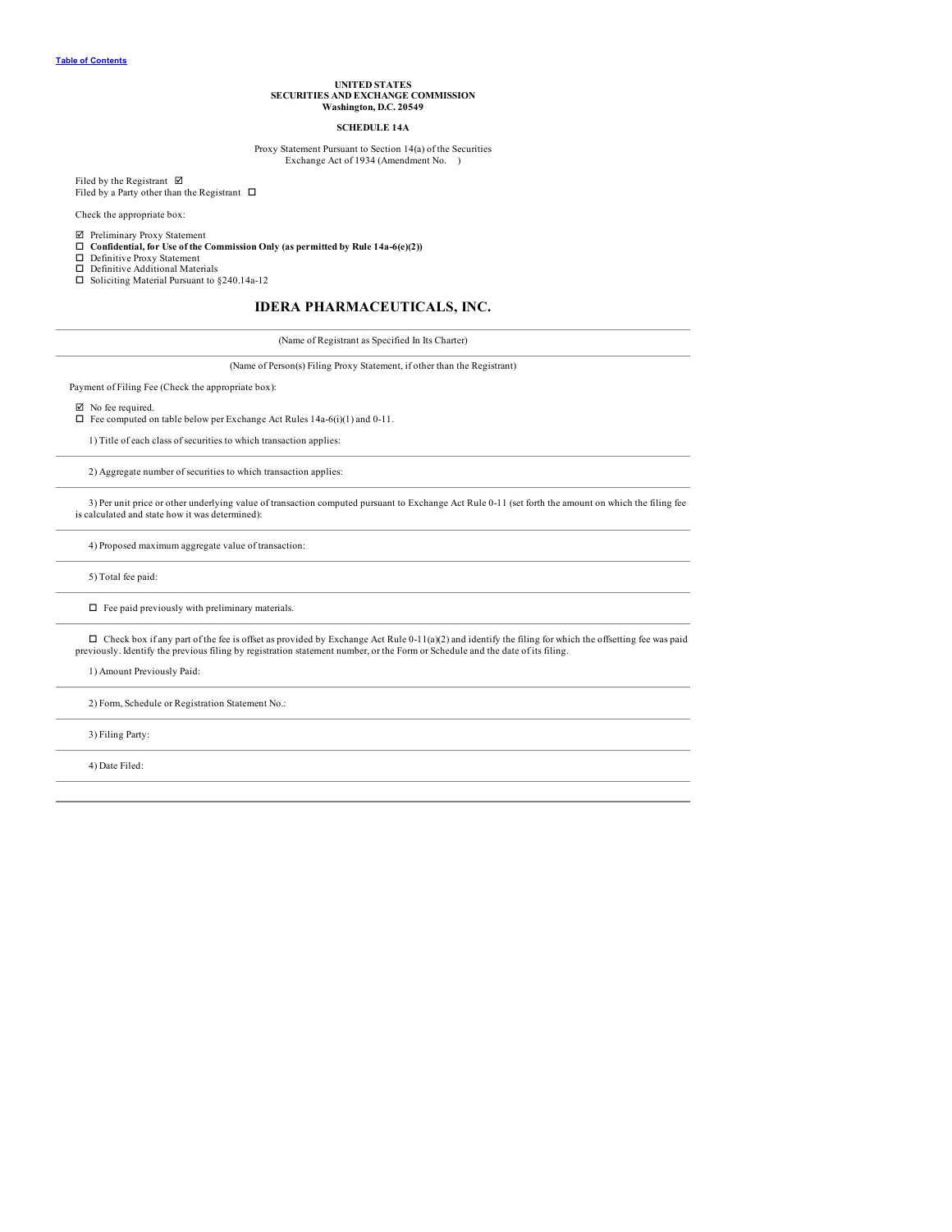Table of Contents

**UNITED STATES**
**SECURITIES AND EXCHANGE COMMISSION**
**Washington, D.C. 20549**

**SCHEDULE 14A**

Proxy Statement Pursuant to Section 14(a) of the Securities Exchange Act of 1934 (Amendment No. )

Filed by the Registrant ☑
Filed by a Party other than the Registrant ☐

Check the appropriate box:

☑ Preliminary Proxy Statement
☐ **Confidential, for Use of the Commission Only (as permitted by Rule 14a-6(e)(2))**
☐ Definitive Proxy Statement
☐ Definitive Additional Materials
☐ Soliciting Material Pursuant to §240.14a-12

# IDERA PHARMACEUTICALS, INC.

(Name of Registrant as Specified In Its Charter)

(Name of Person(s) Filing Proxy Statement, if other than the Registrant)

Payment of Filing Fee (Check the appropriate box):

☑ No fee required.
☐ Fee computed on table below per Exchange Act Rules 14a-6(i)(1) and 0-11.

1) Title of each class of securities to which transaction applies:

2) Aggregate number of securities to which transaction applies:

3) Per unit price or other underlying value of transaction computed pursuant to Exchange Act Rule 0-11 (set forth the amount on which the filing fee is calculated and state how it was determined):

4) Proposed maximum aggregate value of transaction:

5) Total fee paid:

☐ Fee paid previously with preliminary materials.

☐ Check box if any part of the fee is offset as provided by Exchange Act Rule 0-11(a)(2) and identify the filing for which the offsetting fee was paid previously. Identify the previous filing by registration statement number, or the Form or Schedule and the date of its filing.

1) Amount Previously Paid:

2) Form, Schedule or Registration Statement No.:

3) Filing Party:

4) Date Filed: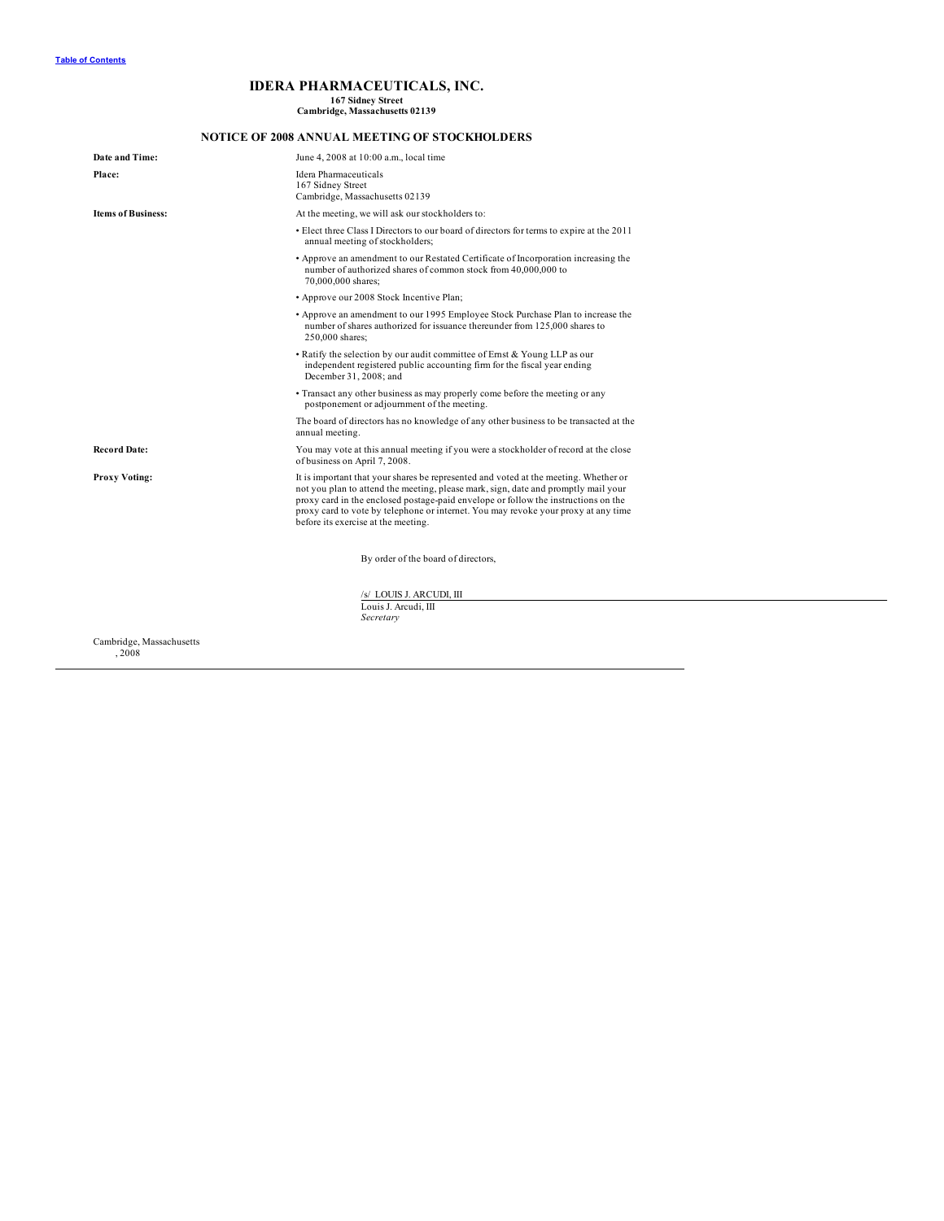[Table of Contents]

# IDERA PHARMACEUTICALS, INC.

**167 Sidney Street**
**Cambridge, Massachusetts 02139**

## NOTICE OF 2008 ANNUAL MEETING OF STOCKHOLDERS

| | |
|---|---|
| **Date and Time:** | June 4, 2008 at 10:00 a.m., local time |
| **Place:** | Idera Pharmaceuticals<br>167 Sidney Street<br>Cambridge, Massachusetts 02139 |
| **Items of Business:** | At the meeting, we will ask our stockholders to:<br>• Elect three Class I Directors to our board of directors for terms to expire at the 2011 annual meeting of stockholders;<br>• Approve an amendment to our Restated Certificate of Incorporation increasing the number of authorized shares of common stock from 40,000,000 to 70,000,000 shares;<br>• Approve our 2008 Stock Incentive Plan;<br>• Approve an amendment to our 1995 Employee Stock Purchase Plan to increase the number of shares authorized for issuance thereunder from 125,000 shares to 250,000 shares;<br>• Ratify the selection by our audit committee of Ernst & Young LLP as our independent registered public accounting firm for the fiscal year ending December 31, 2008; and<br>• Transact any other business as may properly come before the meeting or any postponement or adjournment of the meeting.<br>The board of directors has no knowledge of any other business to be transacted at the annual meeting. |
| **Record Date:** | You may vote at this annual meeting if you were a stockholder of record at the close of business on April 7, 2008. |
| **Proxy Voting:** | It is important that your shares be represented and voted at the meeting. Whether or not you plan to attend the meeting, please mark, sign, date and promptly mail your proxy card in the enclosed postage-paid envelope or follow the instructions on the proxy card to vote by telephone or internet. You may revoke your proxy at any time before its exercise at the meeting. |

By order of the board of directors,

/s/ LOUIS J. ARCUDI, III

Louis J. Arcudi, III
*Secretary*

Cambridge, Massachusetts
, 2008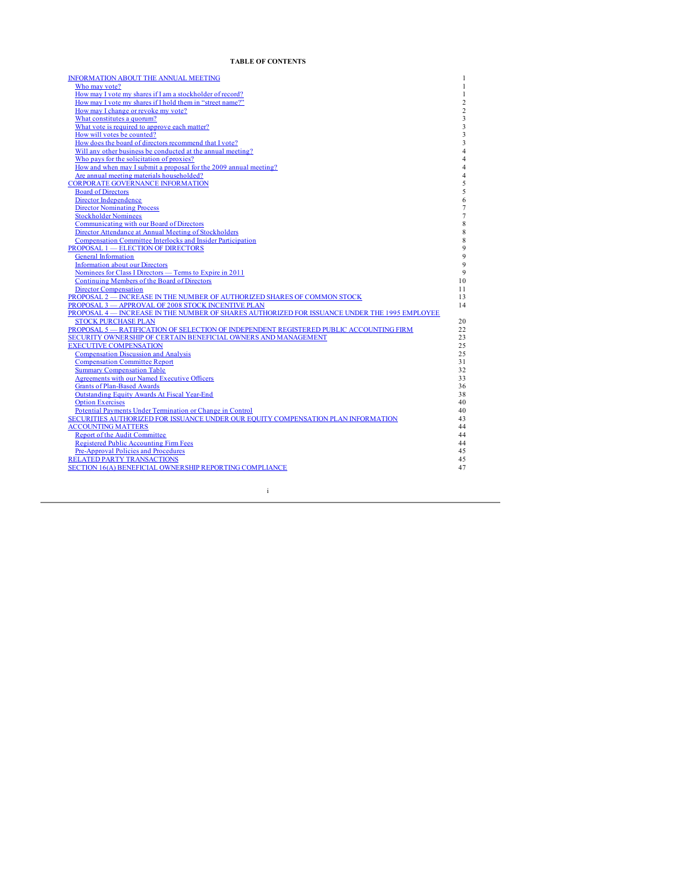**TABLE OF CONTENTS**

| | |
|---|---|
| INFORMATION ABOUT THE ANNUAL MEETING | 1 |
| Who may vote? | 1 |
| How may I vote my shares if I am a stockholder of record? | 1 |
| How may I vote my shares if I hold them in "street name?" | 2 |
| How may I change or revoke my vote? | 2 |
| What constitutes a quorum? | 3 |
| What vote is required to approve each matter? | 3 |
| How will votes be counted? | 3 |
| How does the board of directors recommend that I vote? | 3 |
| Will any other business be conducted at the annual meeting? | 4 |
| Who pays for the solicitation of proxies? | 4 |
| How and when may I submit a proposal for the 2009 annual meeting? | 4 |
| Are annual meeting materials householded? | 4 |
| CORPORATE GOVERNANCE INFORMATION | 5 |
| Board of Directors | 5 |
| Director Independence | 6 |
| Director Nominating Process | 7 |
| Stockholder Nominees | 7 |
| Communicating with our Board of Directors | 8 |
| Director Attendance at Annual Meeting of Stockholders | 8 |
| Compensation Committee Interlocks and Insider Participation | 8 |
| PROPOSAL 1 — ELECTION OF DIRECTORS | 9 |
| General Information | 9 |
| Information about our Directors | 9 |
| Nominees for Class I Directors — Terms to Expire in 2011 | 9 |
| Continuing Members of the Board of Directors | 10 |
| Director Compensation | 11 |
| PROPOSAL 2 — INCREASE IN THE NUMBER OF AUTHORIZED SHARES OF COMMON STOCK | 13 |
| PROPOSAL 3 — APPROVAL OF 2008 STOCK INCENTIVE PLAN | 14 |
| PROPOSAL 4 — INCREASE IN THE NUMBER OF SHARES AUTHORIZED FOR ISSUANCE UNDER THE 1995 EMPLOYEE STOCK PURCHASE PLAN | 20 |
| PROPOSAL 5 — RATIFICATION OF SELECTION OF INDEPENDENT REGISTERED PUBLIC ACCOUNTING FIRM | 22 |
| SECURITY OWNERSHIP OF CERTAIN BENEFICIAL OWNERS AND MANAGEMENT | 23 |
| EXECUTIVE COMPENSATION | 25 |
| Compensation Discussion and Analysis | 25 |
| Compensation Committee Report | 31 |
| Summary Compensation Table | 32 |
| Agreements with our Named Executive Officers | 33 |
| Grants of Plan-Based Awards | 36 |
| Outstanding Equity Awards At Fiscal Year-End | 38 |
| Option Exercises | 40 |
| Potential Payments Under Termination or Change in Control | 40 |
| SECURITIES AUTHORIZED FOR ISSUANCE UNDER OUR EQUITY COMPENSATION PLAN INFORMATION | 43 |
| ACCOUNTING MATTERS | 44 |
| Report of the Audit Committee | 44 |
| Registered Public Accounting Firm Fees | 44 |
| Pre-Approval Policies and Procedures | 45 |
| RELATED PARTY TRANSACTIONS | 45 |
| SECTION 16(A) BENEFICIAL OWNERSHIP REPORTING COMPLIANCE | 47 |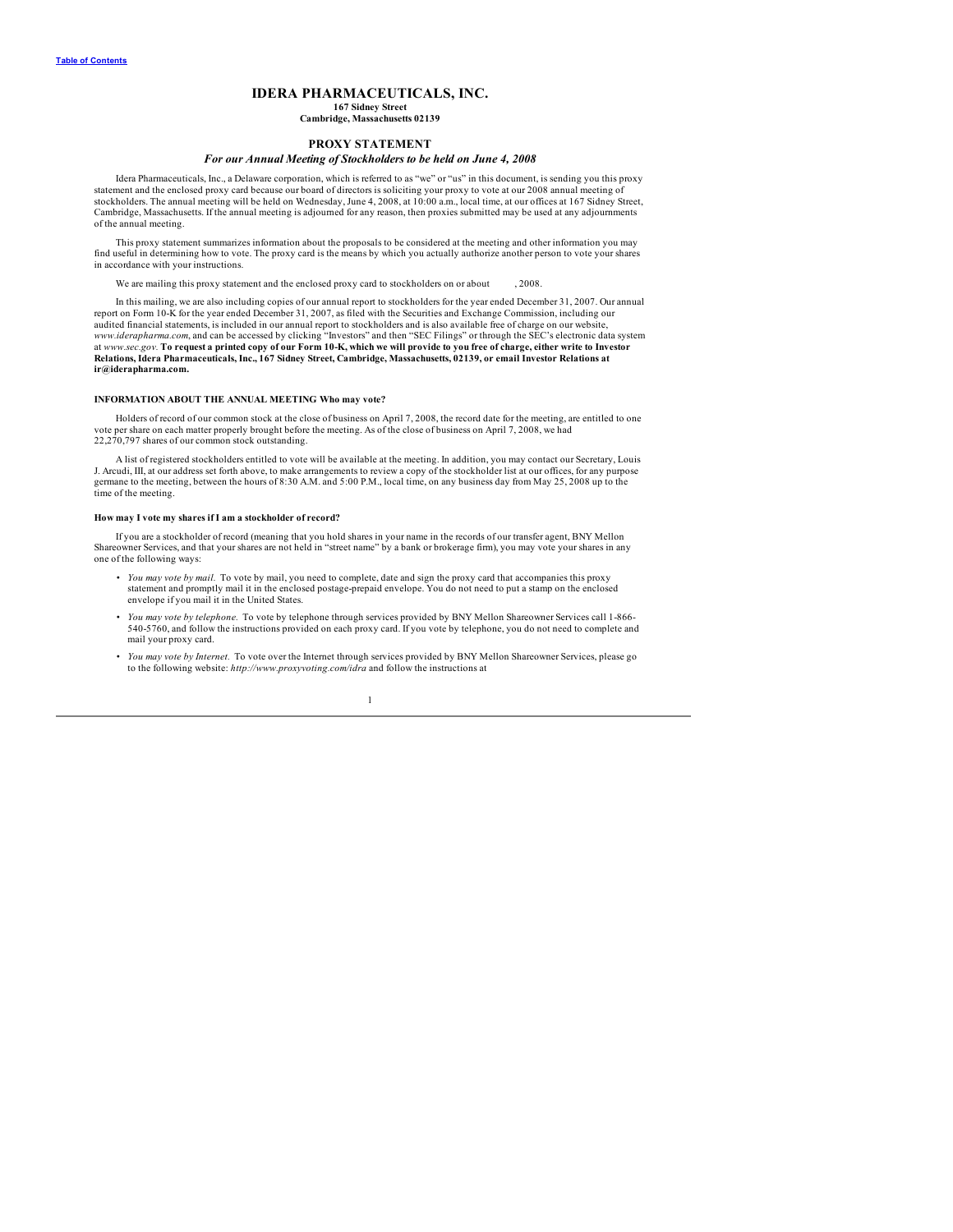[Table of Contents](#)

# IDERA PHARMACEUTICALS, INC.

**167 Sidney Street**
**Cambridge, Massachusetts 02139**

## PROXY STATEMENT

### *For our Annual Meeting of Stockholders to be held on June 4, 2008*

Idera Pharmaceuticals, Inc., a Delaware corporation, which is referred to as "we" or "us" in this document, is sending you this proxy statement and the enclosed proxy card because our board of directors is soliciting your proxy to vote at our 2008 annual meeting of stockholders. The annual meeting will be held on Wednesday, June 4, 2008, at 10:00 a.m., local time, at our offices at 167 Sidney Street, Cambridge, Massachusetts. If the annual meeting is adjourned for any reason, then proxies submitted may be used at any adjournments of the annual meeting.

This proxy statement summarizes information about the proposals to be considered at the meeting and other information you may find useful in determining how to vote. The proxy card is the means by which you actually authorize another person to vote your shares in accordance with your instructions.

We are mailing this proxy statement and the enclosed proxy card to stockholders on or about , 2008.

In this mailing, we are also including copies of our annual report to stockholders for the year ended December 31, 2007. Our annual report on Form 10-K for the year ended December 31, 2007, as filed with the Securities and Exchange Commission, including our audited financial statements, is included in our annual report to stockholders and is also available free of charge on our website, *www.iderapharma.com*, and can be accessed by clicking "Investors" and then "SEC Filings" or through the SEC's electronic data system at *www.sec.gov.* **To request a printed copy of our Form 10-K, which we will provide to you free of charge, either write to Investor Relations, Idera Pharmaceuticals, Inc., 167 Sidney Street, Cambridge, Massachusetts, 02139, or email Investor Relations at ir@iderapharma.com.**

#### INFORMATION ABOUT THE ANNUAL MEETING Who may vote?

Holders of record of our common stock at the close of business on April 7, 2008, the record date for the meeting, are entitled to one vote per share on each matter properly brought before the meeting. As of the close of business on April 7, 2008, we had 22,270,797 shares of our common stock outstanding.

A list of registered stockholders entitled to vote will be available at the meeting. In addition, you may contact our Secretary, Louis J. Arcudi, III, at our address set forth above, to make arrangements to review a copy of the stockholder list at our offices, for any purpose germane to the meeting, between the hours of 8:30 A.M. and 5:00 P.M., local time, on any business day from May 25, 2008 up to the time of the meeting.

#### How may I vote my shares if I am a stockholder of record?

If you are a stockholder of record (meaning that you hold shares in your name in the records of our transfer agent, BNY Mellon Shareowner Services, and that your shares are not held in "street name" by a bank or brokerage firm), you may vote your shares in any one of the following ways:

- *You may vote by mail.* To vote by mail, you need to complete, date and sign the proxy card that accompanies this proxy statement and promptly mail it in the enclosed postage-prepaid envelope. You do not need to put a stamp on the enclosed envelope if you mail it in the United States.
- *You may vote by telephone.* To vote by telephone through services provided by BNY Mellon Shareowner Services call 1-866-540-5760, and follow the instructions provided on each proxy card. If you vote by telephone, you do not need to complete and mail your proxy card.
- *You may vote by Internet.* To vote over the Internet through services provided by BNY Mellon Shareowner Services, please go to the following website: *http://www.proxyvoting.com/idra* and follow the instructions at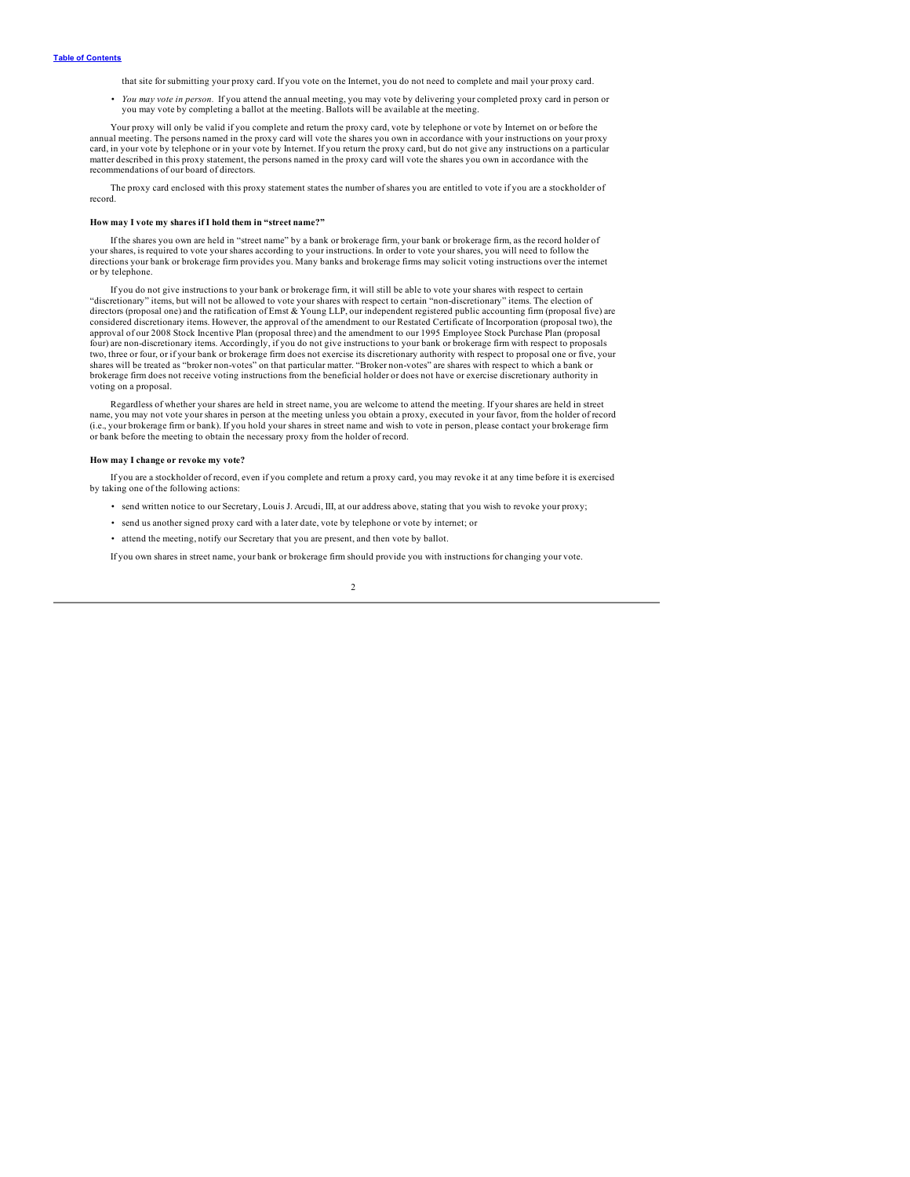that site for submitting your proxy card. If you vote on the Internet, you do not need to complete and mail your proxy card.

- *You may vote in person.* If you attend the annual meeting, you may vote by delivering your completed proxy card in person or you may vote by completing a ballot at the meeting. Ballots will be available at the meeting.

Your proxy will only be valid if you complete and return the proxy card, vote by telephone or vote by Internet on or before the annual meeting. The persons named in the proxy card will vote the shares you own in accordance with your instructions on your proxy card, in your vote by telephone or in your vote by Internet. If you return the proxy card, but do not give any instructions on a particular matter described in this proxy statement, the persons named in the proxy card will vote the shares you own in accordance with the recommendations of our board of directors.

The proxy card enclosed with this proxy statement states the number of shares you are entitled to vote if you are a stockholder of record.

**How may I vote my shares if I hold them in "street name?"**

If the shares you own are held in "street name" by a bank or brokerage firm, your bank or brokerage firm, as the record holder of your shares, is required to vote your shares according to your instructions. In order to vote your shares, you will need to follow the directions your bank or brokerage firm provides you. Many banks and brokerage firms may solicit voting instructions over the internet or by telephone.

If you do not give instructions to your bank or brokerage firm, it will still be able to vote your shares with respect to certain "discretionary" items, but will not be allowed to vote your shares with respect to certain "non-discretionary" items. The election of directors (proposal one) and the ratification of Ernst & Young LLP, our independent registered public accounting firm (proposal five) are considered discretionary items. However, the approval of the amendment to our Restated Certificate of Incorporation (proposal two), the approval of our 2008 Stock Incentive Plan (proposal three) and the amendment to our 1995 Employee Stock Purchase Plan (proposal four) are non-discretionary items. Accordingly, if you do not give instructions to your bank or brokerage firm with respect to proposals two, three or four, or if your bank or brokerage firm does not exercise its discretionary authority with respect to proposal one or five, your shares will be treated as "broker non-votes" on that particular matter. "Broker non-votes" are shares with respect to which a bank or brokerage firm does not receive voting instructions from the beneficial holder or does not have or exercise discretionary authority in voting on a proposal.

Regardless of whether your shares are held in street name, you are welcome to attend the meeting. If your shares are held in street name, you may not vote your shares in person at the meeting unless you obtain a proxy, executed in your favor, from the holder of record (i.e., your brokerage firm or bank). If you hold your shares in street name and wish to vote in person, please contact your brokerage firm or bank before the meeting to obtain the necessary proxy from the holder of record.

**How may I change or revoke my vote?**

If you are a stockholder of record, even if you complete and return a proxy card, you may revoke it at any time before it is exercised by taking one of the following actions:

- send written notice to our Secretary, Louis J. Arcudi, III, at our address above, stating that you wish to revoke your proxy;
- send us another signed proxy card with a later date, vote by telephone or vote by internet; or
- attend the meeting, notify our Secretary that you are present, and then vote by ballot.

If you own shares in street name, your bank or brokerage firm should provide you with instructions for changing your vote.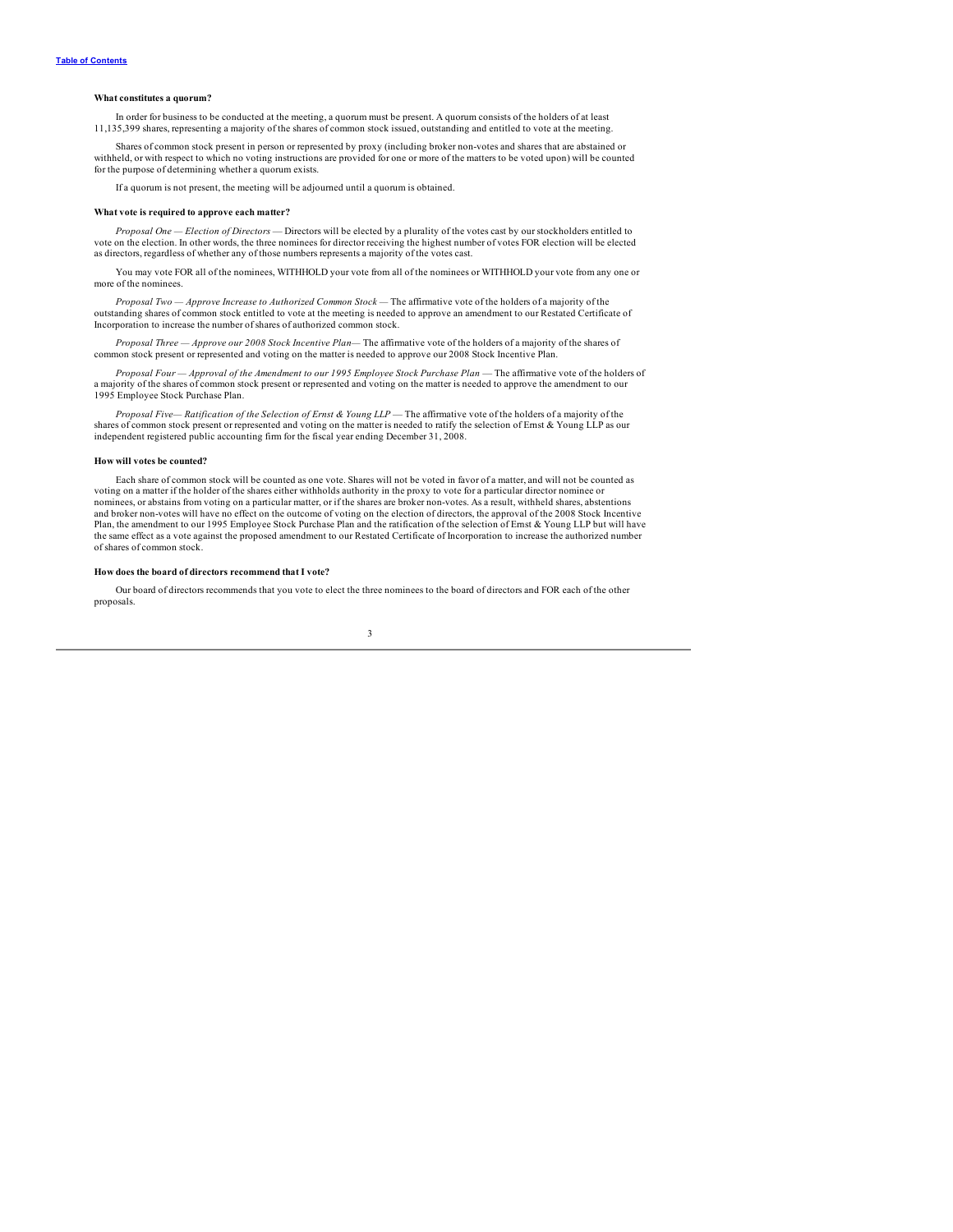**What constitutes a quorum?**

In order for business to be conducted at the meeting, a quorum must be present. A quorum consists of the holders of at least 11,135,399 shares, representing a majority of the shares of common stock issued, outstanding and entitled to vote at the meeting.

Shares of common stock present in person or represented by proxy (including broker non-votes and shares that are abstained or withheld, or with respect to which no voting instructions are provided for one or more of the matters to be voted upon) will be counted for the purpose of determining whether a quorum exists.

If a quorum is not present, the meeting will be adjourned until a quorum is obtained.

**What vote is required to approve each matter?**

*Proposal One — Election of Directors* — Directors will be elected by a plurality of the votes cast by our stockholders entitled to vote on the election. In other words, the three nominees for director receiving the highest number of votes FOR election will be elected as directors, regardless of whether any of those numbers represents a majority of the votes cast.

You may vote FOR all of the nominees, WITHHOLD your vote from all of the nominees or WITHHOLD your vote from any one or more of the nominees.

*Proposal Two — Approve Increase to Authorized Common Stock* — The affirmative vote of the holders of a majority of the outstanding shares of common stock entitled to vote at the meeting is needed to approve an amendment to our Restated Certificate of Incorporation to increase the number of shares of authorized common stock.

*Proposal Three — Approve our 2008 Stock Incentive Plan*— The affirmative vote of the holders of a majority of the shares of common stock present or represented and voting on the matter is needed to approve our 2008 Stock Incentive Plan.

*Proposal Four — Approval of the Amendment to our 1995 Employee Stock Purchase Plan* — The affirmative vote of the holders of a majority of the shares of common stock present or represented and voting on the matter is needed to approve the amendment to our 1995 Employee Stock Purchase Plan.

*Proposal Five— Ratification of the Selection of Ernst & Young LLP* — The affirmative vote of the holders of a majority of the shares of common stock present or represented and voting on the matter is needed to ratify the selection of Ernst & Young LLP as our independent registered public accounting firm for the fiscal year ending December 31, 2008.

**How will votes be counted?**

Each share of common stock will be counted as one vote. Shares will not be voted in favor of a matter, and will not be counted as voting on a matter if the holder of the shares either withholds authority in the proxy to vote for a particular director nominee or nominees, or abstains from voting on a particular matter, or if the shares are broker non-votes. As a result, withheld shares, abstentions and broker non-votes will have no effect on the outcome of voting on the election of directors, the approval of the 2008 Stock Incentive Plan, the amendment to our 1995 Employee Stock Purchase Plan and the ratification of the selection of Ernst & Young LLP but will have the same effect as a vote against the proposed amendment to our Restated Certificate of Incorporation to increase the authorized number of shares of common stock.

**How does the board of directors recommend that I vote?**

Our board of directors recommends that you vote to elect the three nominees to the board of directors and FOR each of the other proposals.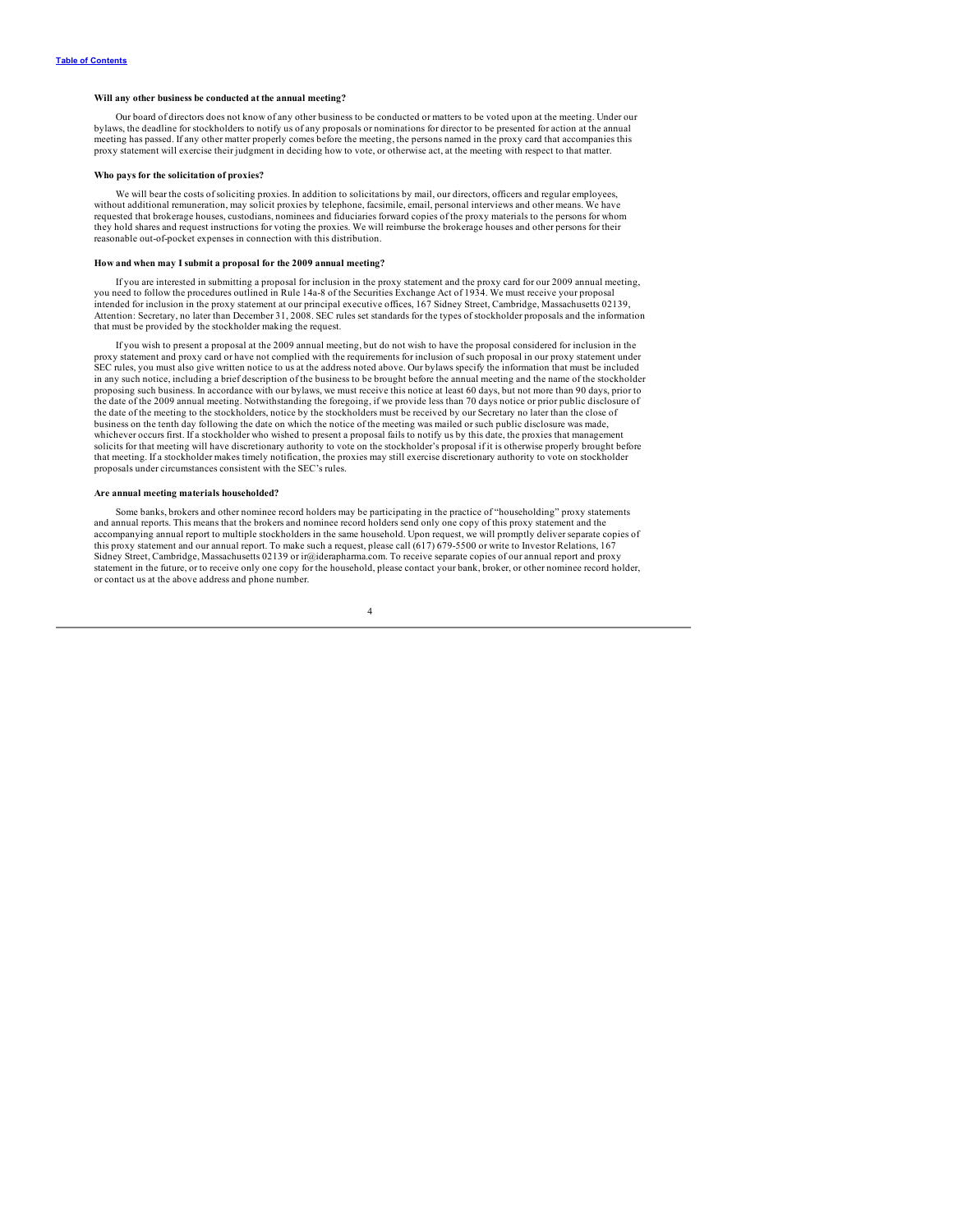**Will any other business be conducted at the annual meeting?**

Our board of directors does not know of any other business to be conducted or matters to be voted upon at the meeting. Under our bylaws, the deadline for stockholders to notify us of any proposals or nominations for director to be presented for action at the annual meeting has passed. If any other matter properly comes before the meeting, the persons named in the proxy card that accompanies this proxy statement will exercise their judgment in deciding how to vote, or otherwise act, at the meeting with respect to that matter.

**Who pays for the solicitation of proxies?**

We will bear the costs of soliciting proxies. In addition to solicitations by mail, our directors, officers and regular employees, without additional remuneration, may solicit proxies by telephone, facsimile, email, personal interviews and other means. We have requested that brokerage houses, custodians, nominees and fiduciaries forward copies of the proxy materials to the persons for whom they hold shares and request instructions for voting the proxies. We will reimburse the brokerage houses and other persons for their reasonable out-of-pocket expenses in connection with this distribution.

**How and when may I submit a proposal for the 2009 annual meeting?**

If you are interested in submitting a proposal for inclusion in the proxy statement and the proxy card for our 2009 annual meeting, you need to follow the procedures outlined in Rule 14a-8 of the Securities Exchange Act of 1934. We must receive your proposal intended for inclusion in the proxy statement at our principal executive offices, 167 Sidney Street, Cambridge, Massachusetts 02139, Attention: Secretary, no later than December 31, 2008. SEC rules set standards for the types of stockholder proposals and the information that must be provided by the stockholder making the request.

If you wish to present a proposal at the 2009 annual meeting, but do not wish to have the proposal considered for inclusion in the proxy statement and proxy card or have not complied with the requirements for inclusion of such proposal in our proxy statement under SEC rules, you must also give written notice to us at the address noted above. Our bylaws specify the information that must be included in any such notice, including a brief description of the business to be brought before the annual meeting and the name of the stockholder proposing such business. In accordance with our bylaws, we must receive this notice at least 60 days, but not more than 90 days, prior to the date of the 2009 annual meeting. Notwithstanding the foregoing, if we provide less than 70 days notice or prior public disclosure of the date of the meeting to the stockholders, notice by the stockholders must be received by our Secretary no later than the close of business on the tenth day following the date on which the notice of the meeting was mailed or such public disclosure was made, whichever occurs first. If a stockholder who wished to present a proposal fails to notify us by this date, the proxies that management solicits for that meeting will have discretionary authority to vote on the stockholder's proposal if it is otherwise properly brought before that meeting. If a stockholder makes timely notification, the proxies may still exercise discretionary authority to vote on stockholder proposals under circumstances consistent with the SEC's rules.

**Are annual meeting materials householded?**

Some banks, brokers and other nominee record holders may be participating in the practice of "householding" proxy statements and annual reports. This means that the brokers and nominee record holders send only one copy of this proxy statement and the accompanying annual report to multiple stockholders in the same household. Upon request, we will promptly deliver separate copies of this proxy statement and our annual report. To make such a request, please call (617) 679-5500 or write to Investor Relations, 167 Sidney Street, Cambridge, Massachusetts 02139 or ir@iderapharma.com. To receive separate copies of our annual report and proxy statement in the future, or to receive only one copy for the household, please contact your bank, broker, or other nominee record holder, or contact us at the above address and phone number.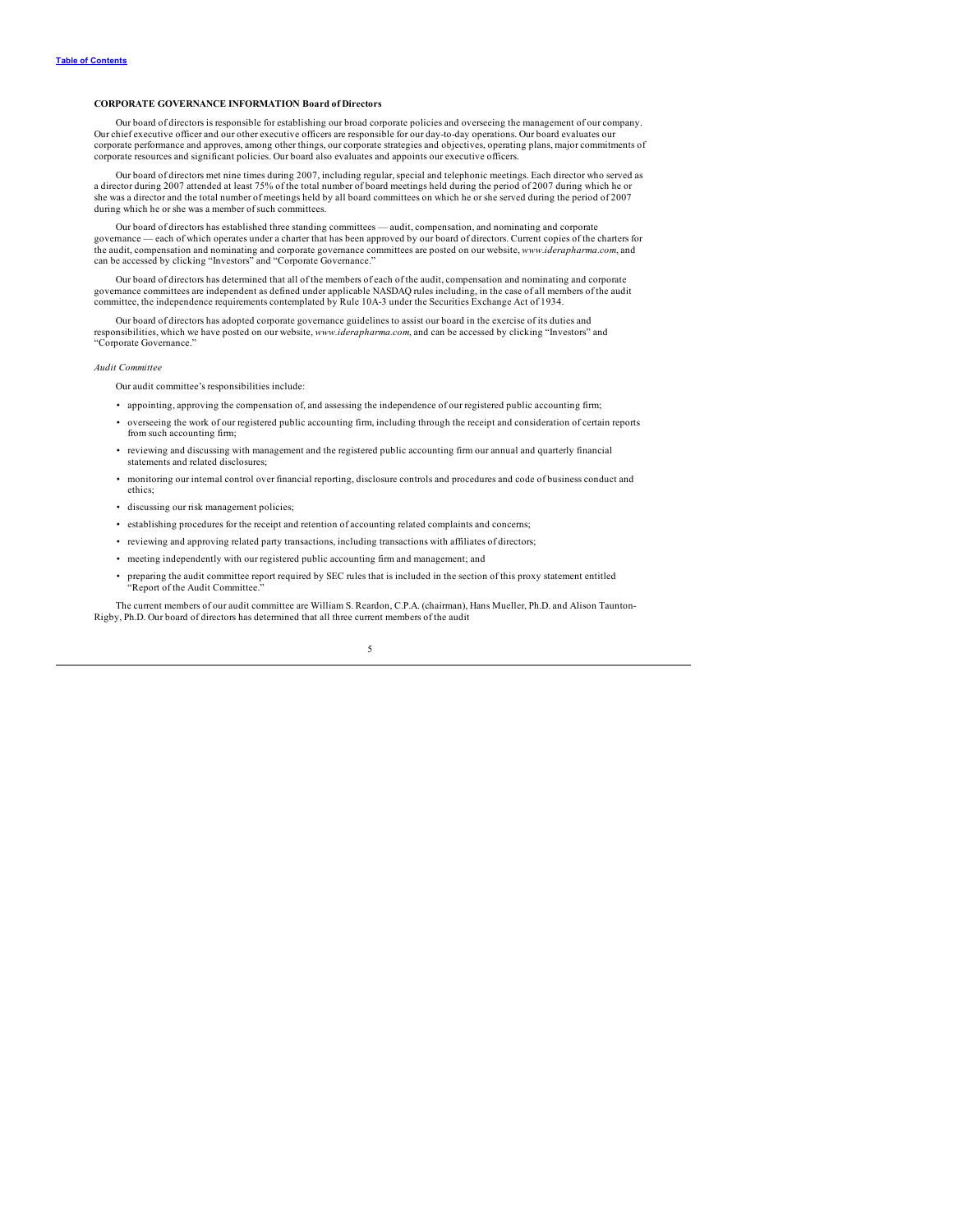## CORPORATE GOVERNANCE INFORMATION Board of Directors

Our board of directors is responsible for establishing our broad corporate policies and overseeing the management of our company. Our chief executive officer and our other executive officers are responsible for our day-to-day operations. Our board evaluates our corporate performance and approves, among other things, our corporate strategies and objectives, operating plans, major commitments of corporate resources and significant policies. Our board also evaluates and appoints our executive officers.

Our board of directors met nine times during 2007, including regular, special and telephonic meetings. Each director who served as a director during 2007 attended at least 75% of the total number of board meetings held during the period of 2007 during which he or she was a director and the total number of meetings held by all board committees on which he or she served during the period of 2007 during which he or she was a member of such committees.

Our board of directors has established three standing committees — audit, compensation, and nominating and corporate governance — each of which operates under a charter that has been approved by our board of directors. Current copies of the charters for the audit, compensation and nominating and corporate governance committees are posted on our website, *www.iderapharma.com*, and can be accessed by clicking "Investors" and "Corporate Governance."

Our board of directors has determined that all of the members of each of the audit, compensation and nominating and corporate governance committees are independent as defined under applicable NASDAQ rules including, in the case of all members of the audit committee, the independence requirements contemplated by Rule 10A-3 under the Securities Exchange Act of 1934.

Our board of directors has adopted corporate governance guidelines to assist our board in the exercise of its duties and responsibilities, which we have posted on our website, *www.iderapharma.com*, and can be accessed by clicking "Investors" and "Corporate Governance."

*Audit Committee*

Our audit committee's responsibilities include:

- appointing, approving the compensation of, and assessing the independence of our registered public accounting firm;
- overseeing the work of our registered public accounting firm, including through the receipt and consideration of certain reports from such accounting firm;
- reviewing and discussing with management and the registered public accounting firm our annual and quarterly financial statements and related disclosures;
- monitoring our internal control over financial reporting, disclosure controls and procedures and code of business conduct and ethics;
- discussing our risk management policies;
- establishing procedures for the receipt and retention of accounting related complaints and concerns;
- reviewing and approving related party transactions, including transactions with affiliates of directors;
- meeting independently with our registered public accounting firm and management; and
- preparing the audit committee report required by SEC rules that is included in the section of this proxy statement entitled "Report of the Audit Committee."

The current members of our audit committee are William S. Reardon, C.P.A. (chairman), Hans Mueller, Ph.D. and Alison Taunton-Rigby, Ph.D. Our board of directors has determined that all three current members of the audit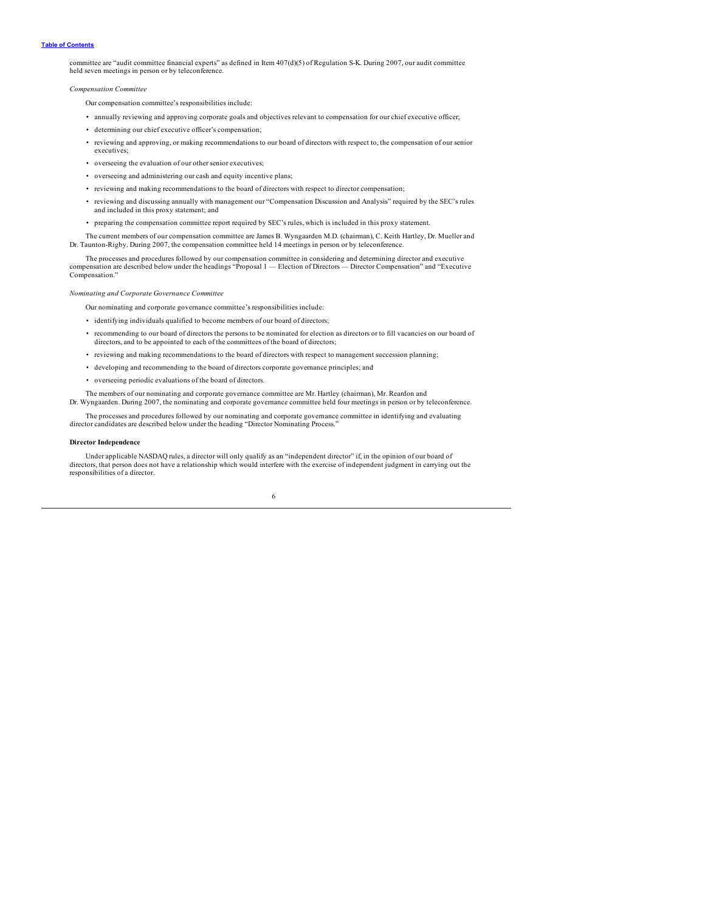committee are "audit committee financial experts" as defined in Item 407(d)(5) of Regulation S-K. During 2007, our audit committee held seven meetings in person or by teleconference.

*Compensation Committee*

Our compensation committee's responsibilities include:

- annually reviewing and approving corporate goals and objectives relevant to compensation for our chief executive officer;
- determining our chief executive officer's compensation;
- reviewing and approving, or making recommendations to our board of directors with respect to, the compensation of our senior executives;
- overseeing the evaluation of our other senior executives;
- overseeing and administering our cash and equity incentive plans;
- reviewing and making recommendations to the board of directors with respect to director compensation;
- reviewing and discussing annually with management our "Compensation Discussion and Analysis" required by the SEC's rules and included in this proxy statement; and
- preparing the compensation committee report required by SEC's rules, which is included in this proxy statement.

The current members of our compensation committee are James B. Wyngaarden M.D. (chairman), C. Keith Hartley, Dr. Mueller and Dr. Taunton-Rigby. During 2007, the compensation committee held 14 meetings in person or by teleconference.

The processes and procedures followed by our compensation committee in considering and determining director and executive compensation are described below under the headings "Proposal 1 — Election of Directors — Director Compensation" and "Executive Compensation."

*Nominating and Corporate Governance Committee*

Our nominating and corporate governance committee's responsibilities include:

- identifying individuals qualified to become members of our board of directors;
- recommending to our board of directors the persons to be nominated for election as directors or to fill vacancies on our board of directors, and to be appointed to each of the committees of the board of directors;
- reviewing and making recommendations to the board of directors with respect to management succession planning;
- developing and recommending to the board of directors corporate governance principles; and
- overseeing periodic evaluations of the board of directors.

The members of our nominating and corporate governance committee are Mr. Hartley (chairman), Mr. Reardon and Dr. Wyngaarden. During 2007, the nominating and corporate governance committee held four meetings in person or by teleconference.

The processes and procedures followed by our nominating and corporate governance committee in identifying and evaluating director candidates are described below under the heading "Director Nominating Process."

**Director Independence**

Under applicable NASDAQ rules, a director will only qualify as an "independent director" if, in the opinion of our board of directors, that person does not have a relationship which would interfere with the exercise of independent judgment in carrying out the responsibilities of a director.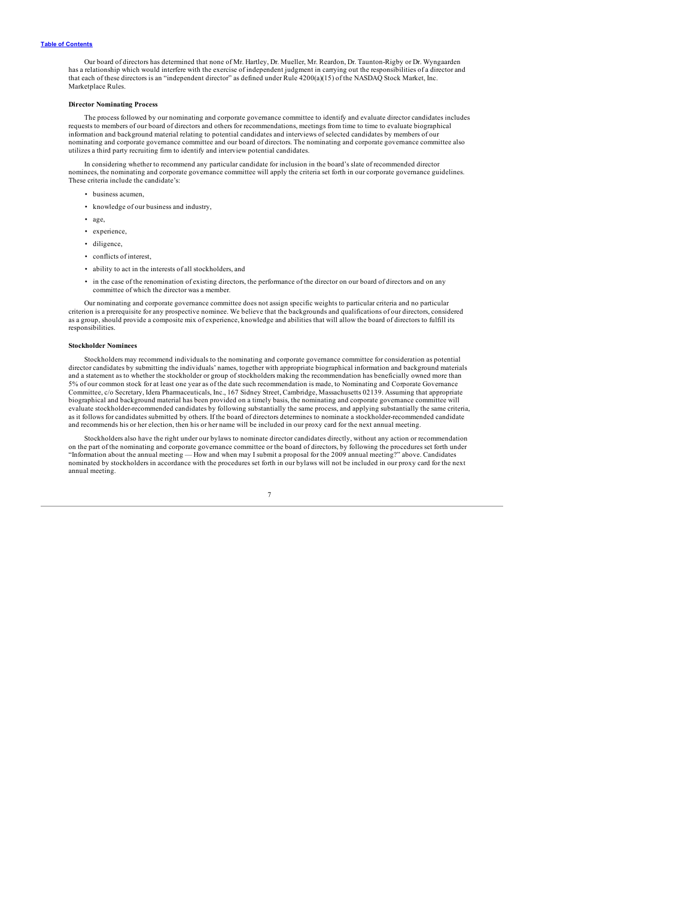Our board of directors has determined that none of Mr. Hartley, Dr. Mueller, Mr. Reardon, Dr. Taunton-Rigby or Dr. Wyngaarden has a relationship which would interfere with the exercise of independent judgment in carrying out the responsibilities of a director and that each of these directors is an "independent director" as defined under Rule 4200(a)(15) of the NASDAQ Stock Market, Inc. Marketplace Rules.

**Director Nominating Process**

The process followed by our nominating and corporate governance committee to identify and evaluate director candidates includes requests to members of our board of directors and others for recommendations, meetings from time to time to evaluate biographical information and background material relating to potential candidates and interviews of selected candidates by members of our nominating and corporate governance committee and our board of directors. The nominating and corporate governance committee also utilizes a third party recruiting firm to identify and interview potential candidates.

In considering whether to recommend any particular candidate for inclusion in the board's slate of recommended director nominees, the nominating and corporate governance committee will apply the criteria set forth in our corporate governance guidelines. These criteria include the candidate's:

- business acumen,
- knowledge of our business and industry,
- age,
- experience,
- diligence,
- conflicts of interest,
- ability to act in the interests of all stockholders, and
- in the case of the renomination of existing directors, the performance of the director on our board of directors and on any committee of which the director was a member.

Our nominating and corporate governance committee does not assign specific weights to particular criteria and no particular criterion is a prerequisite for any prospective nominee. We believe that the backgrounds and qualifications of our directors, considered as a group, should provide a composite mix of experience, knowledge and abilities that will allow the board of directors to fulfill its responsibilities.

**Stockholder Nominees**

Stockholders may recommend individuals to the nominating and corporate governance committee for consideration as potential director candidates by submitting the individuals' names, together with appropriate biographical information and background materials and a statement as to whether the stockholder or group of stockholders making the recommendation has beneficially owned more than 5% of our common stock for at least one year as of the date such recommendation is made, to Nominating and Corporate Governance Committee, c/o Secretary, Idera Pharmaceuticals, Inc., 167 Sidney Street, Cambridge, Massachusetts 02139. Assuming that appropriate biographical and background material has been provided on a timely basis, the nominating and corporate governance committee will evaluate stockholder-recommended candidates by following substantially the same process, and applying substantially the same criteria, as it follows for candidates submitted by others. If the board of directors determines to nominate a stockholder-recommended candidate and recommends his or her election, then his or her name will be included in our proxy card for the next annual meeting.

Stockholders also have the right under our bylaws to nominate director candidates directly, without any action or recommendation on the part of the nominating and corporate governance committee or the board of directors, by following the procedures set forth under "Information about the annual meeting — How and when may I submit a proposal for the 2009 annual meeting?" above. Candidates nominated by stockholders in accordance with the procedures set forth in our bylaws will not be included in our proxy card for the next annual meeting.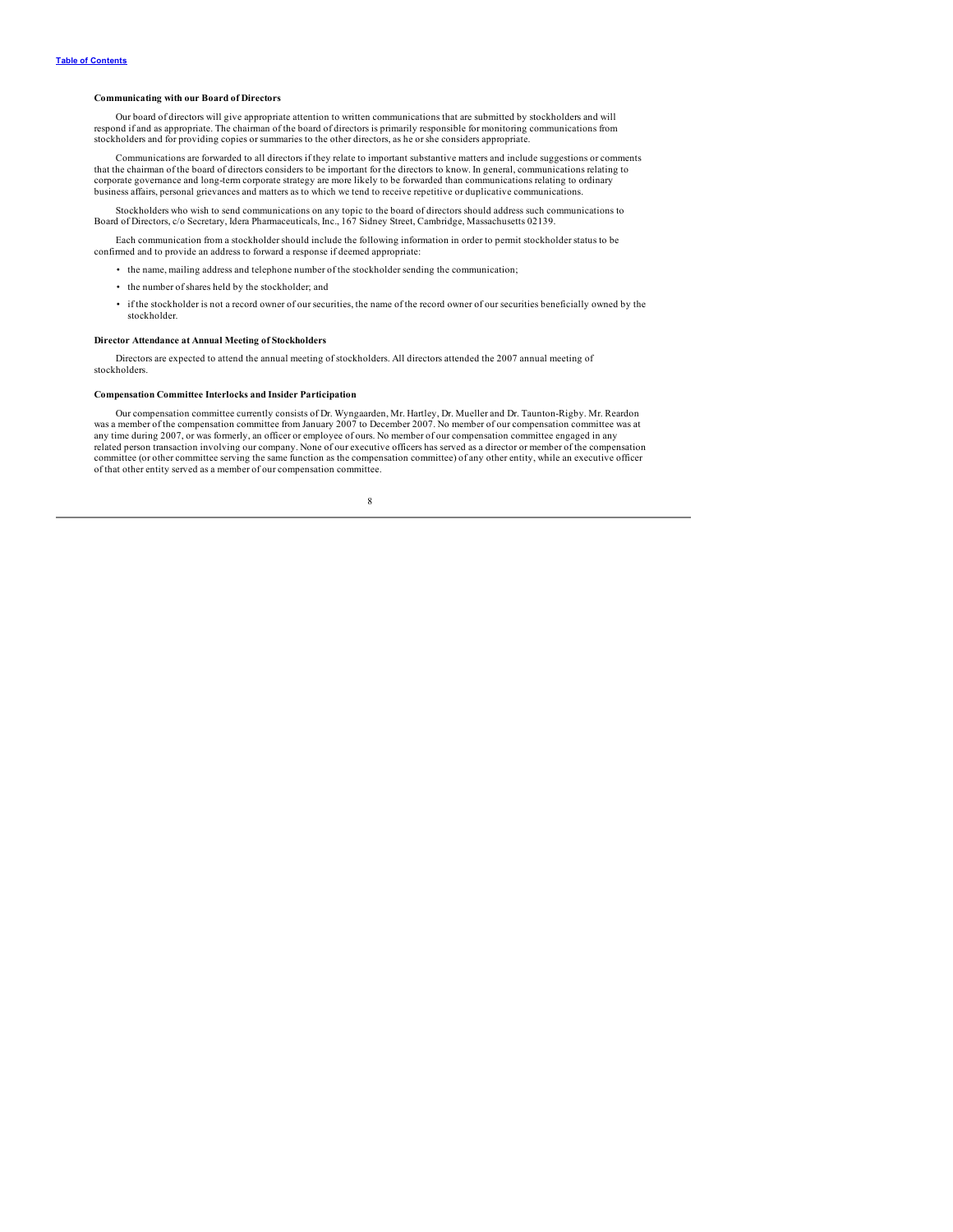**Communicating with our Board of Directors**

Our board of directors will give appropriate attention to written communications that are submitted by stockholders and will respond if and as appropriate. The chairman of the board of directors is primarily responsible for monitoring communications from stockholders and for providing copies or summaries to the other directors, as he or she considers appropriate.

Communications are forwarded to all directors if they relate to important substantive matters and include suggestions or comments that the chairman of the board of directors considers to be important for the directors to know. In general, communications relating to corporate governance and long-term corporate strategy are more likely to be forwarded than communications relating to ordinary business affairs, personal grievances and matters as to which we tend to receive repetitive or duplicative communications.

Stockholders who wish to send communications on any topic to the board of directors should address such communications to Board of Directors, c/o Secretary, Idera Pharmaceuticals, Inc., 167 Sidney Street, Cambridge, Massachusetts 02139.

Each communication from a stockholder should include the following information in order to permit stockholder status to be confirmed and to provide an address to forward a response if deemed appropriate:

- the name, mailing address and telephone number of the stockholder sending the communication;
- the number of shares held by the stockholder; and
- if the stockholder is not a record owner of our securities, the name of the record owner of our securities beneficially owned by the stockholder.

**Director Attendance at Annual Meeting of Stockholders**

Directors are expected to attend the annual meeting of stockholders. All directors attended the 2007 annual meeting of stockholders.

**Compensation Committee Interlocks and Insider Participation**

Our compensation committee currently consists of Dr. Wyngaarden, Mr. Hartley, Dr. Mueller and Dr. Taunton-Rigby. Mr. Reardon was a member of the compensation committee from January 2007 to December 2007. No member of our compensation committee was at any time during 2007, or was formerly, an officer or employee of ours. No member of our compensation committee engaged in any related person transaction involving our company. None of our executive officers has served as a director or member of the compensation committee (or other committee serving the same function as the compensation committee) of any other entity, while an executive officer of that other entity served as a member of our compensation committee.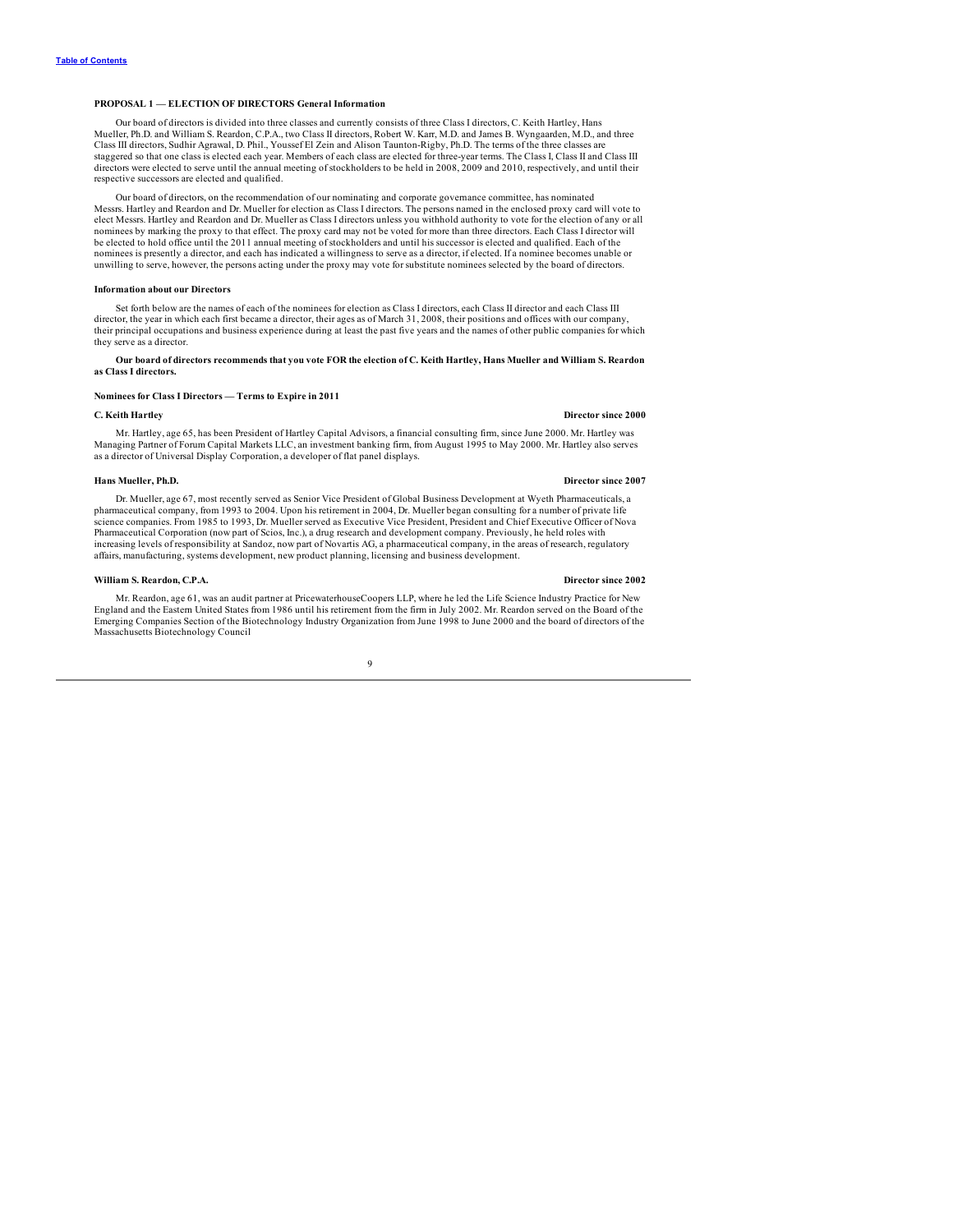**PROPOSAL 1 — ELECTION OF DIRECTORS General Information**

Our board of directors is divided into three classes and currently consists of three Class I directors, C. Keith Hartley, Hans Mueller, Ph.D. and William S. Reardon, C.P.A., two Class II directors, Robert W. Karr, M.D. and James B. Wyngaarden, M.D., and three Class III directors, Sudhir Agrawal, D. Phil., Youssef El Zein and Alison Taunton-Rigby, Ph.D. The terms of the three classes are staggered so that one class is elected each year. Members of each class are elected for three-year terms. The Class I, Class II and Class III directors were elected to serve until the annual meeting of stockholders to be held in 2008, 2009 and 2010, respectively, and until their respective successors are elected and qualified.

Our board of directors, on the recommendation of our nominating and corporate governance committee, has nominated Messrs. Hartley and Reardon and Dr. Mueller for election as Class I directors. The persons named in the enclosed proxy card will vote to elect Messrs. Hartley and Reardon and Dr. Mueller as Class I directors unless you withhold authority to vote for the election of any or all nominees by marking the proxy to that effect. The proxy card may not be voted for more than three directors. Each Class I director will be elected to hold office until the 2011 annual meeting of stockholders and until his successor is elected and qualified. Each of the nominees is presently a director, and each has indicated a willingness to serve as a director, if elected. If a nominee becomes unable or unwilling to serve, however, the persons acting under the proxy may vote for substitute nominees selected by the board of directors.

**Information about our Directors**

Set forth below are the names of each of the nominees for election as Class I directors, each Class II director and each Class III director, the year in which each first became a director, their ages as of March 31, 2008, their positions and offices with our company, their principal occupations and business experience during at least the past five years and the names of other public companies for which they serve as a director.

**Our board of directors recommends that you vote FOR the election of C. Keith Hartley, Hans Mueller and William S. Reardon as Class I directors.**

**Nominees for Class I Directors — Terms to Expire in 2011**

**C. Keith Hartley** **Director since 2000**

Mr. Hartley, age 65, has been President of Hartley Capital Advisors, a financial consulting firm, since June 2000. Mr. Hartley was Managing Partner of Forum Capital Markets LLC, an investment banking firm, from August 1995 to May 2000. Mr. Hartley also serves as a director of Universal Display Corporation, a developer of flat panel displays.

**Hans Mueller, Ph.D.** **Director since 2007**

Dr. Mueller, age 67, most recently served as Senior Vice President of Global Business Development at Wyeth Pharmaceuticals, a pharmaceutical company, from 1993 to 2004. Upon his retirement in 2004, Dr. Mueller began consulting for a number of private life science companies. From 1985 to 1993, Dr. Mueller served as Executive Vice President, President and Chief Executive Officer of Nova Pharmaceutical Corporation (now part of Scios, Inc.), a drug research and development company. Previously, he held roles with increasing levels of responsibility at Sandoz, now part of Novartis AG, a pharmaceutical company, in the areas of research, regulatory affairs, manufacturing, systems development, new product planning, licensing and business development.

**William S. Reardon, C.P.A.** **Director since 2002**

Mr. Reardon, age 61, was an audit partner at PricewaterhouseCoopers LLP, where he led the Life Science Industry Practice for New England and the Eastern United States from 1986 until his retirement from the firm in July 2002. Mr. Reardon served on the Board of the Emerging Companies Section of the Biotechnology Industry Organization from June 1998 to June 2000 and the board of directors of the Massachusetts Biotechnology Council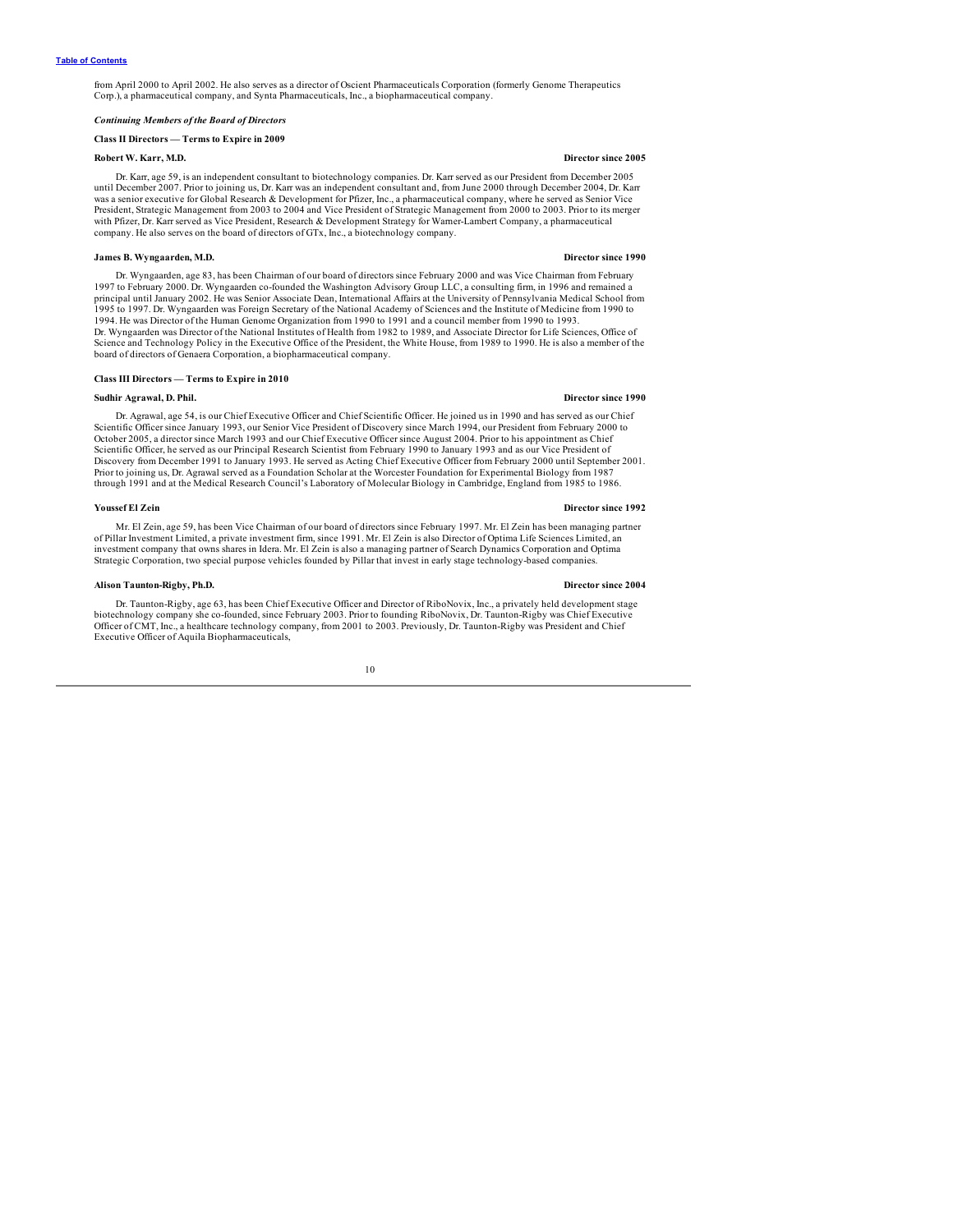from April 2000 to April 2002. He also serves as a director of Oscient Pharmaceuticals Corporation (formerly Genome Therapeutics Corp.), a pharmaceutical company, and Synta Pharmaceuticals, Inc., a biopharmaceutical company.

***Continuing Members of the Board of Directors***

**Class II Directors — Terms to Expire in 2009**

**Robert W. Karr, M.D.** **Director since 2005**

Dr. Karr, age 59, is an independent consultant to biotechnology companies. Dr. Karr served as our President from December 2005 until December 2007. Prior to joining us, Dr. Karr was an independent consultant and, from June 2000 through December 2004, Dr. Karr was a senior executive for Global Research & Development for Pfizer, Inc., a pharmaceutical company, where he served as Senior Vice President, Strategic Management from 2003 to 2004 and Vice President of Strategic Management from 2000 to 2003. Prior to its merger with Pfizer, Dr. Karr served as Vice President, Research & Development Strategy for Warner-Lambert Company, a pharmaceutical company. He also serves on the board of directors of GTx, Inc., a biotechnology company.

**James B. Wyngaarden, M.D.** **Director since 1990**

Dr. Wyngaarden, age 83, has been Chairman of our board of directors since February 2000 and was Vice Chairman from February 1997 to February 2000. Dr. Wyngaarden co-founded the Washington Advisory Group LLC, a consulting firm, in 1996 and remained a principal until January 2002. He was Senior Associate Dean, International Affairs at the University of Pennsylvania Medical School from 1995 to 1997. Dr. Wyngaarden was Foreign Secretary of the National Academy of Sciences and the Institute of Medicine from 1990 to 1994. He was Director of the Human Genome Organization from 1990 to 1991 and a council member from 1990 to 1993. Dr. Wyngaarden was Director of the National Institutes of Health from 1982 to 1989, and Associate Director for Life Sciences, Office of Science and Technology Policy in the Executive Office of the President, the White House, from 1989 to 1990. He is also a member of the board of directors of Genaera Corporation, a biopharmaceutical company.

**Class III Directors — Terms to Expire in 2010**

**Sudhir Agrawal, D. Phil.** **Director since 1990**

Dr. Agrawal, age 54, is our Chief Executive Officer and Chief Scientific Officer. He joined us in 1990 and has served as our Chief Scientific Officer since January 1993, our Senior Vice President of Discovery since March 1994, our President from February 2000 to October 2005, a director since March 1993 and our Chief Executive Officer since August 2004. Prior to his appointment as Chief Scientific Officer, he served as our Principal Research Scientist from February 1990 to January 1993 and as our Vice President of Discovery from December 1991 to January 1993. He served as Acting Chief Executive Officer from February 2000 until September 2001. Prior to joining us, Dr. Agrawal served as a Foundation Scholar at the Worcester Foundation for Experimental Biology from 1987 through 1991 and at the Medical Research Council's Laboratory of Molecular Biology in Cambridge, England from 1985 to 1986.

**Youssef El Zein** **Director since 1992**

Mr. El Zein, age 59, has been Vice Chairman of our board of directors since February 1997. Mr. El Zein has been managing partner of Pillar Investment Limited, a private investment firm, since 1991. Mr. El Zein is also Director of Optima Life Sciences Limited, an investment company that owns shares in Idera. Mr. El Zein is also a managing partner of Search Dynamics Corporation and Optima Strategic Corporation, two special purpose vehicles founded by Pillar that invest in early stage technology-based companies.

**Alison Taunton-Rigby, Ph.D.** **Director since 2004**

Dr. Taunton-Rigby, age 63, has been Chief Executive Officer and Director of RiboNovix, Inc., a privately held development stage biotechnology company she co-founded, since February 2003. Prior to founding RiboNovix, Dr. Taunton-Rigby was Chief Executive Officer of CMT, Inc., a healthcare technology company, from 2001 to 2003. Previously, Dr. Taunton-Rigby was President and Chief Executive Officer of Aquila Biopharmaceuticals,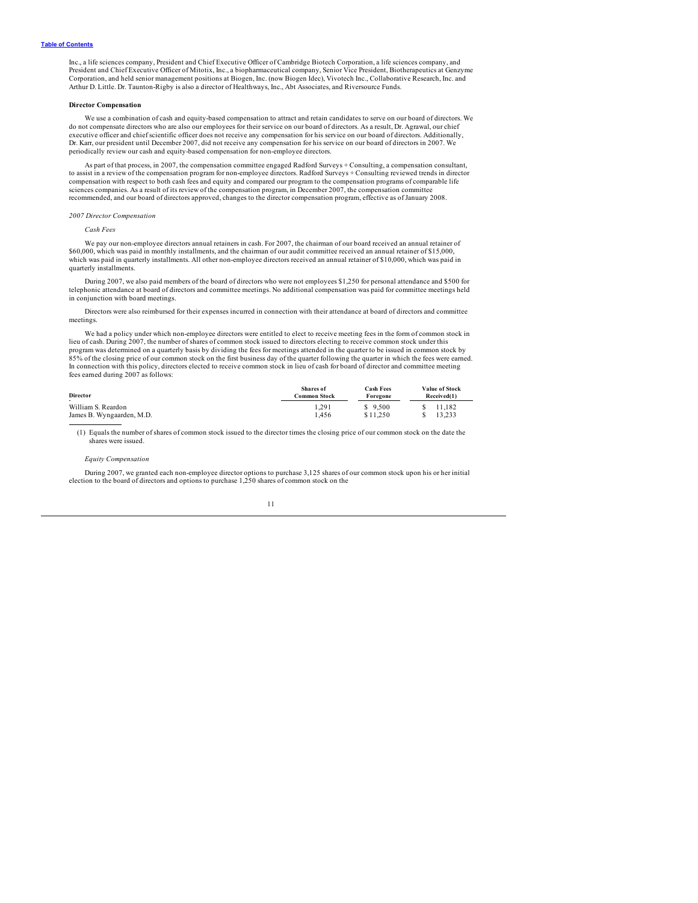Inc., a life sciences company, President and Chief Executive Officer of Cambridge Biotech Corporation, a life sciences company, and President and Chief Executive Officer of Mitotix, Inc., a biopharmaceutical company, Senior Vice President, Biotherapeutics at Genzyme Corporation, and held senior management positions at Biogen, Inc. (now Biogen Idec), Vivotech Inc., Collaborative Research, Inc. and Arthur D. Little. Dr. Taunton-Rigby is also a director of Healthways, Inc., Abt Associates, and Riversource Funds.

**Director Compensation**

We use a combination of cash and equity-based compensation to attract and retain candidates to serve on our board of directors. We do not compensate directors who are also our employees for their service on our board of directors. As a result, Dr. Agrawal, our chief executive officer and chief scientific officer does not receive any compensation for his service on our board of directors. Additionally, Dr. Karr, our president until December 2007, did not receive any compensation for his service on our board of directors in 2007. We periodically review our cash and equity-based compensation for non-employee directors.

As part of that process, in 2007, the compensation committee engaged Radford Surveys + Consulting, a compensation consultant, to assist in a review of the compensation program for non-employee directors. Radford Surveys + Consulting reviewed trends in director compensation with respect to both cash fees and equity and compared our program to the compensation programs of comparable life sciences companies. As a result of its review of the compensation program, in December 2007, the compensation committee recommended, and our board of directors approved, changes to the director compensation program, effective as of January 2008.

*2007 Director Compensation*

*Cash Fees*

We pay our non-employee directors annual retainers in cash. For 2007, the chairman of our board received an annual retainer of $60,000, which was paid in monthly installments, and the chairman of our audit committee received an annual retainer of $15,000, which was paid in quarterly installments. All other non-employee directors received an annual retainer of $10,000, which was paid in quarterly installments.

During 2007, we also paid members of the board of directors who were not employees $1,250 for personal attendance and $500 for telephonic attendance at board of directors and committee meetings. No additional compensation was paid for committee meetings held in conjunction with board meetings.

Directors were also reimbursed for their expenses incurred in connection with their attendance at board of directors and committee meetings.

We had a policy under which non-employee directors were entitled to elect to receive meeting fees in the form of common stock in lieu of cash. During 2007, the number of shares of common stock issued to directors electing to receive common stock under this program was determined on a quarterly basis by dividing the fees for meetings attended in the quarter to be issued in common stock by 85% of the closing price of our common stock on the first business day of the quarter following the quarter in which the fees were earned. In connection with this policy, directors elected to receive common stock in lieu of cash for board of director and committee meeting fees earned during 2007 as follows:

| Director | Shares of Common Stock | Cash Fees Foregone | Value of Stock Received(1) |
|---|---|---|---|
| William S. Reardon | 1,291 | $ 9,500 | $ 11,182 |
| James B. Wyngaarden, M.D. | 1,456 | $ 11,250 | $ 13,233 |

(1) Equals the number of shares of common stock issued to the director times the closing price of our common stock on the date the shares were issued.

*Equity Compensation*

During 2007, we granted each non-employee director options to purchase 3,125 shares of our common stock upon his or her initial election to the board of directors and options to purchase 1,250 shares of common stock on the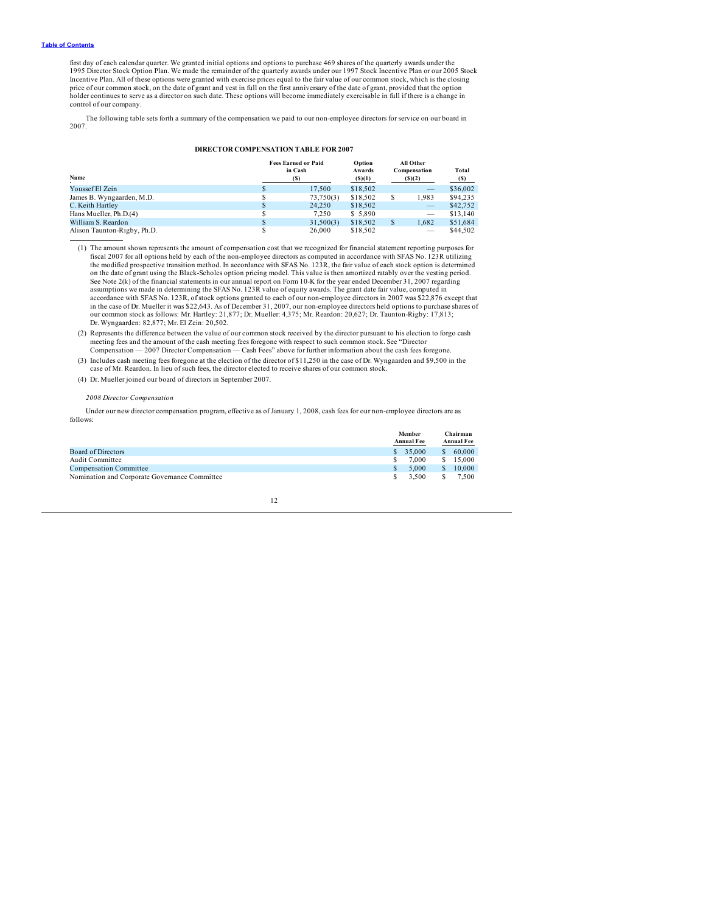first day of each calendar quarter. We granted initial options and options to purchase 469 shares of the quarterly awards under the 1995 Director Stock Option Plan. We made the remainder of the quarterly awards under our 1997 Stock Incentive Plan or our 2005 Stock Incentive Plan. All of these options were granted with exercise prices equal to the fair value of our common stock, which is the closing price of our common stock, on the date of grant and vest in full on the first anniversary of the date of grant, provided that the option holder continues to serve as a director on such date. These options will become immediately exercisable in full if there is a change in control of our company.

The following table sets forth a summary of the compensation we paid to our non-employee directors for service on our board in 2007.

**DIRECTOR COMPENSATION TABLE FOR 2007**

| Name | Fees Earned or Paid in Cash ($) | Option Awards ($)(1) | All Other Compensation ($)(2) | Total ($) |
|---|---|---|---|---|
| Youssef El Zein | $ 17,500 | $18,502 | — | $36,002 |
| James B. Wyngaarden, M.D. | $ 73,750(3) | $18,502 | $ 1,983 | $94,235 |
| C. Keith Hartley | $ 24,250 | $18,502 | — | $42,752 |
| Hans Mueller, Ph.D.(4) | $ 7,250 | $ 5,890 | — | $13,140 |
| William S. Reardon | $ 31,500(3) | $18,502 | $ 1,682 | $51,684 |
| Alison Taunton-Rigby, Ph.D. | $ 26,000 | $18,502 | — | $44,502 |

(1) The amount shown represents the amount of compensation cost that we recognized for financial statement reporting purposes for fiscal 2007 for all options held by each of the non-employee directors as computed in accordance with SFAS No. 123R utilizing the modified prospective transition method. In accordance with SFAS No. 123R, the fair value of each stock option is determined on the date of grant using the Black-Scholes option pricing model. This value is then amortized ratably over the vesting period. See Note 2(k) of the financial statements in our annual report on Form 10-K for the year ended December 31, 2007 regarding assumptions we made in determining the SFAS No. 123R value of equity awards. The grant date fair value, computed in accordance with SFAS No. 123R, of stock options granted to each of our non-employee directors in 2007 was $22,876 except that in the case of Dr. Mueller it was $22,643. As of December 31, 2007, our non-employee directors held options to purchase shares of our common stock as follows: Mr. Hartley: 21,877; Dr. Mueller: 4,375; Mr. Reardon: 20,627; Dr. Taunton-Rigby: 17,813; Dr. Wyngaarden: 82,877; Mr. El Zein: 20,502.

(2) Represents the difference between the value of our common stock received by the director pursuant to his election to forgo cash meeting fees and the amount of the cash meeting fees foregone with respect to such common stock. See "Director Compensation — 2007 Director Compensation — Cash Fees" above for further information about the cash fees foregone.

(3) Includes cash meeting fees foregone at the election of the director of $11,250 in the case of Dr. Wyngaarden and $9,500 in the case of Mr. Reardon. In lieu of such fees, the director elected to receive shares of our common stock.

(4) Dr. Mueller joined our board of directors in September 2007.

*2008 Director Compensation*

Under our new director compensation program, effective as of January 1, 2008, cash fees for our non-employee directors are as follows:

| | Member Annual Fee | Chairman Annual Fee |
|---|---|---|
| Board of Directors | $ 35,000 | $ 60,000 |
| Audit Committee | $ 7,000 | $ 15,000 |
| Compensation Committee | $ 5,000 | $ 10,000 |
| Nomination and Corporate Governance Committee | $ 3,500 | $ 7,500 |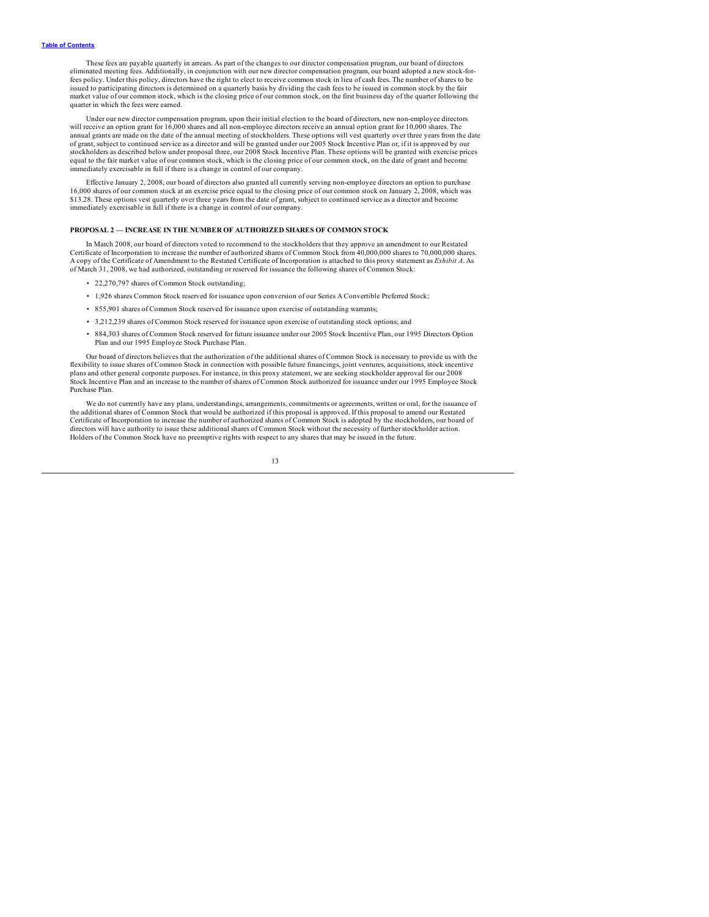These fees are payable quarterly in arrears. As part of the changes to our director compensation program, our board of directors eliminated meeting fees. Additionally, in conjunction with our new director compensation program, our board adopted a new stock-for-fees policy. Under this policy, directors have the right to elect to receive common stock in lieu of cash fees. The number of shares to be issued to participating directors is determined on a quarterly basis by dividing the cash fees to be issued in common stock by the fair market value of our common stock, which is the closing price of our common stock, on the first business day of the quarter following the quarter in which the fees were earned.

Under our new director compensation program, upon their initial election to the board of directors, new non-employee directors will receive an option grant for 16,000 shares and all non-employee directors receive an annual option grant for 10,000 shares. The annual grants are made on the date of the annual meeting of stockholders. These options will vest quarterly over three years from the date of grant, subject to continued service as a director and will be granted under our 2005 Stock Incentive Plan or, if it is approved by our stockholders as described below under proposal three, our 2008 Stock Incentive Plan. These options will be granted with exercise prices equal to the fair market value of our common stock, which is the closing price of our common stock, on the date of grant and become immediately exercisable in full if there is a change in control of our company.

Effective January 2, 2008, our board of directors also granted all currently serving non-employee directors an option to purchase 16,000 shares of our common stock at an exercise price equal to the closing price of our common stock on January 2, 2008, which was $13.28. These options vest quarterly over three years from the date of grant, subject to continued service as a director and become immediately exercisable in full if there is a change in control of our company.

## PROPOSAL 2 — INCREASE IN THE NUMBER OF AUTHORIZED SHARES OF COMMON STOCK

In March 2008, our board of directors voted to recommend to the stockholders that they approve an amendment to our Restated Certificate of Incorporation to increase the number of authorized shares of Common Stock from 40,000,000 shares to 70,000,000 shares. A copy of the Certificate of Amendment to the Restated Certificate of Incorporation is attached to this proxy statement as *Exhibit A*. As of March 31, 2008, we had authorized, outstanding or reserved for issuance the following shares of Common Stock:

- 22,270,797 shares of Common Stock outstanding;
- 1,926 shares Common Stock reserved for issuance upon conversion of our Series A Convertible Preferred Stock;
- 855,901 shares of Common Stock reserved for issuance upon exercise of outstanding warrants;
- 3,212,239 shares of Common Stock reserved for issuance upon exercise of outstanding stock options; and
- 884,303 shares of Common Stock reserved for future issuance under our 2005 Stock Incentive Plan, our 1995 Directors Option Plan and our 1995 Employee Stock Purchase Plan.

Our board of directors believes that the authorization of the additional shares of Common Stock is necessary to provide us with the flexibility to issue shares of Common Stock in connection with possible future financings, joint ventures, acquisitions, stock incentive plans and other general corporate purposes. For instance, in this proxy statement, we are seeking stockholder approval for our 2008 Stock Incentive Plan and an increase to the number of shares of Common Stock authorized for issuance under our 1995 Employee Stock Purchase Plan.

We do not currently have any plans, understandings, arrangements, commitments or agreements, written or oral, for the issuance of the additional shares of Common Stock that would be authorized if this proposal is approved. If this proposal to amend our Restated Certificate of Incorporation to increase the number of authorized shares of Common Stock is adopted by the stockholders, our board of directors will have authority to issue these additional shares of Common Stock without the necessity of further stockholder action. Holders of the Common Stock have no preemptive rights with respect to any shares that may be issued in the future.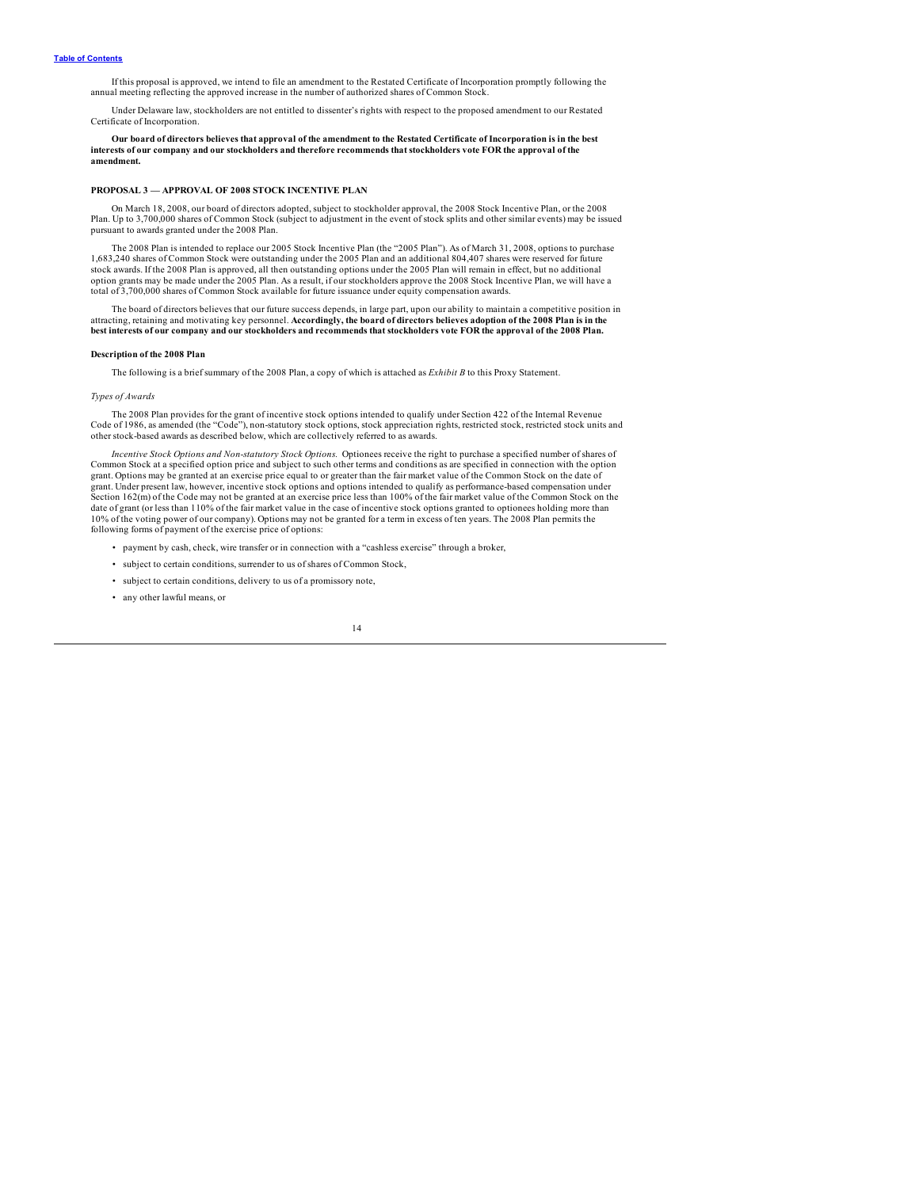If this proposal is approved, we intend to file an amendment to the Restated Certificate of Incorporation promptly following the annual meeting reflecting the approved increase in the number of authorized shares of Common Stock.

Under Delaware law, stockholders are not entitled to dissenter's rights with respect to the proposed amendment to our Restated Certificate of Incorporation.

**Our board of directors believes that approval of the amendment to the Restated Certificate of Incorporation is in the best interests of our company and our stockholders and therefore recommends that stockholders vote FOR the approval of the amendment.**

## PROPOSAL 3 — APPROVAL OF 2008 STOCK INCENTIVE PLAN

On March 18, 2008, our board of directors adopted, subject to stockholder approval, the 2008 Stock Incentive Plan, or the 2008 Plan. Up to 3,700,000 shares of Common Stock (subject to adjustment in the event of stock splits and other similar events) may be issued pursuant to awards granted under the 2008 Plan.

The 2008 Plan is intended to replace our 2005 Stock Incentive Plan (the "2005 Plan"). As of March 31, 2008, options to purchase 1,683,240 shares of Common Stock were outstanding under the 2005 Plan and an additional 804,407 shares were reserved for future stock awards. If the 2008 Plan is approved, all then outstanding options under the 2005 Plan will remain in effect, but no additional option grants may be made under the 2005 Plan. As a result, if our stockholders approve the 2008 Stock Incentive Plan, we will have a total of 3,700,000 shares of Common Stock available for future issuance under equity compensation awards.

The board of directors believes that our future success depends, in large part, upon our ability to maintain a competitive position in attracting, retaining and motivating key personnel. **Accordingly, the board of directors believes adoption of the 2008 Plan is in the best interests of our company and our stockholders and recommends that stockholders vote FOR the approval of the 2008 Plan.**

### Description of the 2008 Plan

The following is a brief summary of the 2008 Plan, a copy of which is attached as *Exhibit B* to this Proxy Statement.

*Types of Awards*

The 2008 Plan provides for the grant of incentive stock options intended to qualify under Section 422 of the Internal Revenue Code of 1986, as amended (the "Code"), non-statutory stock options, stock appreciation rights, restricted stock, restricted stock units and other stock-based awards as described below, which are collectively referred to as awards.

*Incentive Stock Options and Non-statutory Stock Options.* Optionees receive the right to purchase a specified number of shares of Common Stock at a specified option price and subject to such other terms and conditions as are specified in connection with the option grant. Options may be granted at an exercise price equal to or greater than the fair market value of the Common Stock on the date of grant. Under present law, however, incentive stock options and options intended to qualify as performance-based compensation under Section 162(m) of the Code may not be granted at an exercise price less than 100% of the fair market value of the Common Stock on the date of grant (or less than 110% of the fair market value in the case of incentive stock options granted to optionees holding more than 10% of the voting power of our company). Options may not be granted for a term in excess of ten years. The 2008 Plan permits the following forms of payment of the exercise price of options:

- payment by cash, check, wire transfer or in connection with a "cashless exercise" through a broker,
- subject to certain conditions, surrender to us of shares of Common Stock,
- subject to certain conditions, delivery to us of a promissory note,
- any other lawful means, or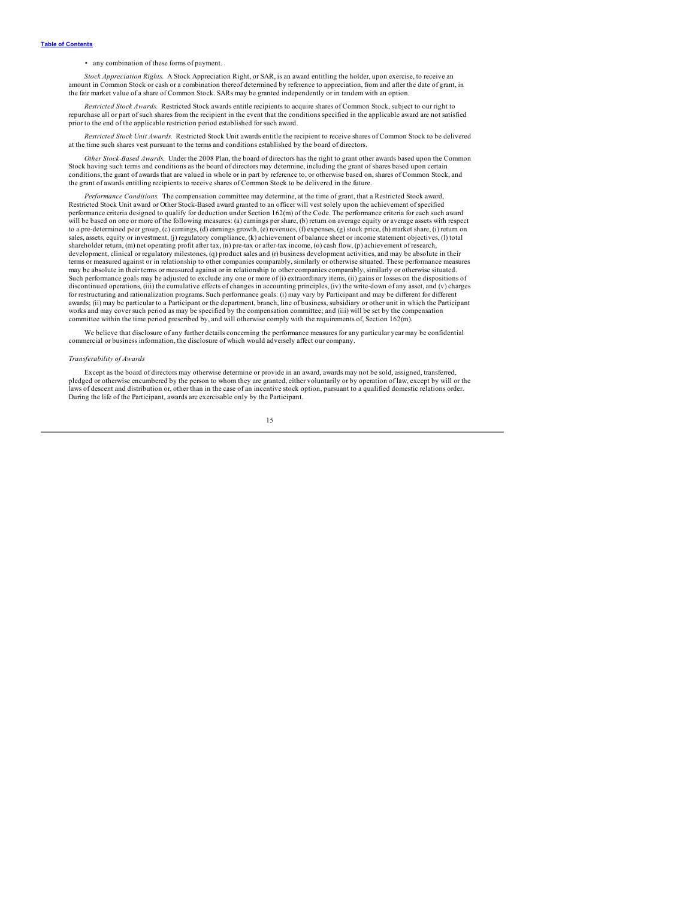- any combination of these forms of payment.

*Stock Appreciation Rights.* A Stock Appreciation Right, or SAR, is an award entitling the holder, upon exercise, to receive an amount in Common Stock or cash or a combination thereof determined by reference to appreciation, from and after the date of grant, in the fair market value of a share of Common Stock. SARs may be granted independently or in tandem with an option.

*Restricted Stock Awards.* Restricted Stock awards entitle recipients to acquire shares of Common Stock, subject to our right to repurchase all or part of such shares from the recipient in the event that the conditions specified in the applicable award are not satisfied prior to the end of the applicable restriction period established for such award.

*Restricted Stock Unit Awards.* Restricted Stock Unit awards entitle the recipient to receive shares of Common Stock to be delivered at the time such shares vest pursuant to the terms and conditions established by the board of directors.

*Other Stock-Based Awards.* Under the 2008 Plan, the board of directors has the right to grant other awards based upon the Common Stock having such terms and conditions as the board of directors may determine, including the grant of shares based upon certain conditions, the grant of awards that are valued in whole or in part by reference to, or otherwise based on, shares of Common Stock, and the grant of awards entitling recipients to receive shares of Common Stock to be delivered in the future.

*Performance Conditions.* The compensation committee may determine, at the time of grant, that a Restricted Stock award, Restricted Stock Unit award or Other Stock-Based award granted to an officer will vest solely upon the achievement of specified performance criteria designed to qualify for deduction under Section 162(m) of the Code. The performance criteria for each such award will be based on one or more of the following measures: (a) earnings per share, (b) return on average equity or average assets with respect to a pre-determined peer group, (c) earnings, (d) earnings growth, (e) revenues, (f) expenses, (g) stock price, (h) market share, (i) return on sales, assets, equity or investment, (j) regulatory compliance, (k) achievement of balance sheet or income statement objectives, (l) total shareholder return, (m) net operating profit after tax, (n) pre-tax or after-tax income, (o) cash flow, (p) achievement of research, development, clinical or regulatory milestones, (q) product sales and (r) business development activities, and may be absolute in their terms or measured against or in relationship to other companies comparably, similarly or otherwise situated. These performance measures may be absolute in their terms or measured against or in relationship to other companies comparably, similarly or otherwise situated. Such performance goals may be adjusted to exclude any one or more of (i) extraordinary items, (ii) gains or losses on the dispositions of discontinued operations, (iii) the cumulative effects of changes in accounting principles, (iv) the write-down of any asset, and (v) charges for restructuring and rationalization programs. Such performance goals: (i) may vary by Participant and may be different for different awards; (ii) may be particular to a Participant or the department, branch, line of business, subsidiary or other unit in which the Participant works and may cover such period as may be specified by the compensation committee; and (iii) will be set by the compensation committee within the time period prescribed by, and will otherwise comply with the requirements of, Section 162(m).

We believe that disclosure of any further details concerning the performance measures for any particular year may be confidential commercial or business information, the disclosure of which would adversely affect our company.

*Transferability of Awards*

Except as the board of directors may otherwise determine or provide in an award, awards may not be sold, assigned, transferred, pledged or otherwise encumbered by the person to whom they are granted, either voluntarily or by operation of law, except by will or the laws of descent and distribution or, other than in the case of an incentive stock option, pursuant to a qualified domestic relations order. During the life of the Participant, awards are exercisable only by the Participant.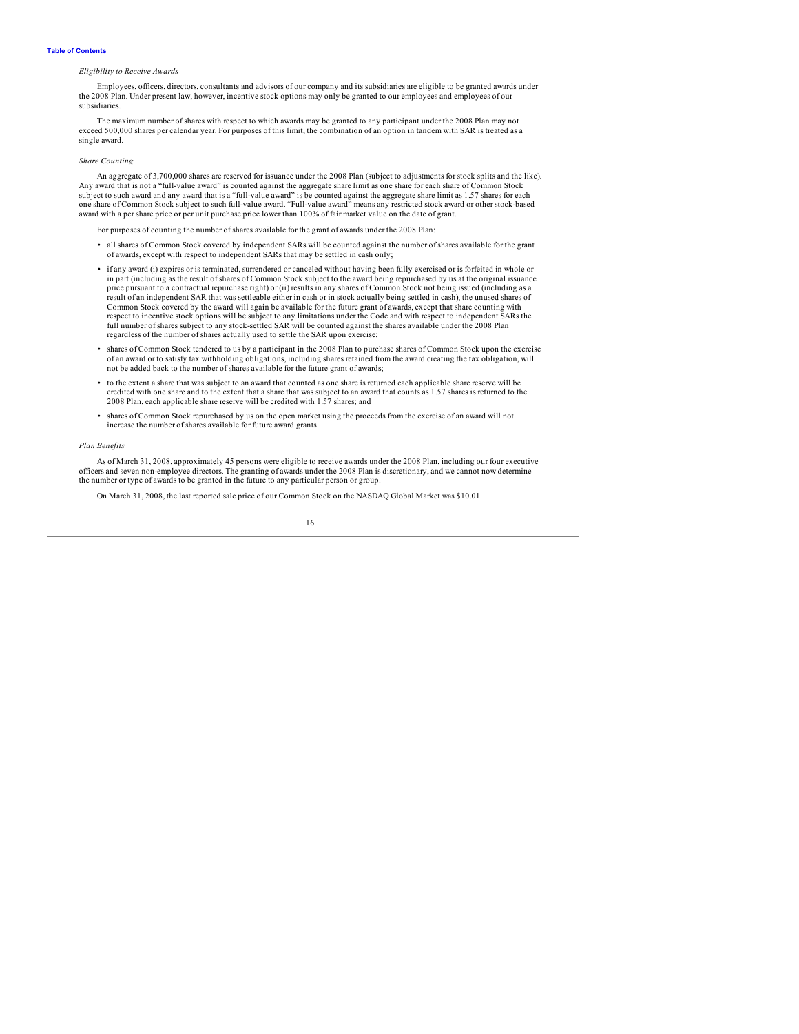*Eligibility to Receive Awards*

Employees, officers, directors, consultants and advisors of our company and its subsidiaries are eligible to be granted awards under the 2008 Plan. Under present law, however, incentive stock options may only be granted to our employees and employees of our subsidiaries.

The maximum number of shares with respect to which awards may be granted to any participant under the 2008 Plan may not exceed 500,000 shares per calendar year. For purposes of this limit, the combination of an option in tandem with SAR is treated as a single award.

*Share Counting*

An aggregate of 3,700,000 shares are reserved for issuance under the 2008 Plan (subject to adjustments for stock splits and the like). Any award that is not a "full-value award" is counted against the aggregate share limit as one share for each share of Common Stock subject to such award and any award that is a "full-value award" is be counted against the aggregate share limit as 1.57 shares for each one share of Common Stock subject to such full-value award. "Full-value award" means any restricted stock award or other stock-based award with a per share price or per unit purchase price lower than 100% of fair market value on the date of grant.

For purposes of counting the number of shares available for the grant of awards under the 2008 Plan:

- all shares of Common Stock covered by independent SARs will be counted against the number of shares available for the grant of awards, except with respect to independent SARs that may be settled in cash only;
- if any award (i) expires or is terminated, surrendered or canceled without having been fully exercised or is forfeited in whole or in part (including as the result of shares of Common Stock subject to the award being repurchased by us at the original issuance price pursuant to a contractual repurchase right) or (ii) results in any shares of Common Stock not being issued (including as a result of an independent SAR that was settleable either in cash or in stock actually being settled in cash), the unused shares of Common Stock covered by the award will again be available for the future grant of awards, except that share counting with respect to incentive stock options will be subject to any limitations under the Code and with respect to independent SARs the full number of shares subject to any stock-settled SAR will be counted against the shares available under the 2008 Plan regardless of the number of shares actually used to settle the SAR upon exercise;
- shares of Common Stock tendered to us by a participant in the 2008 Plan to purchase shares of Common Stock upon the exercise of an award or to satisfy tax withholding obligations, including shares retained from the award creating the tax obligation, will not be added back to the number of shares available for the future grant of awards;
- to the extent a share that was subject to an award that counted as one share is returned each applicable share reserve will be credited with one share and to the extent that a share that was subject to an award that counts as 1.57 shares is returned to the 2008 Plan, each applicable share reserve will be credited with 1.57 shares; and
- shares of Common Stock repurchased by us on the open market using the proceeds from the exercise of an award will not increase the number of shares available for future award grants.

*Plan Benefits*

As of March 31, 2008, approximately 45 persons were eligible to receive awards under the 2008 Plan, including our four executive officers and seven non-employee directors. The granting of awards under the 2008 Plan is discretionary, and we cannot now determine the number or type of awards to be granted in the future to any particular person or group.

On March 31, 2008, the last reported sale price of our Common Stock on the NASDAQ Global Market was $10.01.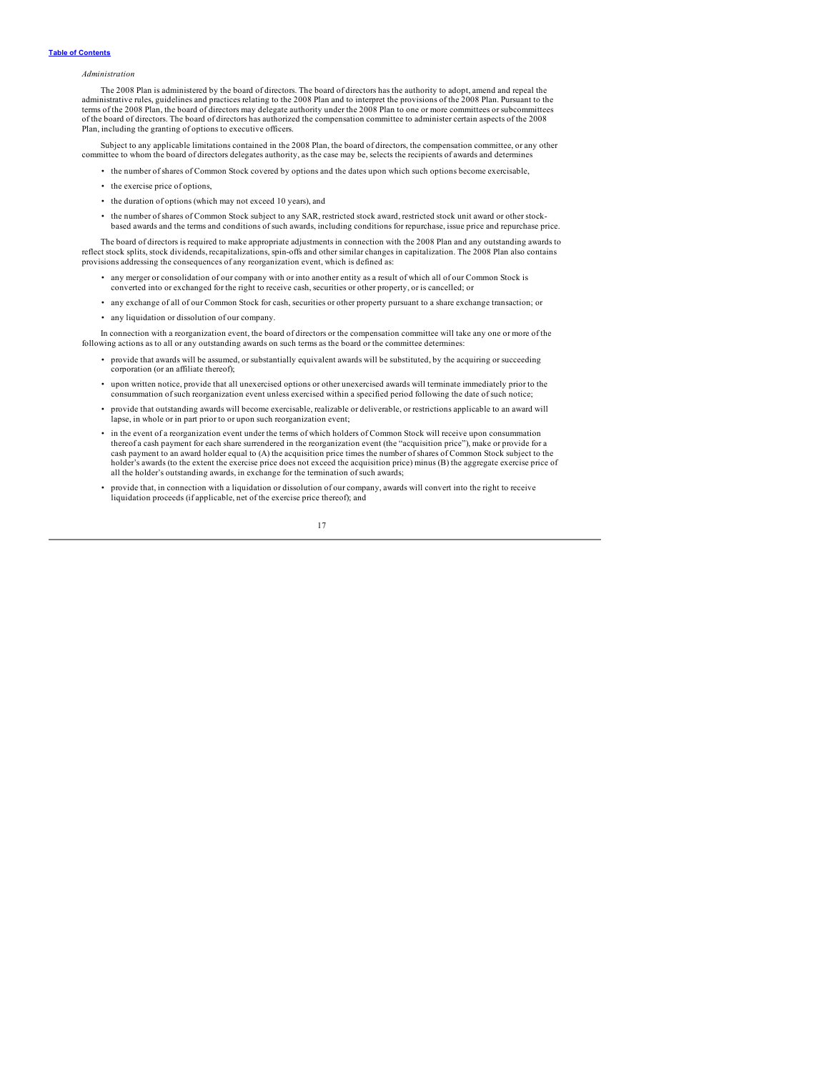*Administration*

The 2008 Plan is administered by the board of directors. The board of directors has the authority to adopt, amend and repeal the administrative rules, guidelines and practices relating to the 2008 Plan and to interpret the provisions of the 2008 Plan. Pursuant to the terms of the 2008 Plan, the board of directors may delegate authority under the 2008 Plan to one or more committees or subcommittees of the board of directors. The board of directors has authorized the compensation committee to administer certain aspects of the 2008 Plan, including the granting of options to executive officers.

Subject to any applicable limitations contained in the 2008 Plan, the board of directors, the compensation committee, or any other committee to whom the board of directors delegates authority, as the case may be, selects the recipients of awards and determines

- the number of shares of Common Stock covered by options and the dates upon which such options become exercisable,
- the exercise price of options,
- the duration of options (which may not exceed 10 years), and
- the number of shares of Common Stock subject to any SAR, restricted stock award, restricted stock unit award or other stock-based awards and the terms and conditions of such awards, including conditions for repurchase, issue price and repurchase price.

The board of directors is required to make appropriate adjustments in connection with the 2008 Plan and any outstanding awards to reflect stock splits, stock dividends, recapitalizations, spin-offs and other similar changes in capitalization. The 2008 Plan also contains provisions addressing the consequences of any reorganization event, which is defined as:

- any merger or consolidation of our company with or into another entity as a result of which all of our Common Stock is converted into or exchanged for the right to receive cash, securities or other property, or is cancelled; or
- any exchange of all of our Common Stock for cash, securities or other property pursuant to a share exchange transaction; or
- any liquidation or dissolution of our company.

In connection with a reorganization event, the board of directors or the compensation committee will take any one or more of the following actions as to all or any outstanding awards on such terms as the board or the committee determines:

- provide that awards will be assumed, or substantially equivalent awards will be substituted, by the acquiring or succeeding corporation (or an affiliate thereof);
- upon written notice, provide that all unexercised options or other unexercised awards will terminate immediately prior to the consummation of such reorganization event unless exercised within a specified period following the date of such notice;
- provide that outstanding awards will become exercisable, realizable or deliverable, or restrictions applicable to an award will lapse, in whole or in part prior to or upon such reorganization event;
- in the event of a reorganization event under the terms of which holders of Common Stock will receive upon consummation thereof a cash payment for each share surrendered in the reorganization event (the "acquisition price"), make or provide for a cash payment to an award holder equal to (A) the acquisition price times the number of shares of Common Stock subject to the holder's awards (to the extent the exercise price does not exceed the acquisition price) minus (B) the aggregate exercise price of all the holder's outstanding awards, in exchange for the termination of such awards;
- provide that, in connection with a liquidation or dissolution of our company, awards will convert into the right to receive liquidation proceeds (if applicable, net of the exercise price thereof); and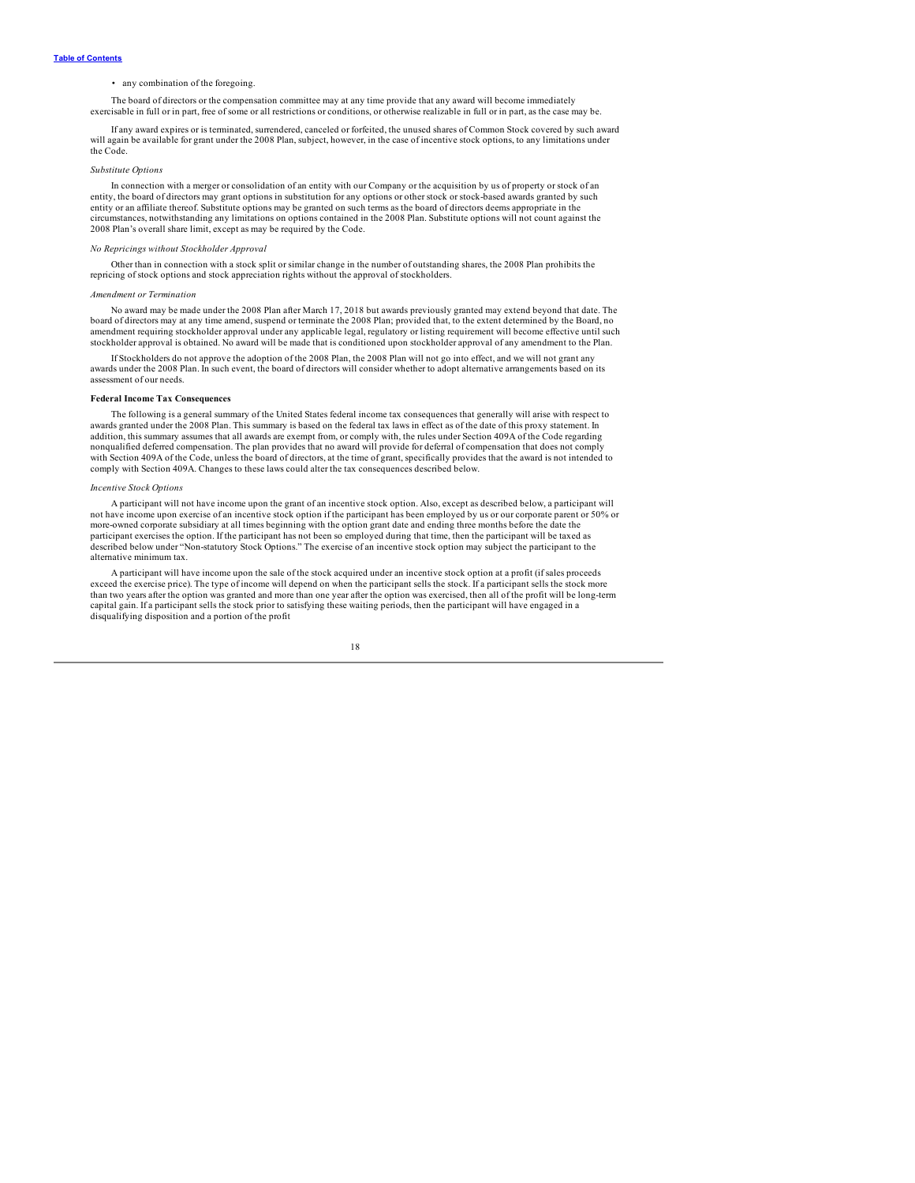- any combination of the foregoing.

The board of directors or the compensation committee may at any time provide that any award will become immediately exercisable in full or in part, free of some or all restrictions or conditions, or otherwise realizable in full or in part, as the case may be.

If any award expires or is terminated, surrendered, canceled or forfeited, the unused shares of Common Stock covered by such award will again be available for grant under the 2008 Plan, subject, however, in the case of incentive stock options, to any limitations under the Code.

*Substitute Options*

In connection with a merger or consolidation of an entity with our Company or the acquisition by us of property or stock of an entity, the board of directors may grant options in substitution for any options or other stock or stock-based awards granted by such entity or an affiliate thereof. Substitute options may be granted on such terms as the board of directors deems appropriate in the circumstances, notwithstanding any limitations on options contained in the 2008 Plan. Substitute options will not count against the 2008 Plan's overall share limit, except as may be required by the Code.

*No Repricings without Stockholder Approval*

Other than in connection with a stock split or similar change in the number of outstanding shares, the 2008 Plan prohibits the repricing of stock options and stock appreciation rights without the approval of stockholders.

*Amendment or Termination*

No award may be made under the 2008 Plan after March 17, 2018 but awards previously granted may extend beyond that date. The board of directors may at any time amend, suspend or terminate the 2008 Plan; provided that, to the extent determined by the Board, no amendment requiring stockholder approval under any applicable legal, regulatory or listing requirement will become effective until such stockholder approval is obtained. No award will be made that is conditioned upon stockholder approval of any amendment to the Plan.

If Stockholders do not approve the adoption of the 2008 Plan, the 2008 Plan will not go into effect, and we will not grant any awards under the 2008 Plan. In such event, the board of directors will consider whether to adopt alternative arrangements based on its assessment of our needs.

**Federal Income Tax Consequences**

The following is a general summary of the United States federal income tax consequences that generally will arise with respect to awards granted under the 2008 Plan. This summary is based on the federal tax laws in effect as of the date of this proxy statement. In addition, this summary assumes that all awards are exempt from, or comply with, the rules under Section 409A of the Code regarding nonqualified deferred compensation. The plan provides that no award will provide for deferral of compensation that does not comply with Section 409A of the Code, unless the board of directors, at the time of grant, specifically provides that the award is not intended to comply with Section 409A. Changes to these laws could alter the tax consequences described below.

*Incentive Stock Options*

A participant will not have income upon the grant of an incentive stock option. Also, except as described below, a participant will not have income upon exercise of an incentive stock option if the participant has been employed by us or our corporate parent or 50% or more-owned corporate subsidiary at all times beginning with the option grant date and ending three months before the date the participant exercises the option. If the participant has not been so employed during that time, then the participant will be taxed as described below under "Non-statutory Stock Options." The exercise of an incentive stock option may subject the participant to the alternative minimum tax.

A participant will have income upon the sale of the stock acquired under an incentive stock option at a profit (if sales proceeds exceed the exercise price). The type of income will depend on when the participant sells the stock. If a participant sells the stock more than two years after the option was granted and more than one year after the option was exercised, then all of the profit will be long-term capital gain. If a participant sells the stock prior to satisfying these waiting periods, then the participant will have engaged in a disqualifying disposition and a portion of the profit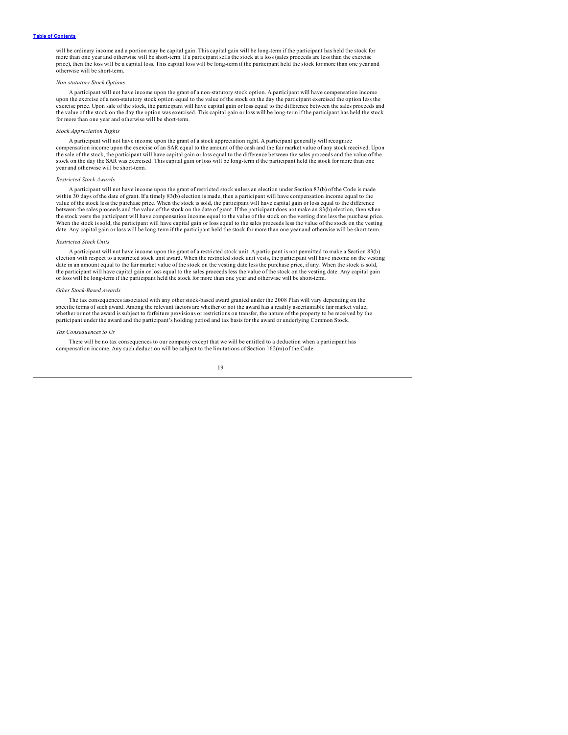will be ordinary income and a portion may be capital gain. This capital gain will be long-term if the participant has held the stock for more than one year and otherwise will be short-term. If a participant sells the stock at a loss (sales proceeds are less than the exercise price), then the loss will be a capital loss. This capital loss will be long-term if the participant held the stock for more than one year and otherwise will be short-term.

*Non-statutory Stock Options*

A participant will not have income upon the grant of a non-statutory stock option. A participant will have compensation income upon the exercise of a non-statutory stock option equal to the value of the stock on the day the participant exercised the option less the exercise price. Upon sale of the stock, the participant will have capital gain or loss equal to the difference between the sales proceeds and the value of the stock on the day the option was exercised. This capital gain or loss will be long-term if the participant has held the stock for more than one year and otherwise will be short-term.

*Stock Appreciation Rights*

A participant will not have income upon the grant of a stock appreciation right. A participant generally will recognize compensation income upon the exercise of an SAR equal to the amount of the cash and the fair market value of any stock received. Upon the sale of the stock, the participant will have capital gain or loss equal to the difference between the sales proceeds and the value of the stock on the day the SAR was exercised. This capital gain or loss will be long-term if the participant held the stock for more than one year and otherwise will be short-term.

*Restricted Stock Awards*

A participant will not have income upon the grant of restricted stock unless an election under Section 83(b) of the Code is made within 30 days of the date of grant. If a timely 83(b) election is made, then a participant will have compensation income equal to the value of the stock less the purchase price. When the stock is sold, the participant will have capital gain or loss equal to the difference between the sales proceeds and the value of the stock on the date of grant. If the participant does not make an 83(b) election, then when the stock vests the participant will have compensation income equal to the value of the stock on the vesting date less the purchase price. When the stock is sold, the participant will have capital gain or loss equal to the sales proceeds less the value of the stock on the vesting date. Any capital gain or loss will be long-term if the participant held the stock for more than one year and otherwise will be short-term.

*Restricted Stock Units*

A participant will not have income upon the grant of a restricted stock unit. A participant is not permitted to make a Section 83(b) election with respect to a restricted stock unit award. When the restricted stock unit vests, the participant will have income on the vesting date in an amount equal to the fair market value of the stock on the vesting date less the purchase price, if any. When the stock is sold, the participant will have capital gain or loss equal to the sales proceeds less the value of the stock on the vesting date. Any capital gain or loss will be long-term if the participant held the stock for more than one year and otherwise will be short-term.

*Other Stock-Based Awards*

The tax consequences associated with any other stock-based award granted under the 2008 Plan will vary depending on the specific terms of such award. Among the relevant factors are whether or not the award has a readily ascertainable fair market value, whether or not the award is subject to forfeiture provisions or restrictions on transfer, the nature of the property to be received by the participant under the award and the participant's holding period and tax basis for the award or underlying Common Stock.

*Tax Consequences to Us*

There will be no tax consequences to our company except that we will be entitled to a deduction when a participant has compensation income. Any such deduction will be subject to the limitations of Section 162(m) of the Code.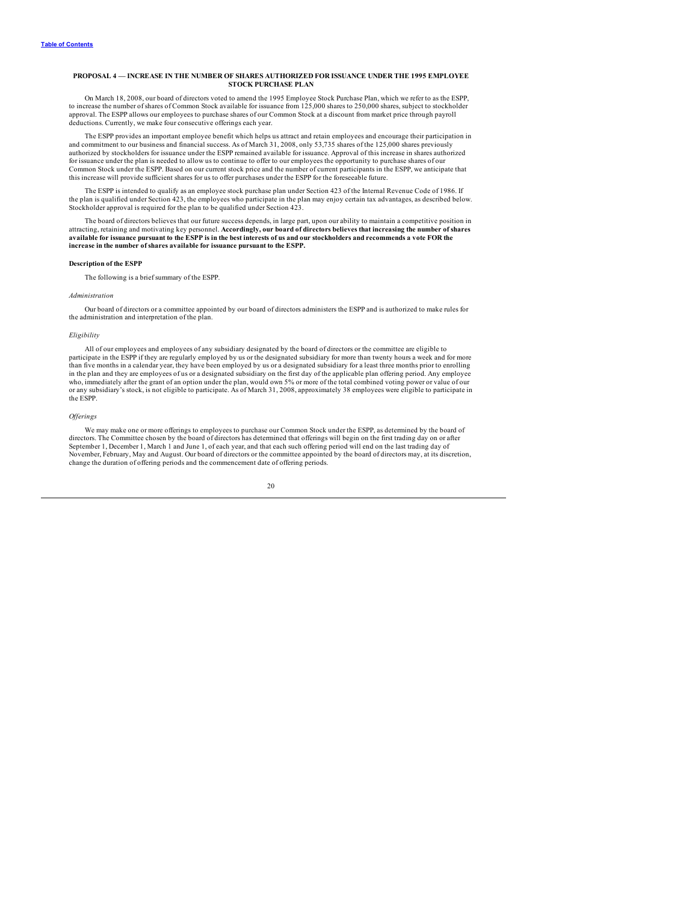## PROPOSAL 4 — INCREASE IN THE NUMBER OF SHARES AUTHORIZED FOR ISSUANCE UNDER THE 1995 EMPLOYEE STOCK PURCHASE PLAN

On March 18, 2008, our board of directors voted to amend the 1995 Employee Stock Purchase Plan, which we refer to as the ESPP, to increase the number of shares of Common Stock available for issuance from 125,000 shares to 250,000 shares, subject to stockholder approval. The ESPP allows our employees to purchase shares of our Common Stock at a discount from market price through payroll deductions. Currently, we make four consecutive offerings each year.

The ESPP provides an important employee benefit which helps us attract and retain employees and encourage their participation in and commitment to our business and financial success. As of March 31, 2008, only 53,735 shares of the 125,000 shares previously authorized by stockholders for issuance under the ESPP remained available for issuance. Approval of this increase in shares authorized for issuance under the plan is needed to allow us to continue to offer to our employees the opportunity to purchase shares of our Common Stock under the ESPP. Based on our current stock price and the number of current participants in the ESPP, we anticipate that this increase will provide sufficient shares for us to offer purchases under the ESPP for the foreseeable future.

The ESPP is intended to qualify as an employee stock purchase plan under Section 423 of the Internal Revenue Code of 1986. If the plan is qualified under Section 423, the employees who participate in the plan may enjoy certain tax advantages, as described below. Stockholder approval is required for the plan to be qualified under Section 423.

The board of directors believes that our future success depends, in large part, upon our ability to maintain a competitive position in attracting, retaining and motivating key personnel. **Accordingly, our board of directors believes that increasing the number of shares available for issuance pursuant to the ESPP is in the best interests of us and our stockholders and recommends a vote FOR the increase in the number of shares available for issuance pursuant to the ESPP.**

### Description of the ESPP

The following is a brief summary of the ESPP.

*Administration*

Our board of directors or a committee appointed by our board of directors administers the ESPP and is authorized to make rules for the administration and interpretation of the plan.

*Eligibility*

All of our employees and employees of any subsidiary designated by the board of directors or the committee are eligible to participate in the ESPP if they are regularly employed by us or the designated subsidiary for more than twenty hours a week and for more than five months in a calendar year, they have been employed by us or a designated subsidiary for a least three months prior to enrolling in the plan and they are employees of us or a designated subsidiary on the first day of the applicable plan offering period. Any employee who, immediately after the grant of an option under the plan, would own 5% or more of the total combined voting power or value of our or any subsidiary's stock, is not eligible to participate. As of March 31, 2008, approximately 38 employees were eligible to participate in the ESPP.

*Offerings*

We may make one or more offerings to employees to purchase our Common Stock under the ESPP, as determined by the board of directors. The Committee chosen by the board of directors has determined that offerings will begin on the first trading day on or after September 1, December 1, March 1 and June 1, of each year, and that each such offering period will end on the last trading day of November, February, May and August. Our board of directors or the committee appointed by the board of directors may, at its discretion, change the duration of offering periods and the commencement date of offering periods.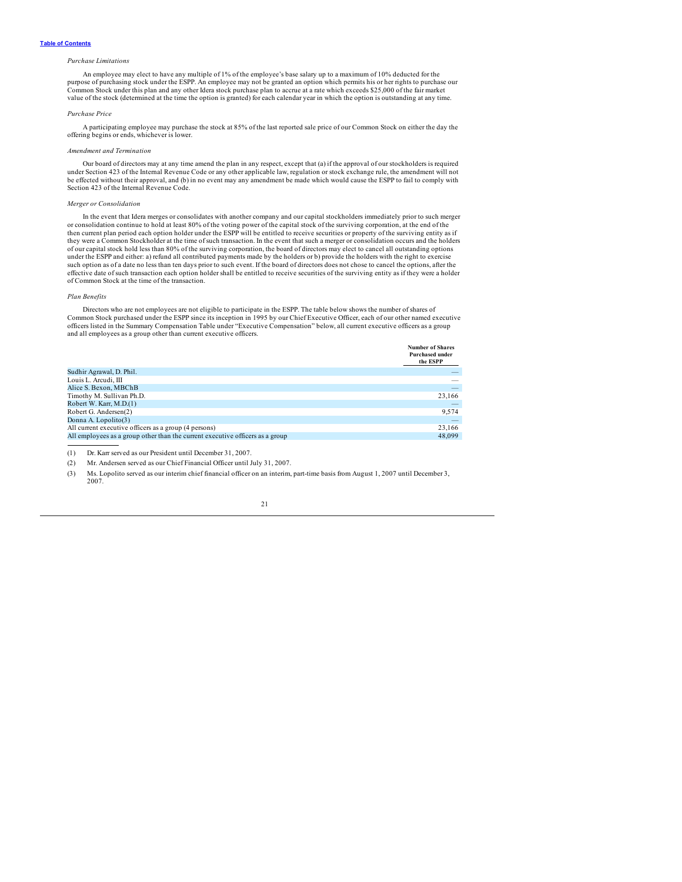*Purchase Limitations*

An employee may elect to have any multiple of 1% of the employee's base salary up to a maximum of 10% deducted for the purpose of purchasing stock under the ESPP. An employee may not be granted an option which permits his or her rights to purchase our Common Stock under this plan and any other Idera stock purchase plan to accrue at a rate which exceeds $25,000 of the fair market value of the stock (determined at the time the option is granted) for each calendar year in which the option is outstanding at any time.

*Purchase Price*

A participating employee may purchase the stock at 85% of the last reported sale price of our Common Stock on either the day the offering begins or ends, whichever is lower.

*Amendment and Termination*

Our board of directors may at any time amend the plan in any respect, except that (a) if the approval of our stockholders is required under Section 423 of the Internal Revenue Code or any other applicable law, regulation or stock exchange rule, the amendment will not be effected without their approval, and (b) in no event may any amendment be made which would cause the ESPP to fail to comply with Section 423 of the Internal Revenue Code.

*Merger or Consolidation*

In the event that Idera merges or consolidates with another company and our capital stockholders immediately prior to such merger or consolidation continue to hold at least 80% of the voting power of the capital stock of the surviving corporation, at the end of the then current plan period each option holder under the ESPP will be entitled to receive securities or property of the surviving entity as if they were a Common Stockholder at the time of such transaction. In the event that such a merger or consolidation occurs and the holders of our capital stock hold less than 80% of the surviving corporation, the board of directors may elect to cancel all outstanding options under the ESPP and either: a) refund all contributed payments made by the holders or b) provide the holders with the right to exercise such option as of a date no less than ten days prior to such event. If the board of directors does not chose to cancel the options, after the effective date of such transaction each option holder shall be entitled to receive securities of the surviving entity as if they were a holder of Common Stock at the time of the transaction.

*Plan Benefits*

Directors who are not employees are not eligible to participate in the ESPP. The table below shows the number of shares of Common Stock purchased under the ESPP since its inception in 1995 by our Chief Executive Officer, each of our other named executive officers listed in the Summary Compensation Table under "Executive Compensation" below, all current executive officers as a group and all employees as a group other than current executive officers.

| | Number of Shares Purchased under the ESPP |
|---|---|
| Sudhir Agrawal, D. Phil. | — |
| Louis L. Arcudi, III | — |
| Alice S. Bexon, MBChB | — |
| Timothy M. Sullivan Ph.D. | 23,166 |
| Robert W. Karr, M.D.(1) | — |
| Robert G. Andersen(2) | 9,574 |
| Donna A. Lopolito(3) | — |
| All current executive officers as a group (4 persons) | 23,166 |
| All employees as a group other than the current executive officers as a group | 48,099 |

(1) Dr. Karr served as our President until December 31, 2007.

(2) Mr. Andersen served as our Chief Financial Officer until July 31, 2007.

(3) Ms. Lopolito served as our interim chief financial officer on an interim, part-time basis from August 1, 2007 until December 3, 2007.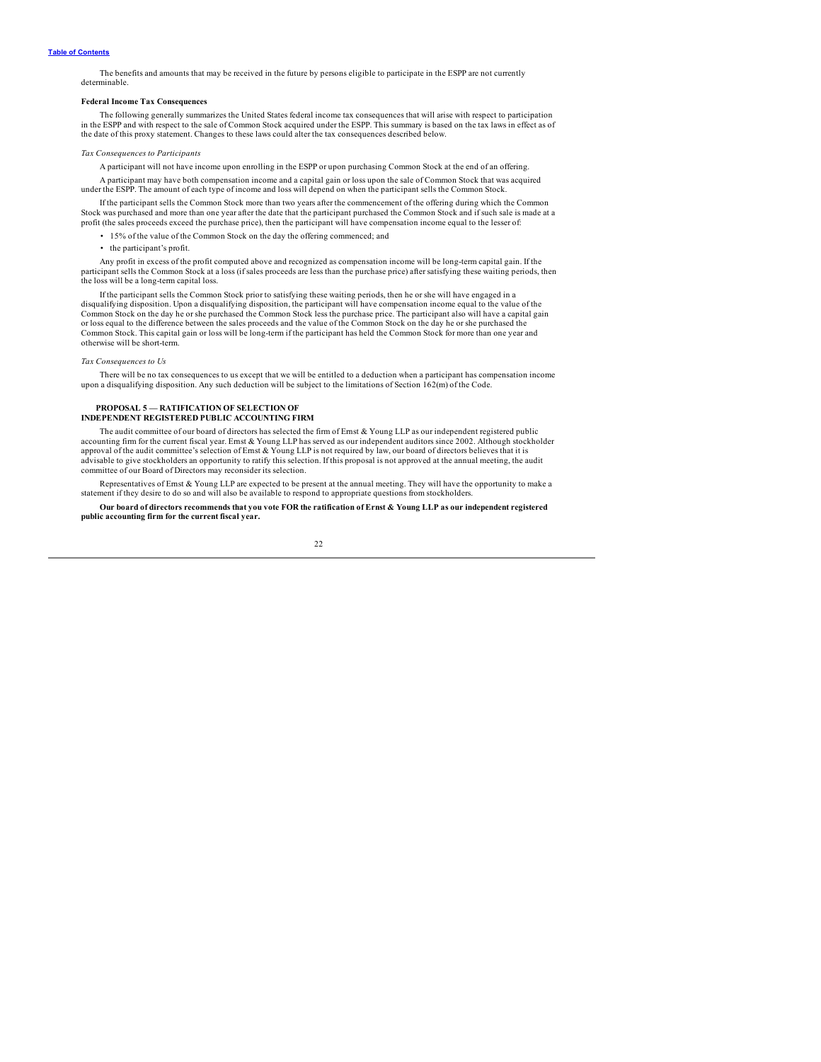The benefits and amounts that may be received in the future by persons eligible to participate in the ESPP are not currently determinable.

**Federal Income Tax Consequences**

The following generally summarizes the United States federal income tax consequences that will arise with respect to participation in the ESPP and with respect to the sale of Common Stock acquired under the ESPP. This summary is based on the tax laws in effect as of the date of this proxy statement. Changes to these laws could alter the tax consequences described below.

*Tax Consequences to Participants*

A participant will not have income upon enrolling in the ESPP or upon purchasing Common Stock at the end of an offering.

A participant may have both compensation income and a capital gain or loss upon the sale of Common Stock that was acquired under the ESPP. The amount of each type of income and loss will depend on when the participant sells the Common Stock.

If the participant sells the Common Stock more than two years after the commencement of the offering during which the Common Stock was purchased and more than one year after the date that the participant purchased the Common Stock and if such sale is made at a profit (the sales proceeds exceed the purchase price), then the participant will have compensation income equal to the lesser of:

- 15% of the value of the Common Stock on the day the offering commenced; and
- the participant's profit.

Any profit in excess of the profit computed above and recognized as compensation income will be long-term capital gain. If the participant sells the Common Stock at a loss (if sales proceeds are less than the purchase price) after satisfying these waiting periods, then the loss will be a long-term capital loss.

If the participant sells the Common Stock prior to satisfying these waiting periods, then he or she will have engaged in a disqualifying disposition. Upon a disqualifying disposition, the participant will have compensation income equal to the value of the Common Stock on the day he or she purchased the Common Stock less the purchase price. The participant also will have a capital gain or loss equal to the difference between the sales proceeds and the value of the Common Stock on the day he or she purchased the Common Stock. This capital gain or loss will be long-term if the participant has held the Common Stock for more than one year and otherwise will be short-term.

*Tax Consequences to Us*

There will be no tax consequences to us except that we will be entitled to a deduction when a participant has compensation income upon a disqualifying disposition. Any such deduction will be subject to the limitations of Section 162(m) of the Code.

## PROPOSAL 5 — RATIFICATION OF SELECTION OF INDEPENDENT REGISTERED PUBLIC ACCOUNTING FIRM

The audit committee of our board of directors has selected the firm of Ernst & Young LLP as our independent registered public accounting firm for the current fiscal year. Ernst & Young LLP has served as our independent auditors since 2002. Although stockholder approval of the audit committee's selection of Ernst & Young LLP is not required by law, our board of directors believes that it is advisable to give stockholders an opportunity to ratify this selection. If this proposal is not approved at the annual meeting, the audit committee of our Board of Directors may reconsider its selection.

Representatives of Ernst & Young LLP are expected to be present at the annual meeting. They will have the opportunity to make a statement if they desire to do so and will also be available to respond to appropriate questions from stockholders.

**Our board of directors recommends that you vote FOR the ratification of Ernst & Young LLP as our independent registered public accounting firm for the current fiscal year.**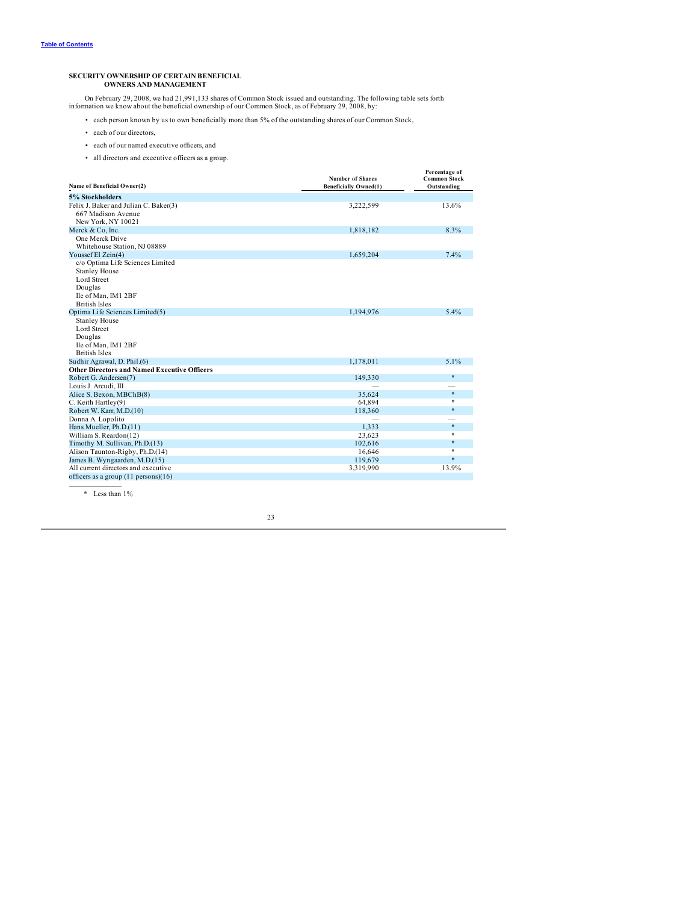[Table of Contents]

## SECURITY OWNERSHIP OF CERTAIN BENEFICIAL OWNERS AND MANAGEMENT

On February 29, 2008, we had 21,991,133 shares of Common Stock issued and outstanding. The following table sets forth information we know about the beneficial ownership of our Common Stock, as of February 29, 2008, by:

- each person known by us to own beneficially more than 5% of the outstanding shares of our Common Stock,
- each of our directors,
- each of our named executive officers, and
- all directors and executive officers as a group.

| Name of Beneficial Owner(2) | Number of Shares Beneficially Owned(1) | Percentage of Common Stock Outstanding |
|---|---|---|
| **5% Stockholders** | | |
| Felix J. Baker and Julian C. Baker(3)<br>667 Madison Avenue<br>New York, NY 10021 | 3,222,599 | 13.6% |
| Merck & Co, Inc.<br>One Merck Drive<br>Whitehouse Station, NJ 08889 | 1,818,182 | 8.3% |
| Youssef El Zein(4)<br>c/o Optima Life Sciences Limited<br>Stanley House<br>Lord Street<br>Douglas<br>Ile of Man, IM1 2BF<br>British Isles | 1,659,204 | 7.4% |
| Optima Life Sciences Limited(5)<br>Stanley House<br>Lord Street<br>Douglas<br>Ile of Man, IM1 2BF<br>British Isles | 1,194,976 | 5.4% |
| Sudhir Agrawal, D. Phil.(6) | 1,178,011 | 5.1% |
| **Other Directors and Named Executive Officers** | | |
| Robert G. Andersen(7) | 149,330 | * |
| Louis J. Arcudi, III | — | — |
| Alice S. Bexon, MBChB(8) | 35,624 | * |
| C. Keith Hartley(9) | 64,894 | * |
| Robert W. Karr, M.D.(10) | 118,360 | * |
| Donna A. Lopolito | — | — |
| Hans Mueller, Ph.D.(11) | 1,333 | * |
| William S. Reardon(12) | 23,623 | * |
| Timothy M. Sullivan, Ph.D.(13) | 102,616 | * |
| Alison Taunton-Rigby, Ph.D.(14) | 16,646 | * |
| James B. Wyngaarden, M.D.(15) | 119,679 | * |
| All current directors and executive officers as a group (11 persons)(16) | 3,319,990 | 13.9% |

\* Less than 1%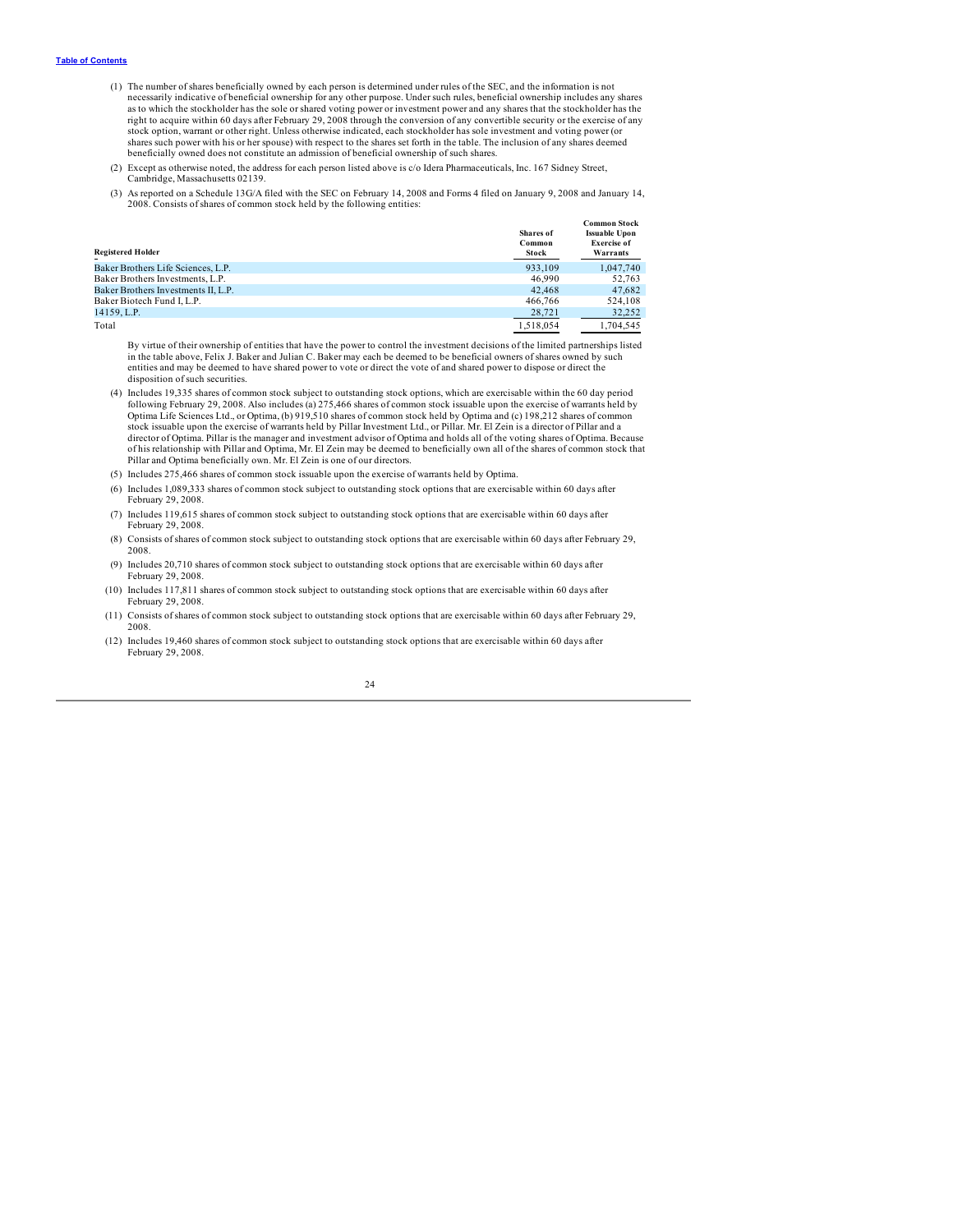(1) The number of shares beneficially owned by each person is determined under rules of the SEC, and the information is not necessarily indicative of beneficial ownership for any other purpose. Under such rules, beneficial ownership includes any shares as to which the stockholder has the sole or shared voting power or investment power and any shares that the stockholder has the right to acquire within 60 days after February 29, 2008 through the conversion of any convertible security or the exercise of any stock option, warrant or other right. Unless otherwise indicated, each stockholder has sole investment and voting power (or shares such power with his or her spouse) with respect to the shares set forth in the table. The inclusion of any shares deemed beneficially owned does not constitute an admission of beneficial ownership of such shares.

(2) Except as otherwise noted, the address for each person listed above is c/o Idera Pharmaceuticals, Inc. 167 Sidney Street, Cambridge, Massachusetts 02139.

(3) As reported on a Schedule 13G/A filed with the SEC on February 14, 2008 and Forms 4 filed on January 9, 2008 and January 14, 2008. Consists of shares of common stock held by the following entities:

| Registered Holder | Shares of Common Stock | Common Stock Issuable Upon Exercise of Warrants |
|---|---|---|
| Baker Brothers Life Sciences, L.P. | 933,109 | 1,047,740 |
| Baker Brothers Investments, L.P. | 46,990 | 52,763 |
| Baker Brothers Investments II, L.P. | 42,468 | 47,682 |
| Baker Biotech Fund I, L.P. | 466,766 | 524,108 |
| 14159, L.P. | 28,721 | 32,252 |
| Total | 1,518,054 | 1,704,545 |

By virtue of their ownership of entities that have the power to control the investment decisions of the limited partnerships listed in the table above, Felix J. Baker and Julian C. Baker may each be deemed to be beneficial owners of shares owned by such entities and may be deemed to have shared power to vote or direct the vote of and shared power to dispose or direct the disposition of such securities.

(4) Includes 19,335 shares of common stock subject to outstanding stock options, which are exercisable within the 60 day period following February 29, 2008. Also includes (a) 275,466 shares of common stock issuable upon the exercise of warrants held by Optima Life Sciences Ltd., or Optima, (b) 919,510 shares of common stock held by Optima and (c) 198,212 shares of common stock issuable upon the exercise of warrants held by Pillar Investment Ltd., or Pillar. Mr. El Zein is a director of Pillar and a director of Optima. Pillar is the manager and investment advisor of Optima and holds all of the voting shares of Optima. Because of his relationship with Pillar and Optima, Mr. El Zein may be deemed to beneficially own all of the shares of common stock that Pillar and Optima beneficially own. Mr. El Zein is one of our directors.

(5) Includes 275,466 shares of common stock issuable upon the exercise of warrants held by Optima.

(6) Includes 1,089,333 shares of common stock subject to outstanding stock options that are exercisable within 60 days after February 29, 2008.

(7) Includes 119,615 shares of common stock subject to outstanding stock options that are exercisable within 60 days after February 29, 2008.

(8) Consists of shares of common stock subject to outstanding stock options that are exercisable within 60 days after February 29, 2008.

(9) Includes 20,710 shares of common stock subject to outstanding stock options that are exercisable within 60 days after February 29, 2008.

(10) Includes 117,811 shares of common stock subject to outstanding stock options that are exercisable within 60 days after February 29, 2008.

(11) Consists of shares of common stock subject to outstanding stock options that are exercisable within 60 days after February 29, 2008.

(12) Includes 19,460 shares of common stock subject to outstanding stock options that are exercisable within 60 days after February 29, 2008.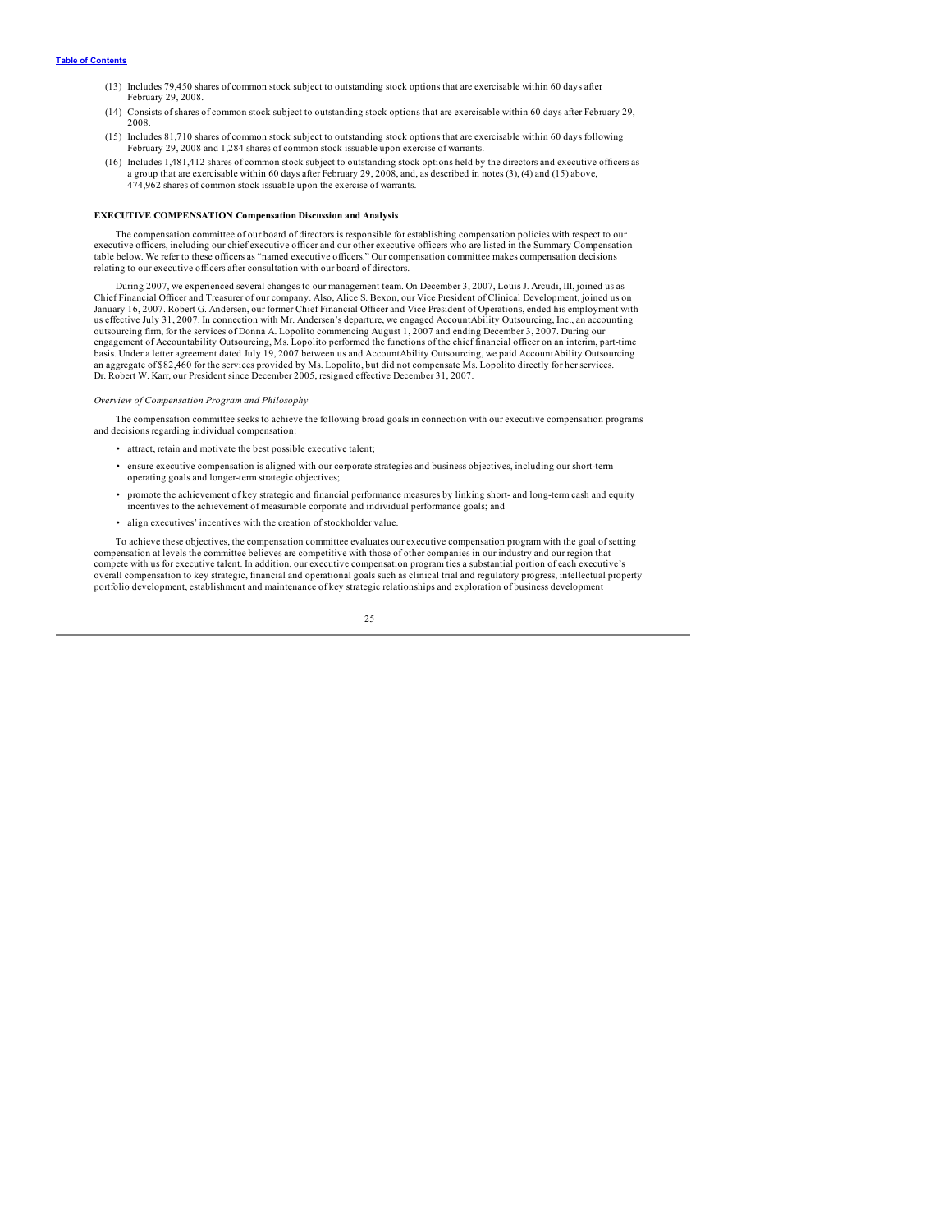(13) Includes 79,450 shares of common stock subject to outstanding stock options that are exercisable within 60 days after February 29, 2008.

(14) Consists of shares of common stock subject to outstanding stock options that are exercisable within 60 days after February 29, 2008.

(15) Includes 81,710 shares of common stock subject to outstanding stock options that are exercisable within 60 days following February 29, 2008 and 1,284 shares of common stock issuable upon exercise of warrants.

(16) Includes 1,481,412 shares of common stock subject to outstanding stock options held by the directors and executive officers as a group that are exercisable within 60 days after February 29, 2008, and, as described in notes (3), (4) and (15) above, 474,962 shares of common stock issuable upon the exercise of warrants.

## EXECUTIVE COMPENSATION Compensation Discussion and Analysis

The compensation committee of our board of directors is responsible for establishing compensation policies with respect to our executive officers, including our chief executive officer and our other executive officers who are listed in the Summary Compensation table below. We refer to these officers as "named executive officers." Our compensation committee makes compensation decisions relating to our executive officers after consultation with our board of directors.

During 2007, we experienced several changes to our management team. On December 3, 2007, Louis J. Arcudi, III, joined us as Chief Financial Officer and Treasurer of our company. Also, Alice S. Bexon, our Vice President of Clinical Development, joined us on January 16, 2007. Robert G. Andersen, our former Chief Financial Officer and Vice President of Operations, ended his employment with us effective July 31, 2007. In connection with Mr. Andersen's departure, we engaged AccountAbility Outsourcing, Inc., an accounting outsourcing firm, for the services of Donna A. Lopolito commencing August 1, 2007 and ending December 3, 2007. During our engagement of Accountability Outsourcing, Ms. Lopolito performed the functions of the chief financial officer on an interim, part-time basis. Under a letter agreement dated July 19, 2007 between us and AccountAbility Outsourcing, we paid AccountAbility Outsourcing an aggregate of $82,460 for the services provided by Ms. Lopolito, but did not compensate Ms. Lopolito directly for her services. Dr. Robert W. Karr, our President since December 2005, resigned effective December 31, 2007.

*Overview of Compensation Program and Philosophy*

The compensation committee seeks to achieve the following broad goals in connection with our executive compensation programs and decisions regarding individual compensation:

- attract, retain and motivate the best possible executive talent;
- ensure executive compensation is aligned with our corporate strategies and business objectives, including our short-term operating goals and longer-term strategic objectives;
- promote the achievement of key strategic and financial performance measures by linking short- and long-term cash and equity incentives to the achievement of measurable corporate and individual performance goals; and
- align executives' incentives with the creation of stockholder value.

To achieve these objectives, the compensation committee evaluates our executive compensation program with the goal of setting compensation at levels the committee believes are competitive with those of other companies in our industry and our region that compete with us for executive talent. In addition, our executive compensation program ties a substantial portion of each executive's overall compensation to key strategic, financial and operational goals such as clinical trial and regulatory progress, intellectual property portfolio development, establishment and maintenance of key strategic relationships and exploration of business development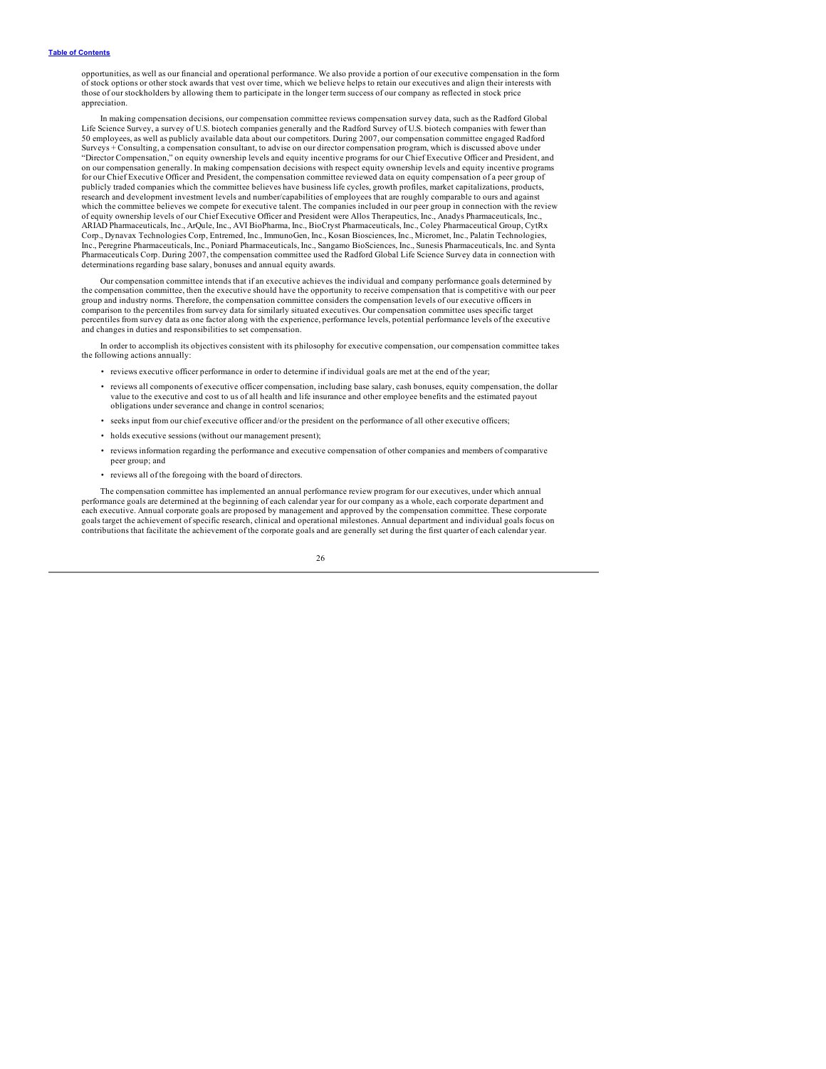opportunities, as well as our financial and operational performance. We also provide a portion of our executive compensation in the form of stock options or other stock awards that vest over time, which we believe helps to retain our executives and align their interests with those of our stockholders by allowing them to participate in the longer term success of our company as reflected in stock price appreciation.

In making compensation decisions, our compensation committee reviews compensation survey data, such as the Radford Global Life Science Survey, a survey of U.S. biotech companies generally and the Radford Survey of U.S. biotech companies with fewer than 50 employees, as well as publicly available data about our competitors. During 2007, our compensation committee engaged Radford Surveys + Consulting, a compensation consultant, to advise on our director compensation program, which is discussed above under "Director Compensation," on equity ownership levels and equity incentive programs for our Chief Executive Officer and President, and on our compensation generally. In making compensation decisions with respect equity ownership levels and equity incentive programs for our Chief Executive Officer and President, the compensation committee reviewed data on equity compensation of a peer group of publicly traded companies which the committee believes have business life cycles, growth profiles, market capitalizations, products, research and development investment levels and number/capabilities of employees that are roughly comparable to ours and against which the committee believes we compete for executive talent. The companies included in our peer group in connection with the review of equity ownership levels of our Chief Executive Officer and President were Allos Therapeutics, Inc., Anadys Pharmaceuticals, Inc., ARIAD Pharmaceuticals, Inc., ArQule, Inc., AVI BioPharma, Inc., BioCryst Pharmaceuticals, Inc., Coley Pharmaceutical Group, CytRx Corp., Dynavax Technologies Corp, Entremed, Inc., ImmunoGen, Inc., Kosan Biosciences, Inc., Micromet, Inc., Palatin Technologies, Inc., Peregrine Pharmaceuticals, Inc., Poniard Pharmaceuticals, Inc., Sangamo BioSciences, Inc., Sunesis Pharmaceuticals, Inc. and Synta Pharmaceuticals Corp. During 2007, the compensation committee used the Radford Global Life Science Survey data in connection with determinations regarding base salary, bonuses and annual equity awards.

Our compensation committee intends that if an executive achieves the individual and company performance goals determined by the compensation committee, then the executive should have the opportunity to receive compensation that is competitive with our peer group and industry norms. Therefore, the compensation committee considers the compensation levels of our executive officers in comparison to the percentiles from survey data for similarly situated executives. Our compensation committee uses specific target percentiles from survey data as one factor along with the experience, performance levels, potential performance levels of the executive and changes in duties and responsibilities to set compensation.

In order to accomplish its objectives consistent with its philosophy for executive compensation, our compensation committee takes the following actions annually:

- reviews executive officer performance in order to determine if individual goals are met at the end of the year;
- reviews all components of executive officer compensation, including base salary, cash bonuses, equity compensation, the dollar value to the executive and cost to us of all health and life insurance and other employee benefits and the estimated payout obligations under severance and change in control scenarios;
- seeks input from our chief executive officer and/or the president on the performance of all other executive officers;
- holds executive sessions (without our management present);
- reviews information regarding the performance and executive compensation of other companies and members of comparative peer group; and
- reviews all of the foregoing with the board of directors.

The compensation committee has implemented an annual performance review program for our executives, under which annual performance goals are determined at the beginning of each calendar year for our company as a whole, each corporate department and each executive. Annual corporate goals are proposed by management and approved by the compensation committee. These corporate goals target the achievement of specific research, clinical and operational milestones. Annual department and individual goals focus on contributions that facilitate the achievement of the corporate goals and are generally set during the first quarter of each calendar year.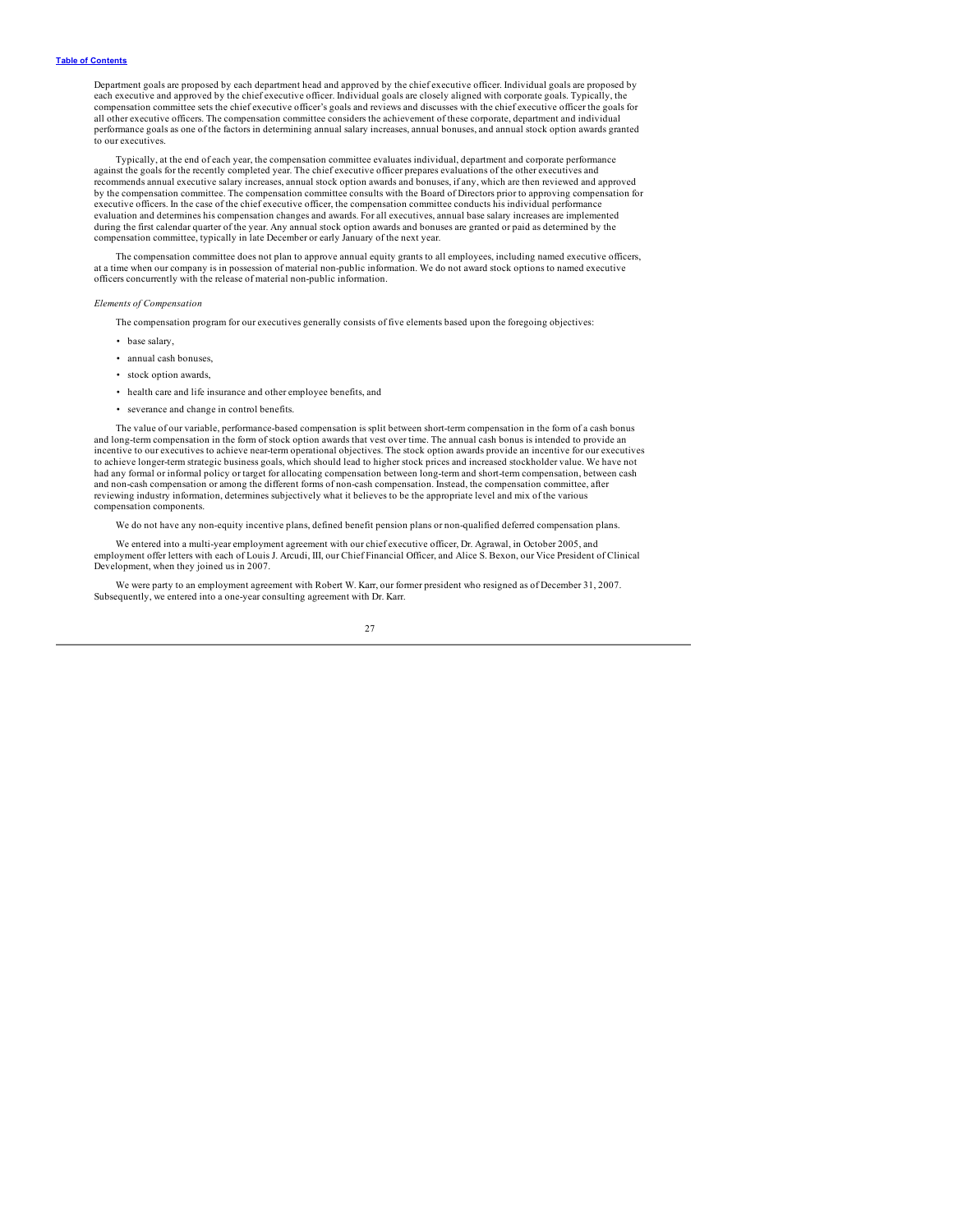Department goals are proposed by each department head and approved by the chief executive officer. Individual goals are proposed by each executive and approved by the chief executive officer. Individual goals are closely aligned with corporate goals. Typically, the compensation committee sets the chief executive officer's goals and reviews and discusses with the chief executive officer the goals for all other executive officers. The compensation committee considers the achievement of these corporate, department and individual performance goals as one of the factors in determining annual salary increases, annual bonuses, and annual stock option awards granted to our executives.

Typically, at the end of each year, the compensation committee evaluates individual, department and corporate performance against the goals for the recently completed year. The chief executive officer prepares evaluations of the other executives and recommends annual executive salary increases, annual stock option awards and bonuses, if any, which are then reviewed and approved by the compensation committee. The compensation committee consults with the Board of Directors prior to approving compensation for executive officers. In the case of the chief executive officer, the compensation committee conducts his individual performance evaluation and determines his compensation changes and awards. For all executives, annual base salary increases are implemented during the first calendar quarter of the year. Any annual stock option awards and bonuses are granted or paid as determined by the compensation committee, typically in late December or early January of the next year.

The compensation committee does not plan to approve annual equity grants to all employees, including named executive officers, at a time when our company is in possession of material non-public information. We do not award stock options to named executive officers concurrently with the release of material non-public information.

*Elements of Compensation*

The compensation program for our executives generally consists of five elements based upon the foregoing objectives:

- base salary,
- annual cash bonuses,
- stock option awards,
- health care and life insurance and other employee benefits, and
- severance and change in control benefits.

The value of our variable, performance-based compensation is split between short-term compensation in the form of a cash bonus and long-term compensation in the form of stock option awards that vest over time. The annual cash bonus is intended to provide an incentive to our executives to achieve near-term operational objectives. The stock option awards provide an incentive for our executives to achieve longer-term strategic business goals, which should lead to higher stock prices and increased stockholder value. We have not had any formal or informal policy or target for allocating compensation between long-term and short-term compensation, between cash and non-cash compensation or among the different forms of non-cash compensation. Instead, the compensation committee, after reviewing industry information, determines subjectively what it believes to be the appropriate level and mix of the various compensation components.

We do not have any non-equity incentive plans, defined benefit pension plans or non-qualified deferred compensation plans.

We entered into a multi-year employment agreement with our chief executive officer, Dr. Agrawal, in October 2005, and employment offer letters with each of Louis J. Arcudi, III, our Chief Financial Officer, and Alice S. Bexon, our Vice President of Clinical Development, when they joined us in 2007.

We were party to an employment agreement with Robert W. Karr, our former president who resigned as of December 31, 2007. Subsequently, we entered into a one-year consulting agreement with Dr. Karr.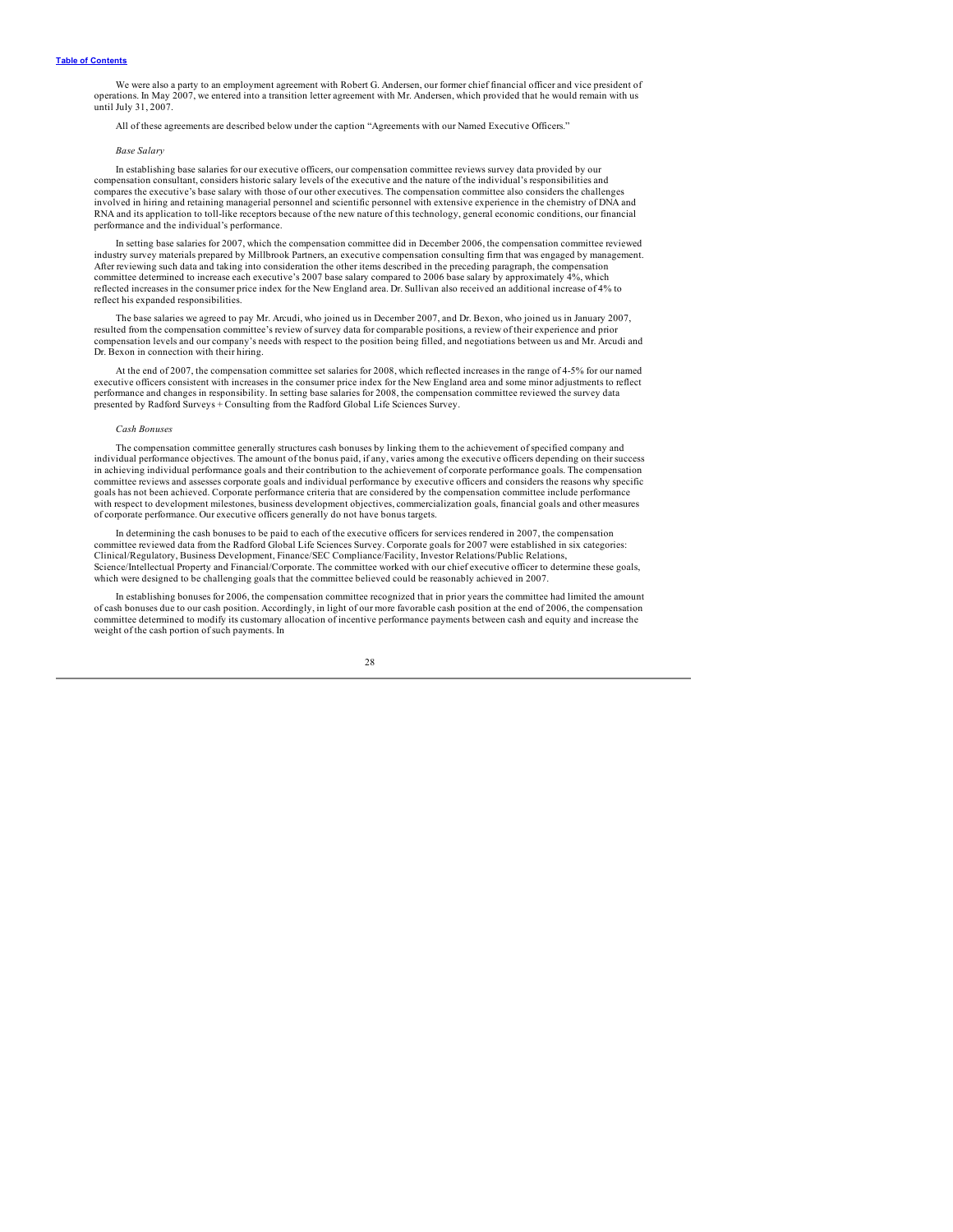We were also a party to an employment agreement with Robert G. Andersen, our former chief financial officer and vice president of operations. In May 2007, we entered into a transition letter agreement with Mr. Andersen, which provided that he would remain with us until July 31, 2007.

All of these agreements are described below under the caption "Agreements with our Named Executive Officers."

*Base Salary*

In establishing base salaries for our executive officers, our compensation committee reviews survey data provided by our compensation consultant, considers historic salary levels of the executive and the nature of the individual's responsibilities and compares the executive's base salary with those of our other executives. The compensation committee also considers the challenges involved in hiring and retaining managerial personnel and scientific personnel with extensive experience in the chemistry of DNA and RNA and its application to toll-like receptors because of the new nature of this technology, general economic conditions, our financial performance and the individual's performance.

In setting base salaries for 2007, which the compensation committee did in December 2006, the compensation committee reviewed industry survey materials prepared by Millbrook Partners, an executive compensation consulting firm that was engaged by management. After reviewing such data and taking into consideration the other items described in the preceding paragraph, the compensation committee determined to increase each executive's 2007 base salary compared to 2006 base salary by approximately 4%, which reflected increases in the consumer price index for the New England area. Dr. Sullivan also received an additional increase of 4% to reflect his expanded responsibilities.

The base salaries we agreed to pay Mr. Arcudi, who joined us in December 2007, and Dr. Bexon, who joined us in January 2007, resulted from the compensation committee's review of survey data for comparable positions, a review of their experience and prior compensation levels and our company's needs with respect to the position being filled, and negotiations between us and Mr. Arcudi and Dr. Bexon in connection with their hiring.

At the end of 2007, the compensation committee set salaries for 2008, which reflected increases in the range of 4-5% for our named executive officers consistent with increases in the consumer price index for the New England area and some minor adjustments to reflect performance and changes in responsibility. In setting base salaries for 2008, the compensation committee reviewed the survey data presented by Radford Surveys + Consulting from the Radford Global Life Sciences Survey.

*Cash Bonuses*

The compensation committee generally structures cash bonuses by linking them to the achievement of specified company and individual performance objectives. The amount of the bonus paid, if any, varies among the executive officers depending on their success in achieving individual performance goals and their contribution to the achievement of corporate performance goals. The compensation committee reviews and assesses corporate goals and individual performance by executive officers and considers the reasons why specific goals has not been achieved. Corporate performance criteria that are considered by the compensation committee include performance with respect to development milestones, business development objectives, commercialization goals, financial goals and other measures of corporate performance. Our executive officers generally do not have bonus targets.

In determining the cash bonuses to be paid to each of the executive officers for services rendered in 2007, the compensation committee reviewed data from the Radford Global Life Sciences Survey. Corporate goals for 2007 were established in six categories: Clinical/Regulatory, Business Development, Finance/SEC Compliance/Facility, Investor Relations/Public Relations, Science/Intellectual Property and Financial/Corporate. The committee worked with our chief executive officer to determine these goals, which were designed to be challenging goals that the committee believed could be reasonably achieved in 2007.

In establishing bonuses for 2006, the compensation committee recognized that in prior years the committee had limited the amount of cash bonuses due to our cash position. Accordingly, in light of our more favorable cash position at the end of 2006, the compensation committee determined to modify its customary allocation of incentive performance payments between cash and equity and increase the weight of the cash portion of such payments. In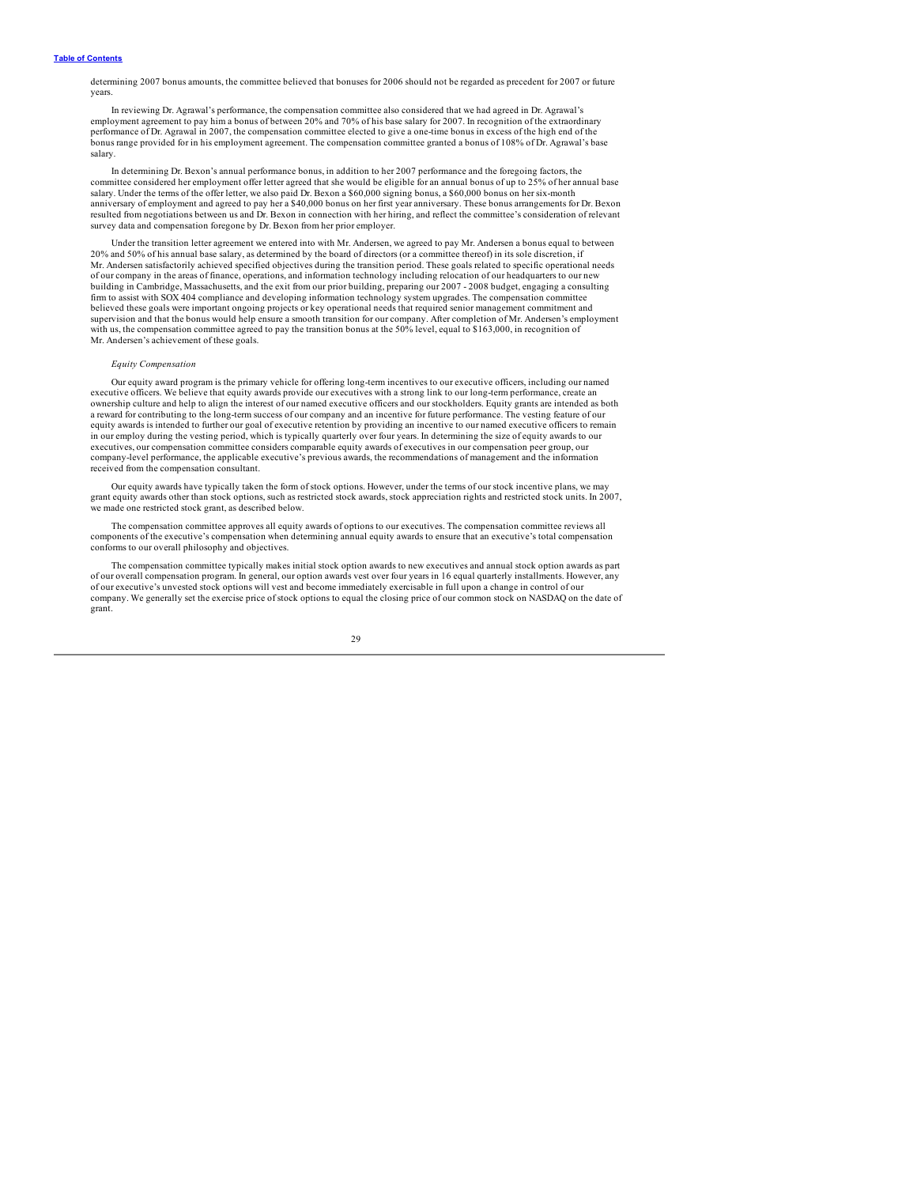determining 2007 bonus amounts, the committee believed that bonuses for 2006 should not be regarded as precedent for 2007 or future years.

In reviewing Dr. Agrawal's performance, the compensation committee also considered that we had agreed in Dr. Agrawal's employment agreement to pay him a bonus of between 20% and 70% of his base salary for 2007. In recognition of the extraordinary performance of Dr. Agrawal in 2007, the compensation committee elected to give a one-time bonus in excess of the high end of the bonus range provided for in his employment agreement. The compensation committee granted a bonus of 108% of Dr. Agrawal's base salary.

In determining Dr. Bexon's annual performance bonus, in addition to her 2007 performance and the foregoing factors, the committee considered her employment offer letter agreed that she would be eligible for an annual bonus of up to 25% of her annual base salary. Under the terms of the offer letter, we also paid Dr. Bexon a $60,000 signing bonus, a $60,000 bonus on her six-month anniversary of employment and agreed to pay her a $40,000 bonus on her first year anniversary. These bonus arrangements for Dr. Bexon resulted from negotiations between us and Dr. Bexon in connection with her hiring, and reflect the committee's consideration of relevant survey data and compensation foregone by Dr. Bexon from her prior employer.

Under the transition letter agreement we entered into with Mr. Andersen, we agreed to pay Mr. Andersen a bonus equal to between 20% and 50% of his annual base salary, as determined by the board of directors (or a committee thereof) in its sole discretion, if Mr. Andersen satisfactorily achieved specified objectives during the transition period. These goals related to specific operational needs of our company in the areas of finance, operations, and information technology including relocation of our headquarters to our new building in Cambridge, Massachusetts, and the exit from our prior building, preparing our 2007 - 2008 budget, engaging a consulting firm to assist with SOX 404 compliance and developing information technology system upgrades. The compensation committee believed these goals were important ongoing projects or key operational needs that required senior management commitment and supervision and that the bonus would help ensure a smooth transition for our company. After completion of Mr. Andersen's employment with us, the compensation committee agreed to pay the transition bonus at the 50% level, equal to $163,000, in recognition of Mr. Andersen's achievement of these goals.

*Equity Compensation*

Our equity award program is the primary vehicle for offering long-term incentives to our executive officers, including our named executive officers. We believe that equity awards provide our executives with a strong link to our long-term performance, create an ownership culture and help to align the interest of our named executive officers and our stockholders. Equity grants are intended as both a reward for contributing to the long-term success of our company and an incentive for future performance. The vesting feature of our equity awards is intended to further our goal of executive retention by providing an incentive to our named executive officers to remain in our employ during the vesting period, which is typically quarterly over four years. In determining the size of equity awards to our executives, our compensation committee considers comparable equity awards of executives in our compensation peer group, our company-level performance, the applicable executive's previous awards, the recommendations of management and the information received from the compensation consultant.

Our equity awards have typically taken the form of stock options. However, under the terms of our stock incentive plans, we may grant equity awards other than stock options, such as restricted stock awards, stock appreciation rights and restricted stock units. In 2007, we made one restricted stock grant, as described below.

The compensation committee approves all equity awards of options to our executives. The compensation committee reviews all components of the executive's compensation when determining annual equity awards to ensure that an executive's total compensation conforms to our overall philosophy and objectives.

The compensation committee typically makes initial stock option awards to new executives and annual stock option awards as part of our overall compensation program. In general, our option awards vest over four years in 16 equal quarterly installments. However, any of our executive's unvested stock options will vest and become immediately exercisable in full upon a change in control of our company. We generally set the exercise price of stock options to equal the closing price of our common stock on NASDAQ on the date of grant.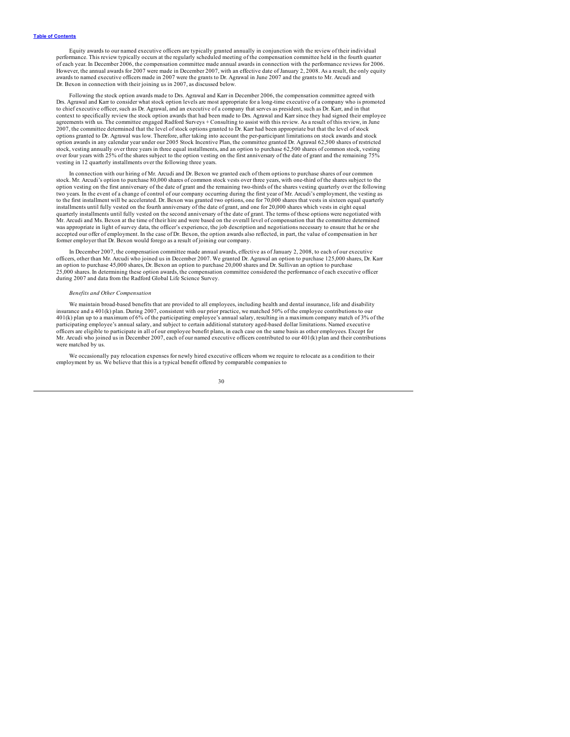Equity awards to our named executive officers are typically granted annually in conjunction with the review of their individual performance. This review typically occurs at the regularly scheduled meeting of the compensation committee held in the fourth quarter of each year. In December 2006, the compensation committee made annual awards in connection with the performance reviews for 2006. However, the annual awards for 2007 were made in December 2007, with an effective date of January 2, 2008. As a result, the only equity awards to named executive officers made in 2007 were the grants to Dr. Agrawal in June 2007 and the grants to Mr. Arcudi and Dr. Bexon in connection with their joining us in 2007, as discussed below.

Following the stock option awards made to Drs. Agrawal and Karr in December 2006, the compensation committee agreed with Drs. Agrawal and Karr to consider what stock option levels are most appropriate for a long-time executive of a company who is promoted to chief executive officer, such as Dr. Agrawal, and an executive of a company that serves as president, such as Dr. Karr, and in that context to specifically review the stock option awards that had been made to Drs. Agrawal and Karr since they had signed their employee agreements with us. The committee engaged Radford Surveys + Consulting to assist with this review. As a result of this review, in June 2007, the committee determined that the level of stock options granted to Dr. Karr had been appropriate but that the level of stock options granted to Dr. Agrawal was low. Therefore, after taking into account the per-participant limitations on stock awards and stock option awards in any calendar year under our 2005 Stock Incentive Plan, the committee granted Dr. Agrawal 62,500 shares of restricted stock, vesting annually over three years in three equal installments, and an option to purchase 62,500 shares of common stock, vesting over four years with 25% of the shares subject to the option vesting on the first anniversary of the date of grant and the remaining 75% vesting in 12 quarterly installments over the following three years.

In connection with our hiring of Mr. Arcudi and Dr. Bexon we granted each of them options to purchase shares of our common stock. Mr. Arcudi's option to purchase 80,000 shares of common stock vests over three years, with one-third of the shares subject to the option vesting on the first anniversary of the date of grant and the remaining two-thirds of the shares vesting quarterly over the following two years. In the event of a change of control of our company occurring during the first year of Mr. Arcudi's employment, the vesting as to the first installment will be accelerated. Dr. Bexon was granted two options, one for 70,000 shares that vests in sixteen equal quarterly installments until fully vested on the fourth anniversary of the date of grant, and one for 20,000 shares which vests in eight equal quarterly installments until fully vested on the second anniversary of the date of grant. The terms of these options were negotiated with Mr. Arcudi and Ms. Bexon at the time of their hire and were based on the overall level of compensation that the committee determined was appropriate in light of survey data, the officer's experience, the job description and negotiations necessary to ensure that he or she accepted our offer of employment. In the case of Dr. Bexon, the option awards also reflected, in part, the value of compensation in her former employer that Dr. Bexon would forego as a result of joining our company.

In December 2007, the compensation committee made annual awards, effective as of January 2, 2008, to each of our executive officers, other than Mr. Arcudi who joined us in December 2007. We granted Dr. Agrawal an option to purchase 125,000 shares, Dr. Karr an option to purchase 45,000 shares, Dr. Bexon an option to purchase 20,000 shares and Dr. Sullivan an option to purchase 25,000 shares. In determining these option awards, the compensation committee considered the performance of each executive officer during 2007 and data from the Radford Global Life Science Survey.

*Benefits and Other Compensation*

We maintain broad-based benefits that are provided to all employees, including health and dental insurance, life and disability insurance and a 401(k) plan. During 2007, consistent with our prior practice, we matched 50% of the employee contributions to our 401(k) plan up to a maximum of 6% of the participating employee's annual salary, resulting in a maximum company match of 3% of the participating employee's annual salary, and subject to certain additional statutory aged-based dollar limitations. Named executive officers are eligible to participate in all of our employee benefit plans, in each case on the same basis as other employees. Except for Mr. Arcudi who joined us in December 2007, each of our named executive officers contributed to our 401(k) plan and their contributions were matched by us.

We occasionally pay relocation expenses for newly hired executive officers whom we require to relocate as a condition to their employment by us. We believe that this is a typical benefit offered by comparable companies to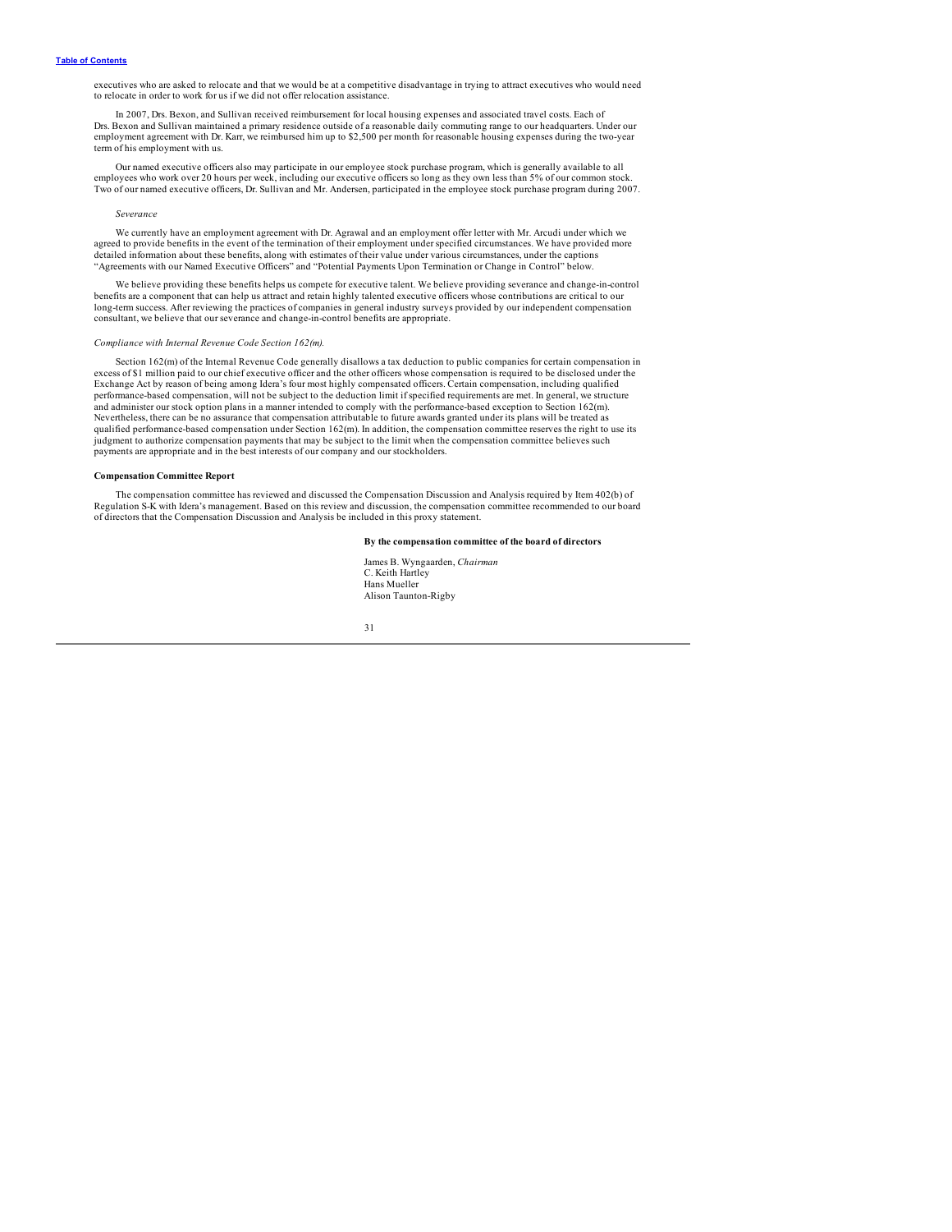executives who are asked to relocate and that we would be at a competitive disadvantage in trying to attract executives who would need to relocate in order to work for us if we did not offer relocation assistance.

In 2007, Drs. Bexon, and Sullivan received reimbursement for local housing expenses and associated travel costs. Each of Drs. Bexon and Sullivan maintained a primary residence outside of a reasonable daily commuting range to our headquarters. Under our employment agreement with Dr. Karr, we reimbursed him up to $2,500 per month for reasonable housing expenses during the two-year term of his employment with us.

Our named executive officers also may participate in our employee stock purchase program, which is generally available to all employees who work over 20 hours per week, including our executive officers so long as they own less than 5% of our common stock. Two of our named executive officers, Dr. Sullivan and Mr. Andersen, participated in the employee stock purchase program during 2007.

*Severance*

We currently have an employment agreement with Dr. Agrawal and an employment offer letter with Mr. Arcudi under which we agreed to provide benefits in the event of the termination of their employment under specified circumstances. We have provided more detailed information about these benefits, along with estimates of their value under various circumstances, under the captions "Agreements with our Named Executive Officers" and "Potential Payments Upon Termination or Change in Control" below.

We believe providing these benefits helps us compete for executive talent. We believe providing severance and change-in-control benefits are a component that can help us attract and retain highly talented executive officers whose contributions are critical to our long-term success. After reviewing the practices of companies in general industry surveys provided by our independent compensation consultant, we believe that our severance and change-in-control benefits are appropriate.

*Compliance with Internal Revenue Code Section 162(m).*

Section 162(m) of the Internal Revenue Code generally disallows a tax deduction to public companies for certain compensation in excess of $1 million paid to our chief executive officer and the other officers whose compensation is required to be disclosed under the Exchange Act by reason of being among Idera's four most highly compensated officers. Certain compensation, including qualified performance-based compensation, will not be subject to the deduction limit if specified requirements are met. In general, we structure and administer our stock option plans in a manner intended to comply with the performance-based exception to Section 162(m). Nevertheless, there can be no assurance that compensation attributable to future awards granted under its plans will be treated as qualified performance-based compensation under Section 162(m). In addition, the compensation committee reserves the right to use its judgment to authorize compensation payments that may be subject to the limit when the compensation committee believes such payments are appropriate and in the best interests of our company and our stockholders.

**Compensation Committee Report**

The compensation committee has reviewed and discussed the Compensation Discussion and Analysis required by Item 402(b) of Regulation S-K with Idera's management. Based on this review and discussion, the compensation committee recommended to our board of directors that the Compensation Discussion and Analysis be included in this proxy statement.

**By the compensation committee of the board of directors**

James B. Wyngaarden, *Chairman*
C. Keith Hartley
Hans Mueller
Alison Taunton-Rigby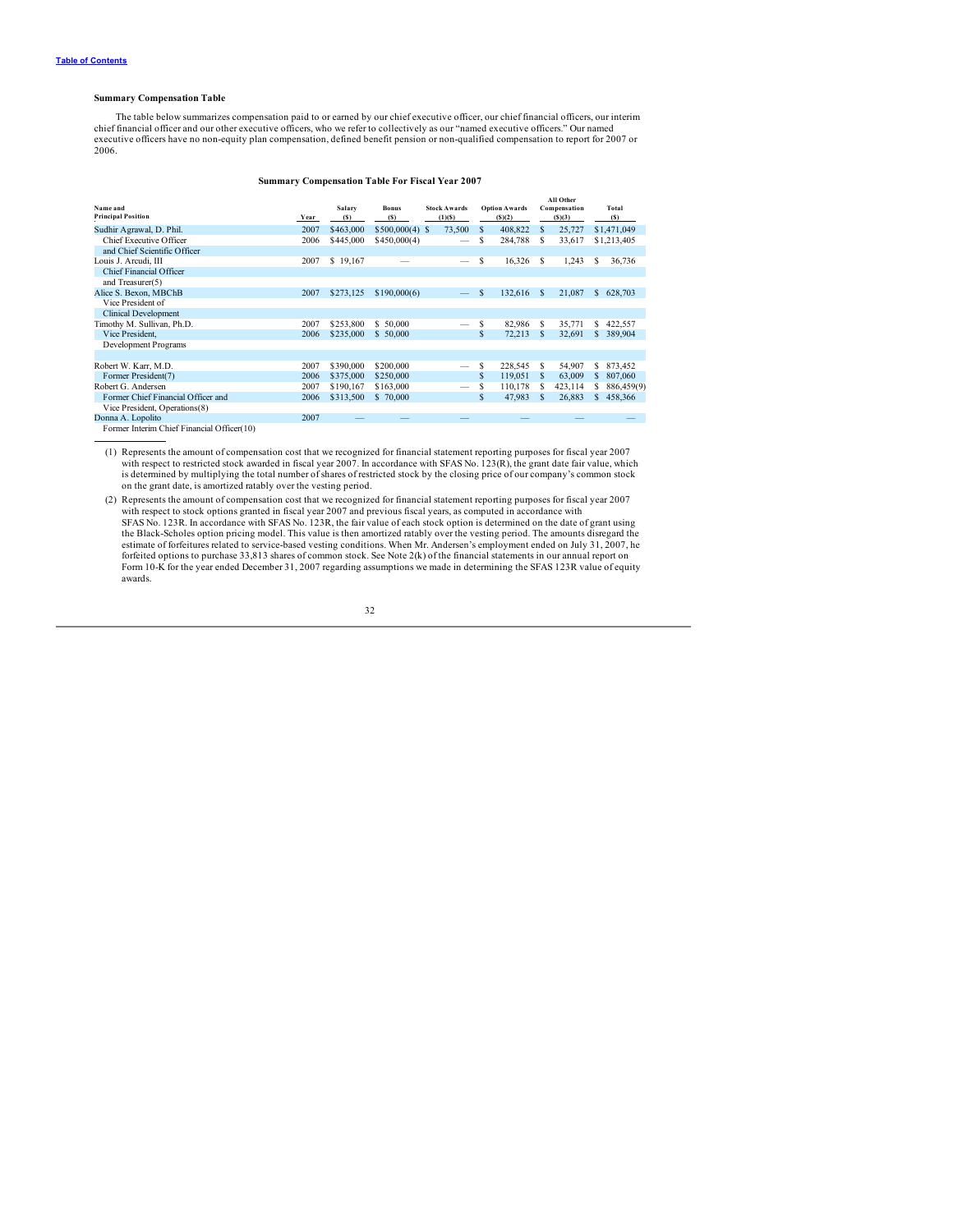[Table of Contents]

**Summary Compensation Table**

The table below summarizes compensation paid to or earned by our chief executive officer, our chief financial officers, our interim chief financial officer and our other executive officers, who we refer to collectively as our "named executive officers." Our named executive officers have no non-equity plan compensation, defined benefit pension or non-qualified compensation to report for 2007 or 2006.

**Summary Compensation Table For Fiscal Year 2007**

| Name and Principal Position | Year | Salary ($) | Bonus ($) | Stock Awards (1)($) | Option Awards ($)(2) | All Other Compensation ($)(3) | Total ($) |
|---|---|---|---|---|---|---|---|
| Sudhir Agrawal, D. Phil. | 2007 | $463,000 | $500,000(4) | $ 73,500 | $ 408,822 | $ 25,727 | $1,471,049 |
| Chief Executive Officer and Chief Scientific Officer | 2006 | $445,000 | $450,000(4) | — | $ 284,788 | $ 33,617 | $1,213,405 |
| Louis J. Arcudi, III Chief Financial Officer and Treasurer(5) | 2007 | $ 19,167 | — | — | $ 16,326 | $ 1,243 | $ 36,736 |
| Alice S. Bexon, MBChB Vice President of Clinical Development | 2007 | $273,125 | $190,000(6) | — | $ 132,616 | $ 21,087 | $ 628,703 |
| Timothy M. Sullivan, Ph.D. | 2007 | $253,800 | $ 50,000 | — | $ 82,986 | $ 35,771 | $ 422,557 |
| Vice President, Development Programs | 2006 | $235,000 | $ 50,000 | | $ 72,213 | $ 32,691 | $ 389,904 |
| Robert W. Karr, M.D. | 2007 | $390,000 | $200,000 | — | $ 228,545 | $ 54,907 | $ 873,452 |
| Former President(7) | 2006 | $375,000 | $250,000 | | $ 119,051 | $ 63,009 | $ 807,060 |
| Robert G. Andersen | 2007 | $190,167 | $163,000 | — | $ 110,178 | $ 423,114 | $ 886,459(9) |
| Former Chief Financial Officer and Vice President, Operations(8) | 2006 | $313,500 | $ 70,000 | | $ 47,983 | $ 26,883 | $ 458,366 |
| Donna A. Lopolito Former Interim Chief Financial Officer(10) | 2007 | — | — | — | — | — | — |

(1) Represents the amount of compensation cost that we recognized for financial statement reporting purposes for fiscal year 2007 with respect to restricted stock awarded in fiscal year 2007. In accordance with SFAS No. 123(R), the grant date fair value, which is determined by multiplying the total number of shares of restricted stock by the closing price of our company's common stock on the grant date, is amortized ratably over the vesting period.

(2) Represents the amount of compensation cost that we recognized for financial statement reporting purposes for fiscal year 2007 with respect to stock options granted in fiscal year 2007 and previous fiscal years, as computed in accordance with SFAS No. 123R. In accordance with SFAS No. 123R, the fair value of each stock option is determined on the date of grant using the Black-Scholes option pricing model. This value is then amortized ratably over the vesting period. The amounts disregard the estimate of forfeitures related to service-based vesting conditions. When Mr. Andersen's employment ended on July 31, 2007, he forfeited options to purchase 33,813 shares of common stock. See Note 2(k) of the financial statements in our annual report on Form 10-K for the year ended December 31, 2007 regarding assumptions we made in determining the SFAS 123R value of equity awards.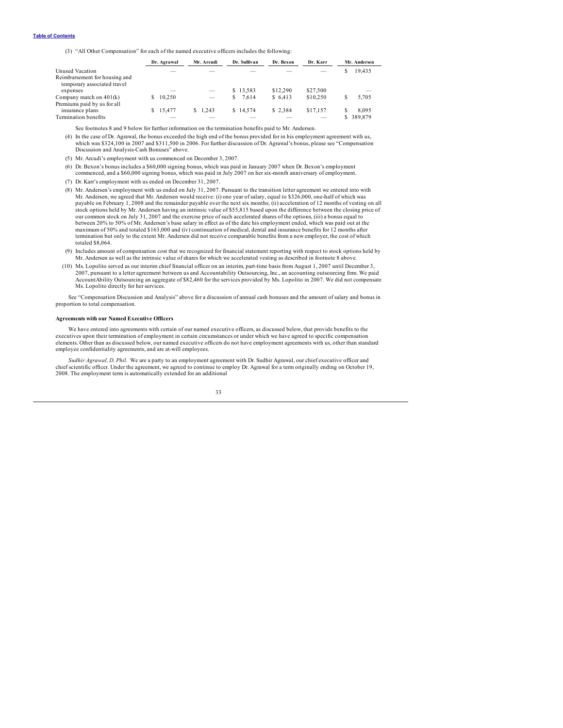(3) "All Other Compensation" for each of the named executive officers includes the following:

| | Dr. Agrawal | Mr. Arcudi | Dr. Sullivan | Dr. Bexon | Dr. Karr | Mr. Andersen |
|---|---|---|---|---|---|---|
| Unused Vacation | — | — | — | — | — | $ 19,435 |
| Reimbursement for housing and temporary associated travel expenses | — | — | $ 13,583 | $12,290 | $27,500 | — |
| Company match on 401(k) | $ 10,250 | — | $ 7,614 | $ 6,413 | $10,250 | $ 5,705 |
| Premiums paid by us for all insurance plans | $ 15,477 | $ 1,243 | $ 14,574 | $ 2,384 | $17,157 | $ 8,095 |
| Termination benefits | — | — | — | — | — | $ 389,879 |

See footnotes 8 and 9 below for further information on the termination benefits paid to Mr. Andersen.

(4) In the case of Dr. Agrawal, the bonus exceeded the high end of the bonus provided for in his employment agreement with us, which was $324,100 in 2007 and $311,500 in 2006. For further discussion of Dr. Agrawal's bonus, please see "Compensation Discussion and Analysis-Cash Bonuses" above.

(5) Mr. Arcudi's employment with us commenced on December 3, 2007.

(6) Dr. Bexon's bonus includes a $60,000 signing bonus, which was paid in January 2007 when Dr. Bexon's employment commenced, and a $60,000 signing bonus, which was paid in July 2007 on her six-month anniversary of employment.

(7) Dr. Karr's employment with us ended on December 31, 2007.

(8) Mr. Andersen's employment with us ended on July 31, 2007. Pursuant to the transition letter agreement we entered into with Mr. Andersen, we agreed that Mr. Andersen would receive: (i) one year of salary, equal to $326,000, one-half of which was payable on February 1, 2008 and the remainder payable over the next six months; (ii) acceleration of 12 months of vesting on all stock options held by Mr. Andersen having an intrinsic value of $55,815 based upon the difference between the closing price of our common stock on July 31, 2007 and the exercise price of such accelerated shares of the options, (iii) a bonus equal to between 20% to 50% of Mr. Andersen's base salary in effect as of the date his employment ended, which was paid out at the maximum of 50% and totaled $163,000 and (iv) continuation of medical, dental and insurance benefits for 12 months after termination but only to the extent Mr. Andersen did not receive comparable benefits from a new employer, the cost of which totaled $8,064.

(9) Includes amount of compensation cost that we recognized for financial statement reporting with respect to stock options held by Mr. Andersen as well as the intrinsic value of shares for which we accelerated vesting as described in footnote 8 above.

(10) Ms. Lopolito served as our interim chief financial officer on an interim, part-time basis from August 1, 2007 until December 3, 2007, pursuant to a letter agreement between us and Accountability Outsourcing, Inc., an accounting outsourcing firm. We paid AccountAbility Outsourcing an aggregate of $82,460 for the services provided by Ms. Lopolito in 2007. We did not compensate Ms. Lopolito directly for her services.

See "Compensation Discussion and Analysis" above for a discussion of annual cash bonuses and the amount of salary and bonus in proportion to total compensation.

**Agreements with our Named Executive Officers**

We have entered into agreements with certain of our named executive officers, as discussed below, that provide benefits to the executives upon their termination of employment in certain circumstances or under which we have agreed to specific compensation elements. Other than as discussed below, our named executive officers do not have employment agreements with us, other than standard employee confidentiality agreements, and are at-will employees.

*Sudhir Agrawal, D. Phil.* We are a party to an employment agreement with Dr. Sudhir Agrawal, our chief executive officer and chief scientific officer. Under the agreement, we agreed to continue to employ Dr. Agrawal for a term originally ending on October 19, 2008. The employment term is automatically extended for an additional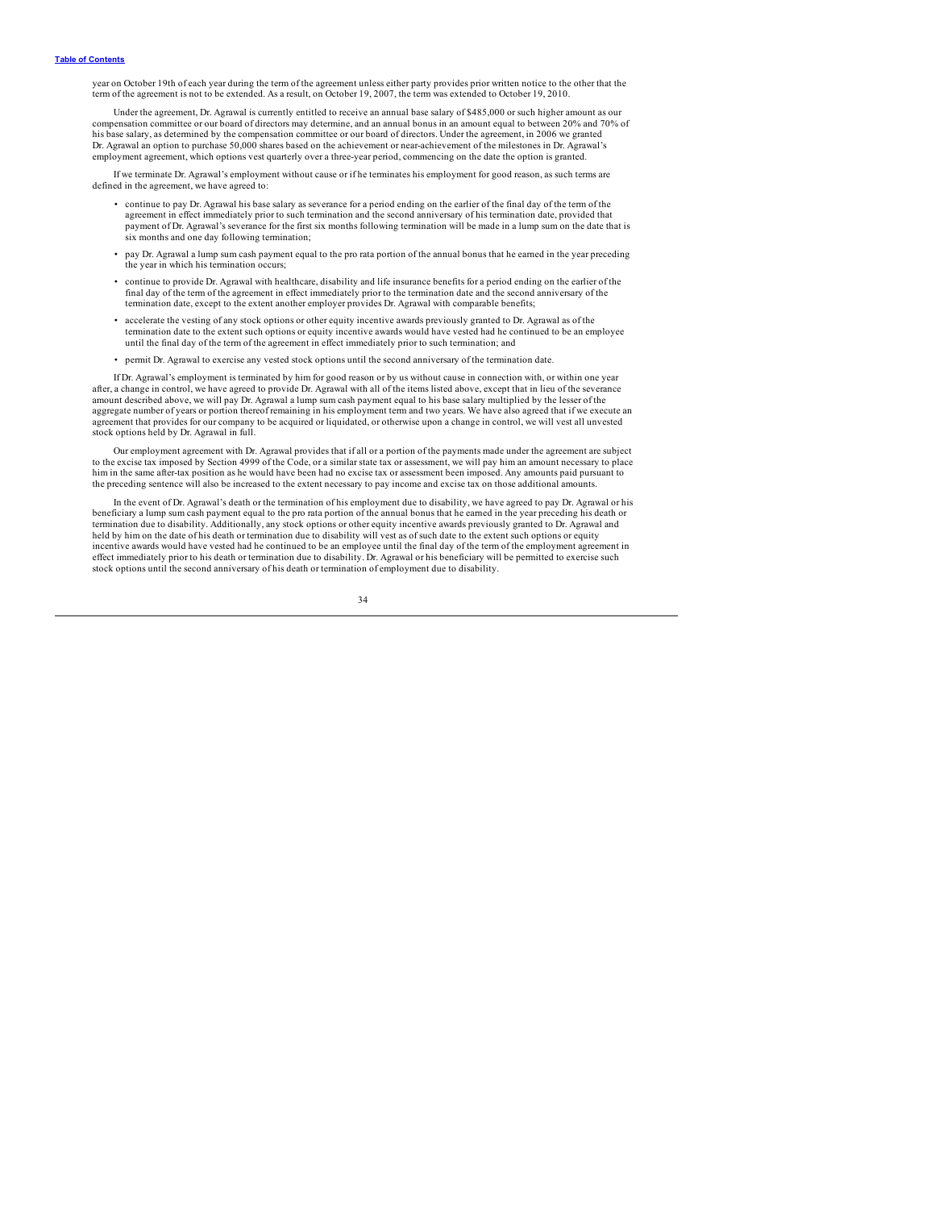year on October 19th of each year during the term of the agreement unless either party provides prior written notice to the other that the term of the agreement is not to be extended. As a result, on October 19, 2007, the term was extended to October 19, 2010.

Under the agreement, Dr. Agrawal is currently entitled to receive an annual base salary of $485,000 or such higher amount as our compensation committee or our board of directors may determine, and an annual bonus in an amount equal to between 20% and 70% of his base salary, as determined by the compensation committee or our board of directors. Under the agreement, in 2006 we granted Dr. Agrawal an option to purchase 50,000 shares based on the achievement or near-achievement of the milestones in Dr. Agrawal's employment agreement, which options vest quarterly over a three-year period, commencing on the date the option is granted.

If we terminate Dr. Agrawal's employment without cause or if he terminates his employment for good reason, as such terms are defined in the agreement, we have agreed to:

- continue to pay Dr. Agrawal his base salary as severance for a period ending on the earlier of the final day of the term of the agreement in effect immediately prior to such termination and the second anniversary of his termination date, provided that payment of Dr. Agrawal's severance for the first six months following termination will be made in a lump sum on the date that is six months and one day following termination;
- pay Dr. Agrawal a lump sum cash payment equal to the pro rata portion of the annual bonus that he earned in the year preceding the year in which his termination occurs;
- continue to provide Dr. Agrawal with healthcare, disability and life insurance benefits for a period ending on the earlier of the final day of the term of the agreement in effect immediately prior to the termination date and the second anniversary of the termination date, except to the extent another employer provides Dr. Agrawal with comparable benefits;
- accelerate the vesting of any stock options or other equity incentive awards previously granted to Dr. Agrawal as of the termination date to the extent such options or equity incentive awards would have vested had he continued to be an employee until the final day of the term of the agreement in effect immediately prior to such termination; and
- permit Dr. Agrawal to exercise any vested stock options until the second anniversary of the termination date.

If Dr. Agrawal's employment is terminated by him for good reason or by us without cause in connection with, or within one year after, a change in control, we have agreed to provide Dr. Agrawal with all of the items listed above, except that in lieu of the severance amount described above, we will pay Dr. Agrawal a lump sum cash payment equal to his base salary multiplied by the lesser of the aggregate number of years or portion thereof remaining in his employment term and two years. We have also agreed that if we execute an agreement that provides for our company to be acquired or liquidated, or otherwise upon a change in control, we will vest all unvested stock options held by Dr. Agrawal in full.

Our employment agreement with Dr. Agrawal provides that if all or a portion of the payments made under the agreement are subject to the excise tax imposed by Section 4999 of the Code, or a similar state tax or assessment, we will pay him an amount necessary to place him in the same after-tax position as he would have been had no excise tax or assessment been imposed. Any amounts paid pursuant to the preceding sentence will also be increased to the extent necessary to pay income and excise tax on those additional amounts.

In the event of Dr. Agrawal's death or the termination of his employment due to disability, we have agreed to pay Dr. Agrawal or his beneficiary a lump sum cash payment equal to the pro rata portion of the annual bonus that he earned in the year preceding his death or termination due to disability. Additionally, any stock options or other equity incentive awards previously granted to Dr. Agrawal and held by him on the date of his death or termination due to disability will vest as of such date to the extent such options or equity incentive awards would have vested had he continued to be an employee until the final day of the term of the employment agreement in effect immediately prior to his death or termination due to disability. Dr. Agrawal or his beneficiary will be permitted to exercise such stock options until the second anniversary of his death or termination of employment due to disability.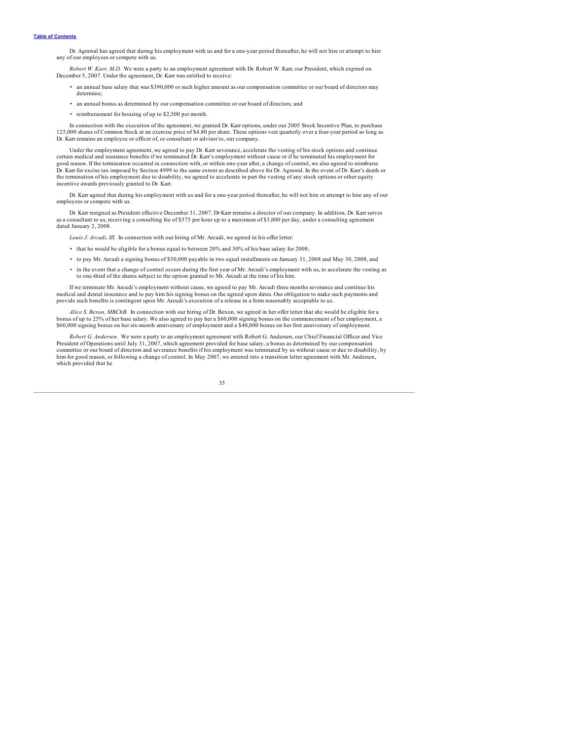Dr. Agrawal has agreed that during his employment with us and for a one-year period thereafter, he will not hire or attempt to hire any of our employees or compete with us.

*Robert W. Karr, M.D.* We were a party to an employment agreement with Dr. Robert W. Karr, our President, which expired on December 5, 2007. Under the agreement, Dr. Karr was entitled to receive:

- an annual base salary that was $390,000 or such higher amount as our compensation committee or our board of directors may determine;
- an annual bonus as determined by our compensation committee or our board of directors; and
- reimbursement for housing of up to $2,500 per month.

In connection with the execution of the agreement, we granted Dr. Karr options, under our 2005 Stock Incentive Plan, to purchase 125,000 shares of Common Stock at an exercise price of $4.80 per share. These options vest quarterly over a four-year period so long as Dr. Karr remains an employee or officer of, or consultant or advisor to, our company.

Under the employment agreement, we agreed to pay Dr. Karr severance, accelerate the vesting of his stock options and continue certain medical and insurance benefits if we terminated Dr. Karr's employment without cause or if he terminated his employment for good reason. If the termination occurred in connection with, or within one-year after, a change of control, we also agreed to reimburse Dr. Karr for excise tax imposed by Section 4999 to the same extent as described above for Dr. Agrawal. In the event of Dr. Karr's death or the termination of his employment due to disability, we agreed to accelerate in part the vesting of any stock options or other equity incentive awards previously granted to Dr. Karr.

Dr. Karr agreed that during his employment with us and for a one-year period thereafter, he will not hire or attempt to hire any of our employees or compete with us.

Dr. Karr resigned as President effective December 31, 2007. Dr Karr remains a director of our company. In addition, Dr. Karr serves as a consultant to us, receiving a consulting fee of $375 per hour up to a maximum of $3,000 per day, under a consulting agreement dated January 2, 2008.

*Louis J. Arcudi, III.* In connection with our hiring of Mr. Arcudi, we agreed in his offer letter:

- that he would be eligible for a bonus equal to between 20% and 30% of his base salary for 2008;
- to pay Mr. Arcudi a signing bonus of $50,000 payable in two equal installments on January 31, 2008 and May 30, 2008, and
- in the event that a change of control occurs during the first year of Mr. Arcudi's employment with us, to accelerate the vesting as to one-third of the shares subject to the option granted to Mr. Arcudi at the time of his hire.

If we terminate Mr. Arcudi's employment without cause, we agreed to pay Mr. Arcudi three months severance and continue his medical and dental insurance and to pay him his signing bonus on the agreed upon dates. Our obligation to make such payments and provide such benefits is contingent upon Mr. Arcudi's execution of a release in a form reasonably acceptable to us.

*Alice S. Bexon, MBChB.* In connection with our hiring of Dr. Bexon, we agreed in her offer letter that she would be eligible for a bonus of up to 25% of her base salary. We also agreed to pay her a $60,000 signing bonus on the commencement of her employment, a $60,000 signing bonus on her six-month anniversary of employment and a $40,000 bonus on her first anniversary of employment.

*Robert G. Andersen.* We were a party to an employment agreement with Robert G. Andersen, our Chief Financial Officer and Vice President of Operations until July 31, 2007, which agreement provided for base salary, a bonus as determined by our compensation committee or our board of directors and severance benefits if his employment was terminated by us without cause or due to disability, by him for good reason, or following a change of control. In May 2007, we entered into a transition letter agreement with Mr. Andersen, which provided that he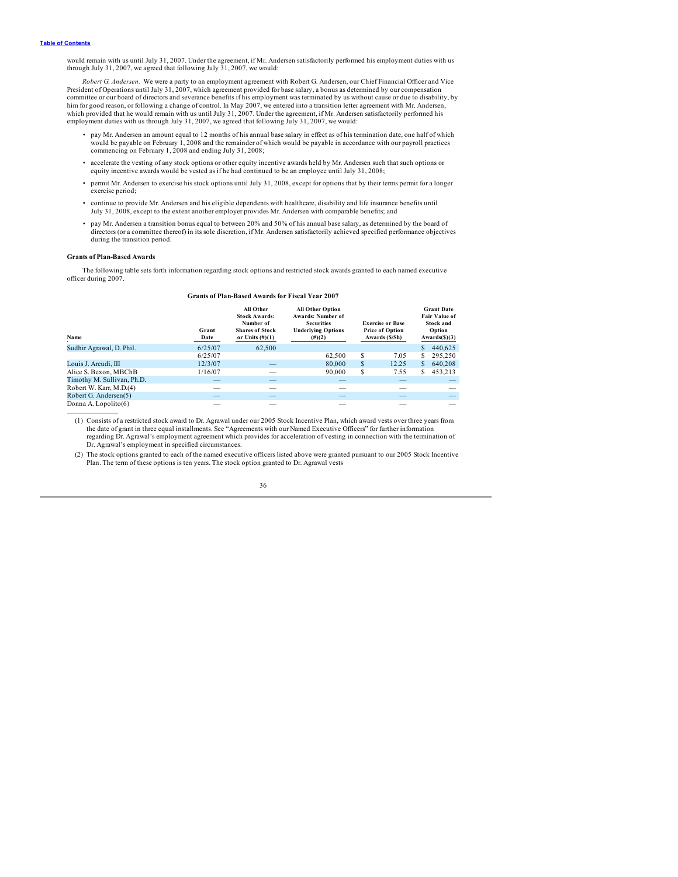would remain with us until July 31, 2007. Under the agreement, if Mr. Andersen satisfactorily performed his employment duties with us through July 31, 2007, we agreed that following July 31, 2007, we would:

*Robert G. Andersen.* We were a party to an employment agreement with Robert G. Andersen, our Chief Financial Officer and Vice President of Operations until July 31, 2007, which agreement provided for base salary, a bonus as determined by our compensation committee or our board of directors and severance benefits if his employment was terminated by us without cause or due to disability, by him for good reason, or following a change of control. In May 2007, we entered into a transition letter agreement with Mr. Andersen, which provided that he would remain with us until July 31, 2007. Under the agreement, if Mr. Andersen satisfactorily performed his employment duties with us through July 31, 2007, we agreed that following July 31, 2007, we would:

- pay Mr. Andersen an amount equal to 12 months of his annual base salary in effect as of his termination date, one half of which would be payable on February 1, 2008 and the remainder of which would be payable in accordance with our payroll practices commencing on February 1, 2008 and ending July 31, 2008;
- accelerate the vesting of any stock options or other equity incentive awards held by Mr. Andersen such that such options or equity incentive awards would be vested as if he had continued to be an employee until July 31, 2008;
- permit Mr. Andersen to exercise his stock options until July 31, 2008, except for options that by their terms permit for a longer exercise period;
- continue to provide Mr. Andersen and his eligible dependents with healthcare, disability and life insurance benefits until July 31, 2008, except to the extent another employer provides Mr. Andersen with comparable benefits; and
- pay Mr. Andersen a transition bonus equal to between 20% and 50% of his annual base salary, as determined by the board of directors (or a committee thereof) in its sole discretion, if Mr. Andersen satisfactorily achieved specified performance objectives during the transition period.

**Grants of Plan-Based Awards**

The following table sets forth information regarding stock options and restricted stock awards granted to each named executive officer during 2007.

**Grants of Plan-Based Awards for Fiscal Year 2007**

| Name | Grant Date | All Other Stock Awards: Number of Shares of Stock or Units (#)(1) | All Other Option Awards: Number of Securities Underlying Options (#)(2) | Exercise or Base Price of Option Awards ($/Sh) | Grant Date Fair Value of Stock and Option Awards($)(3) |
|---|---|---|---|---|---|
| Sudhir Agrawal, D. Phil. | 6/25/07 | 62,500 | | | $ 440,625 |
| | 6/25/07 | | 62,500 | $ 7.05 | $ 295,250 |
| Louis J. Arcudi, III | 12/3/07 | — | 80,000 | $ 12.25 | $ 640,208 |
| Alice S. Bexon, MBChB | 1/16/07 | — | 90,000 | $ 7.55 | $ 453,213 |
| Timothy M. Sullivan, Ph.D. | — | — | — | — | — |
| Robert W. Karr, M.D.(4) | — | — | — | — | — |
| Robert G. Andersen(5) | — | — | — | — | — |
| Donna A. Lopolito(6) | — | — | — | — | — |

(1) Consists of a restricted stock award to Dr. Agrawal under our 2005 Stock Incentive Plan, which award vests over three years from the date of grant in three equal installments. See "Agreements with our Named Executive Officers" for further information regarding Dr. Agrawal's employment agreement which provides for acceleration of vesting in connection with the termination of Dr. Agrawal's employment in specified circumstances.

(2) The stock options granted to each of the named executive officers listed above were granted pursuant to our 2005 Stock Incentive Plan. The term of these options is ten years. The stock option granted to Dr. Agrawal vests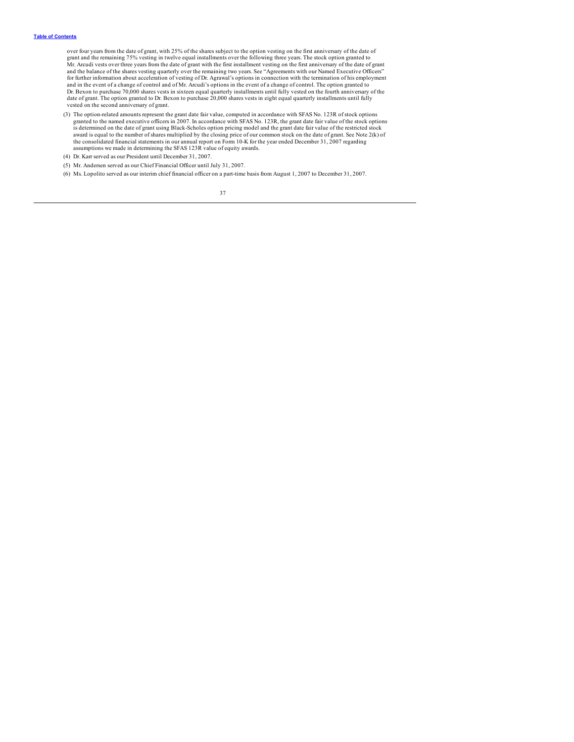over four years from the date of grant, with 25% of the shares subject to the option vesting on the first anniversary of the date of grant and the remaining 75% vesting in twelve equal installments over the following three years. The stock option granted to Mr. Arcudi vests over three years from the date of grant with the first installment vesting on the first anniversary of the date of grant and the balance of the shares vesting quarterly over the remaining two years. See "Agreements with our Named Executive Officers" for further information about acceleration of vesting of Dr. Agrawal's options in connection with the termination of his employment and in the event of a change of control and of Mr. Arcudi's options in the event of a change of control. The option granted to Dr. Bexon to purchase 70,000 shares vests in sixteen equal quarterly installments until fully vested on the fourth anniversary of the date of grant. The option granted to Dr. Bexon to purchase 20,000 shares vests in eight equal quarterly installments until fully vested on the second anniversary of grant.

(3) The option-related amounts represent the grant date fair value, computed in accordance with SFAS No. 123R of stock options granted to the named executive officers in 2007. In accordance with SFAS No. 123R, the grant date fair value of the stock options is determined on the date of grant using Black-Scholes option pricing model and the grant date fair value of the restricted stock award is equal to the number of shares multiplied by the closing price of our common stock on the date of grant. See Note 2(k) of the consolidated financial statements in our annual report on Form 10-K for the year ended December 31, 2007 regarding assumptions we made in determining the SFAS 123R value of equity awards.

(4) Dr. Karr served as our President until December 31, 2007.

(5) Mr. Andersen served as our Chief Financial Officer until July 31, 2007.

(6) Ms. Lopolito served as our interim chief financial officer on a part-time basis from August 1, 2007 to December 31, 2007.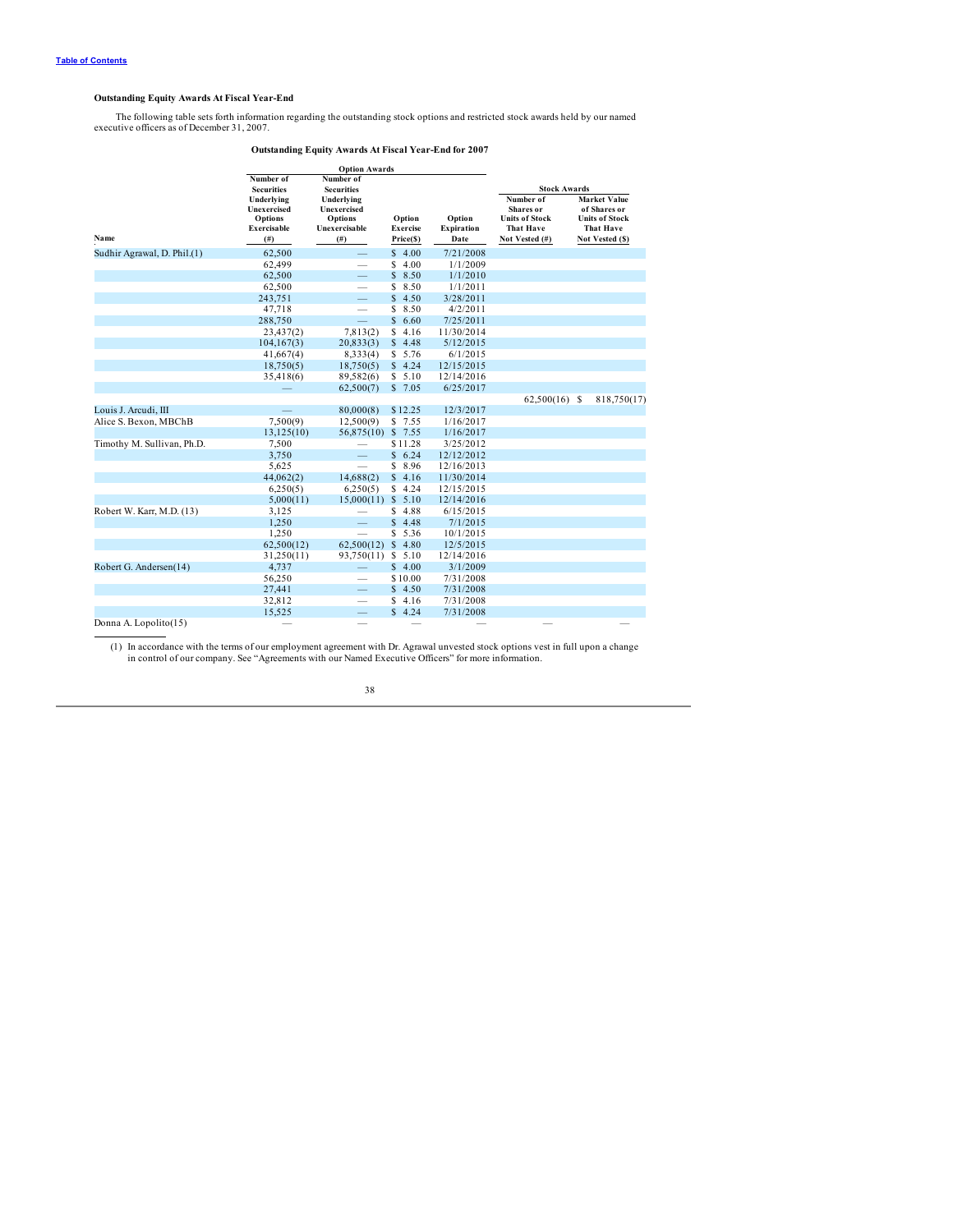### Outstanding Equity Awards At Fiscal Year-End

The following table sets forth information regarding the outstanding stock options and restricted stock awards held by our named executive officers as of December 31, 2007.

**Outstanding Equity Awards At Fiscal Year-End for 2007**

| | Option Awards | | | | Stock Awards | |
|---|---|---|---|---|---|---|
| Name | Number of Securities Underlying Unexercised Options Exercisable (#) | Number of Securities Underlying Unexercised Options Unexercisable (#) | Option Exercise Price($) | Option Expiration Date | Number of Shares or Units of Stock That Have Not Vested (#) | Market Value of Shares or Units of Stock That Have Not Vested ($) |
| Sudhir Agrawal, D. Phil.(1) | 62,500 | — | $ 4.00 | 7/21/2008 | | |
| | 62,499 | — | $ 4.00 | 1/1/2009 | | |
| | 62,500 | — | $ 8.50 | 1/1/2010 | | |
| | 62,500 | — | $ 8.50 | 1/1/2011 | | |
| | 243,751 | — | $ 4.50 | 3/28/2011 | | |
| | 47,718 | — | $ 8.50 | 4/2/2011 | | |
| | 288,750 | — | $ 6.60 | 7/25/2011 | | |
| | 23,437(2) | 7,813(2) | $ 4.16 | 11/30/2014 | | |
| | 104,167(3) | 20,833(3) | $ 4.48 | 5/12/2015 | | |
| | 41,667(4) | 8,333(4) | $ 5.76 | 6/1/2015 | | |
| | 18,750(5) | 18,750(5) | $ 4.24 | 12/15/2015 | | |
| | 35,418(6) | 89,582(6) | $ 5.10 | 12/14/2016 | | |
| | — | 62,500(7) | $ 7.05 | 6/25/2017 | | |
| | | | | | 62,500(16) | $ 818,750(17) |
| Louis J. Arcudi, III | — | 80,000(8) | $ 12.25 | 12/3/2017 | | |
| Alice S. Bexon, MBChB | 7,500(9) | 12,500(9) | $ 7.55 | 1/16/2017 | | |
| | 13,125(10) | 56,875(10) | $ 7.55 | 1/16/2017 | | |
| Timothy M. Sullivan, Ph.D. | 7,500 | — | $ 11.28 | 3/25/2012 | | |
| | 3,750 | — | $ 6.24 | 12/12/2012 | | |
| | 5,625 | — | $ 8.96 | 12/16/2013 | | |
| | 44,062(2) | 14,688(2) | $ 4.16 | 11/30/2014 | | |
| | 6,250(5) | 6,250(5) | $ 4.24 | 12/15/2015 | | |
| | 5,000(11) | 15,000(11) | $ 5.10 | 12/14/2016 | | |
| Robert W. Karr, M.D. (13) | 3,125 | — | $ 4.88 | 6/15/2015 | | |
| | 1,250 | — | $ 4.48 | 7/1/2015 | | |
| | 1,250 | — | $ 5.36 | 10/1/2015 | | |
| | 62,500(12) | 62,500(12) | $ 4.80 | 12/5/2015 | | |
| | 31,250(11) | 93,750(11) | $ 5.10 | 12/14/2016 | | |
| Robert G. Andersen(14) | 4,737 | — | $ 4.00 | 3/1/2009 | | |
| | 56,250 | — | $ 10.00 | 7/31/2008 | | |
| | 27,441 | — | $ 4.50 | 7/31/2008 | | |
| | 32,812 | — | $ 4.16 | 7/31/2008 | | |
| | 15,525 | — | $ 4.24 | 7/31/2008 | | |
| Donna A. Lopolito(15) | — | — | — | — | — | — |

(1) In accordance with the terms of our employment agreement with Dr. Agrawal unvested stock options vest in full upon a change in control of our company. See "Agreements with our Named Executive Officers" for more information.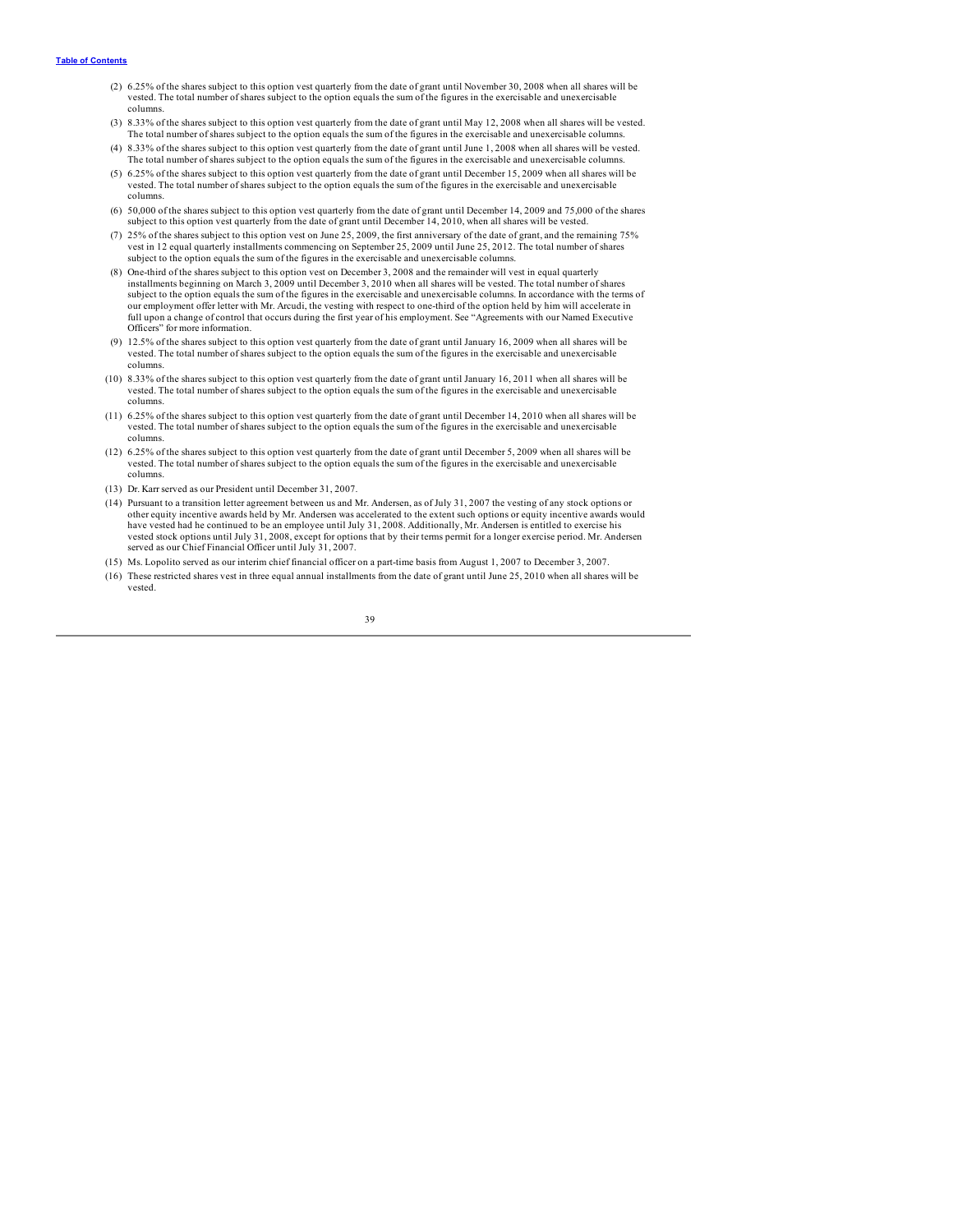(2) 6.25% of the shares subject to this option vest quarterly from the date of grant until November 30, 2008 when all shares will be vested. The total number of shares subject to the option equals the sum of the figures in the exercisable and unexercisable columns.

(3) 8.33% of the shares subject to this option vest quarterly from the date of grant until May 12, 2008 when all shares will be vested. The total number of shares subject to the option equals the sum of the figures in the exercisable and unexercisable columns.

(4) 8.33% of the shares subject to this option vest quarterly from the date of grant until June 1, 2008 when all shares will be vested. The total number of shares subject to the option equals the sum of the figures in the exercisable and unexercisable columns.

(5) 6.25% of the shares subject to this option vest quarterly from the date of grant until December 15, 2009 when all shares will be vested. The total number of shares subject to the option equals the sum of the figures in the exercisable and unexercisable columns.

(6) 50,000 of the shares subject to this option vest quarterly from the date of grant until December 14, 2009 and 75,000 of the shares subject to this option vest quarterly from the date of grant until December 14, 2010, when all shares will be vested.

(7) 25% of the shares subject to this option vest on June 25, 2009, the first anniversary of the date of grant, and the remaining 75% vest in 12 equal quarterly installments commencing on September 25, 2009 until June 25, 2012. The total number of shares subject to the option equals the sum of the figures in the exercisable and unexercisable columns.

(8) One-third of the shares subject to this option vest on December 3, 2008 and the remainder will vest in equal quarterly installments beginning on March 3, 2009 until December 3, 2010 when all shares will be vested. The total number of shares subject to the option equals the sum of the figures in the exercisable and unexercisable columns. In accordance with the terms of our employment offer letter with Mr. Arcudi, the vesting with respect to one-third of the option held by him will accelerate in full upon a change of control that occurs during the first year of his employment. See "Agreements with our Named Executive Officers" for more information.

(9) 12.5% of the shares subject to this option vest quarterly from the date of grant until January 16, 2009 when all shares will be vested. The total number of shares subject to the option equals the sum of the figures in the exercisable and unexercisable columns.

(10) 8.33% of the shares subject to this option vest quarterly from the date of grant until January 16, 2011 when all shares will be vested. The total number of shares subject to the option equals the sum of the figures in the exercisable and unexercisable columns.

(11) 6.25% of the shares subject to this option vest quarterly from the date of grant until December 14, 2010 when all shares will be vested. The total number of shares subject to the option equals the sum of the figures in the exercisable and unexercisable columns.

(12) 6.25% of the shares subject to this option vest quarterly from the date of grant until December 5, 2009 when all shares will be vested. The total number of shares subject to the option equals the sum of the figures in the exercisable and unexercisable columns.

(13) Dr. Karr served as our President until December 31, 2007.

(14) Pursuant to a transition letter agreement between us and Mr. Andersen, as of July 31, 2007 the vesting of any stock options or other equity incentive awards held by Mr. Andersen was accelerated to the extent such options or equity incentive awards would have vested had he continued to be an employee until July 31, 2008. Additionally, Mr. Andersen is entitled to exercise his vested stock options until July 31, 2008, except for options that by their terms permit for a longer exercise period. Mr. Andersen served as our Chief Financial Officer until July 31, 2007.

(15) Ms. Lopolito served as our interim chief financial officer on a part-time basis from August 1, 2007 to December 3, 2007.

(16) These restricted shares vest in three equal annual installments from the date of grant until June 25, 2010 when all shares will be vested.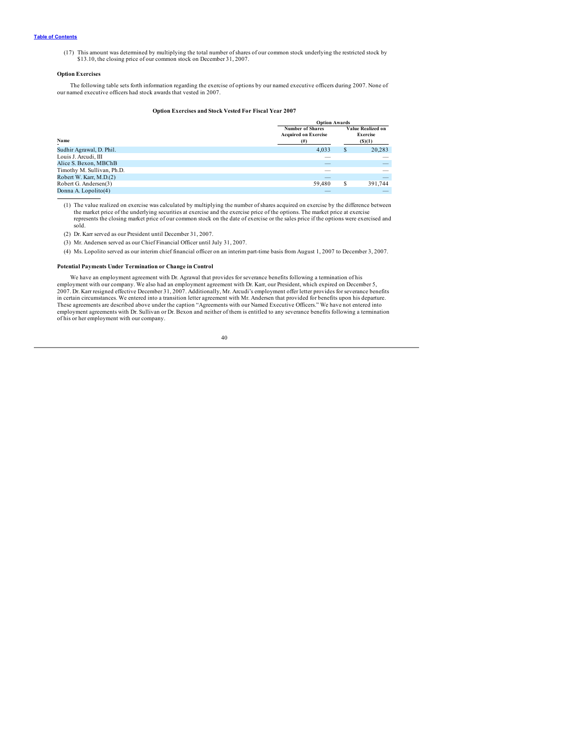(17) This amount was determined by multiplying the total number of shares of our common stock underlying the restricted stock by $13.10, the closing price of our common stock on December 31, 2007.

**Option Exercises**

The following table sets forth information regarding the exercise of options by our named executive officers during 2007. None of our named executive officers had stock awards that vested in 2007.

**Option Exercises and Stock Vested For Fiscal Year 2007**

| Name | Option Awards | |
|---|---|---|
| | Number of Shares Acquired on Exercise (#) | Value Realized on Exercise ($)(1) |
| Sudhir Agrawal, D. Phil. | 4,033 | $ 20,283 |
| Louis J. Arcudi, III | — | — |
| Alice S. Bexon, MBChB | — | — |
| Timothy M. Sullivan, Ph.D. | — | — |
| Robert W. Karr, M.D.(2) | — | — |
| Robert G. Andersen(3) | 59,480 | $ 391,744 |
| Donna A. Lopolito(4) | — | — |

(1) The value realized on exercise was calculated by multiplying the number of shares acquired on exercise by the difference between the market price of the underlying securities at exercise and the exercise price of the options. The market price at exercise represents the closing market price of our common stock on the date of exercise or the sales price if the options were exercised and sold.

(2) Dr. Karr served as our President until December 31, 2007.

(3) Mr. Andersen served as our Chief Financial Officer until July 31, 2007.

(4) Ms. Lopolito served as our interim chief financial officer on an interim part-time basis from August 1, 2007 to December 3, 2007.

**Potential Payments Under Termination or Change in Control**

We have an employment agreement with Dr. Agrawal that provides for severance benefits following a termination of his employment with our company. We also had an employment agreement with Dr. Karr, our President, which expired on December 5, 2007. Dr. Karr resigned effective December 31, 2007. Additionally, Mr. Arcudi's employment offer letter provides for severance benefits in certain circumstances. We entered into a transition letter agreement with Mr. Andersen that provided for benefits upon his departure. These agreements are described above under the caption "Agreements with our Named Executive Officers." We have not entered into employment agreements with Dr. Sullivan or Dr. Bexon and neither of them is entitled to any severance benefits following a termination of his or her employment with our company.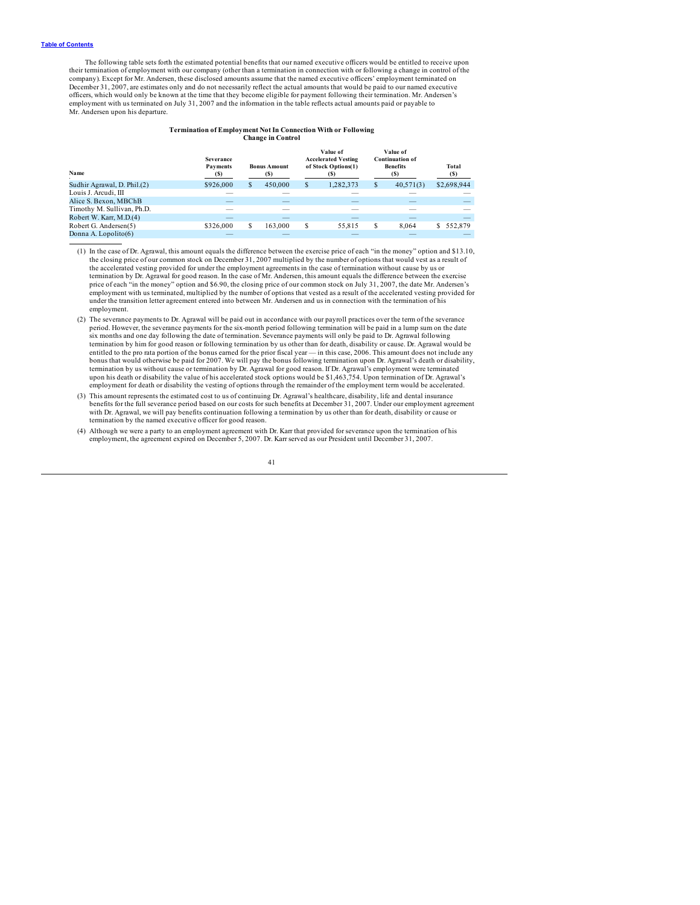The following table sets forth the estimated potential benefits that our named executive officers would be entitled to receive upon their termination of employment with our company (other than a termination in connection with or following a change in control of the company). Except for Mr. Andersen, these disclosed amounts assume that the named executive officers' employment terminated on December 31, 2007, are estimates only and do not necessarily reflect the actual amounts that would be paid to our named executive officers, which would only be known at the time that they become eligible for payment following their termination. Mr. Andersen's employment with us terminated on July 31, 2007 and the information in the table reflects actual amounts paid or payable to Mr. Andersen upon his departure.

**Termination of Employment Not In Connection With or Following Change in Control**

| Name | Severance Payments ($) | Bonus Amount ($) | Value of Accelerated Vesting of Stock Options(1) ($) | Value of Continuation of Benefits ($) | Total ($) |
|---|---|---|---|---|---|
| Sudhir Agrawal, D. Phil.(2) | $926,000 | $ 450,000 | $ 1,282,373 | $ 40,571(3) | $2,698,944 |
| Louis J. Arcudi, III | — | — | — | — | — |
| Alice S. Bexon, MBChB | — | — | — | — | — |
| Timothy M. Sullivan, Ph.D. | — | — | — | — | — |
| Robert W. Karr, M.D.(4) | — | — | — | — | — |
| Robert G. Andersen(5) | $326,000 | $ 163,000 | $ 55,815 | $ 8,064 | $ 552,879 |
| Donna A. Lopolito(6) | — | — | — | — | — |

(1) In the case of Dr. Agrawal, this amount equals the difference between the exercise price of each "in the money" option and $13.10, the closing price of our common stock on December 31, 2007 multiplied by the number of options that would vest as a result of the accelerated vesting provided for under the employment agreements in the case of termination without cause by us or termination by Dr. Agrawal for good reason. In the case of Mr. Andersen, this amount equals the difference between the exercise price of each "in the money" option and $6.90, the closing price of our common stock on July 31, 2007, the date Mr. Andersen's employment with us terminated, multiplied by the number of options that vested as a result of the accelerated vesting provided for under the transition letter agreement entered into between Mr. Andersen and us in connection with the termination of his employment.

(2) The severance payments to Dr. Agrawal will be paid out in accordance with our payroll practices over the term of the severance period. However, the severance payments for the six-month period following termination will be paid in a lump sum on the date six months and one day following the date of termination. Severance payments will only be paid to Dr. Agrawal following termination by him for good reason or following termination by us other than for death, disability or cause. Dr. Agrawal would be entitled to the pro rata portion of the bonus earned for the prior fiscal year — in this case, 2006. This amount does not include any bonus that would otherwise be paid for 2007. We will pay the bonus following termination upon Dr. Agrawal's death or disability, termination by us without cause or termination by Dr. Agrawal for good reason. If Dr. Agrawal's employment were terminated upon his death or disability the value of his accelerated stock options would be $1,463,754. Upon termination of Dr. Agrawal's employment for death or disability the vesting of options through the remainder of the employment term would be accelerated.

(3) This amount represents the estimated cost to us of continuing Dr. Agrawal's healthcare, disability, life and dental insurance benefits for the full severance period based on our costs for such benefits at December 31, 2007. Under our employment agreement with Dr. Agrawal, we will pay benefits continuation following a termination by us other than for death, disability or cause or termination by the named executive officer for good reason.

(4) Although we were a party to an employment agreement with Dr. Karr that provided for severance upon the termination of his employment, the agreement expired on December 5, 2007. Dr. Karr served as our President until December 31, 2007.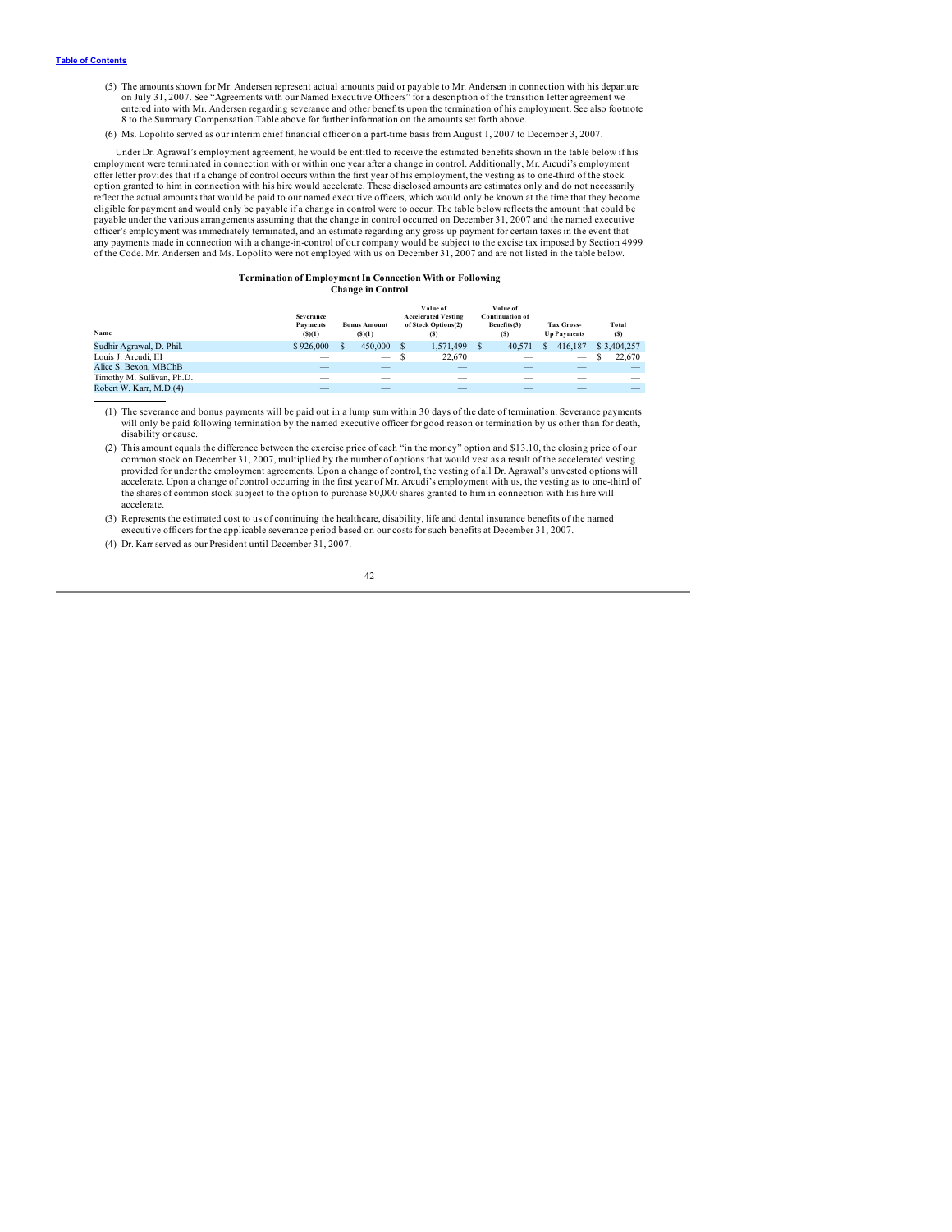(5) The amounts shown for Mr. Andersen represent actual amounts paid or payable to Mr. Andersen in connection with his departure on July 31, 2007. See "Agreements with our Named Executive Officers" for a description of the transition letter agreement we entered into with Mr. Andersen regarding severance and other benefits upon the termination of his employment. See also footnote 8 to the Summary Compensation Table above for further information on the amounts set forth above.

(6) Ms. Lopolito served as our interim chief financial officer on a part-time basis from August 1, 2007 to December 3, 2007.

Under Dr. Agrawal's employment agreement, he would be entitled to receive the estimated benefits shown in the table below if his employment were terminated in connection with or within one year after a change in control. Additionally, Mr. Arcudi's employment offer letter provides that if a change of control occurs within the first year of his employment, the vesting as to one-third of the stock option granted to him in connection with his hire would accelerate. These disclosed amounts are estimates only and do not necessarily reflect the actual amounts that would be paid to our named executive officers, which would only be known at the time that they become eligible for payment and would only be payable if a change in control were to occur. The table below reflects the amount that could be payable under the various arrangements assuming that the change in control occurred on December 31, 2007 and the named executive officer's employment was immediately terminated, and an estimate regarding any gross-up payment for certain taxes in the event that any payments made in connection with a change-in-control of our company would be subject to the excise tax imposed by Section 4999 of the Code. Mr. Andersen and Ms. Lopolito were not employed with us on December 31, 2007 and are not listed in the table below.

**Termination of Employment In Connection With or Following Change in Control**

| Name | Severance Payments ($)(1) | Bonus Amount ($)(1) | Value of Accelerated Vesting of Stock Options(2) ($) | Value of Continuation of Benefits(3) ($) | Tax Gross-Up Payments | Total ($) |
|---|---|---|---|---|---|---|
| Sudhir Agrawal, D. Phil. | $ 926,000 | $ 450,000 | $ 1,571,499 | $ 40,571 | $ 416,187 | $ 3,404,257 |
| Louis J. Arcudi, III | — | — | $ 22,670 | — | — | $ 22,670 |
| Alice S. Bexon, MBChB | — | — | — | — | — | — |
| Timothy M. Sullivan, Ph.D. | — | — | — | — | — | — |
| Robert W. Karr, M.D.(4) | — | — | — | — | — | — |

(1) The severance and bonus payments will be paid out in a lump sum within 30 days of the date of termination. Severance payments will only be paid following termination by the named executive officer for good reason or termination by us other than for death, disability or cause.

(2) This amount equals the difference between the exercise price of each "in the money" option and $13.10, the closing price of our common stock on December 31, 2007, multiplied by the number of options that would vest as a result of the accelerated vesting provided for under the employment agreements. Upon a change of control, the vesting of all Dr. Agrawal's unvested options will accelerate. Upon a change of control occurring in the first year of Mr. Arcudi's employment with us, the vesting as to one-third of the shares of common stock subject to the option to purchase 80,000 shares granted to him in connection with his hire will accelerate.

(3) Represents the estimated cost to us of continuing the healthcare, disability, life and dental insurance benefits of the named executive officers for the applicable severance period based on our costs for such benefits at December 31, 2007.

(4) Dr. Karr served as our President until December 31, 2007.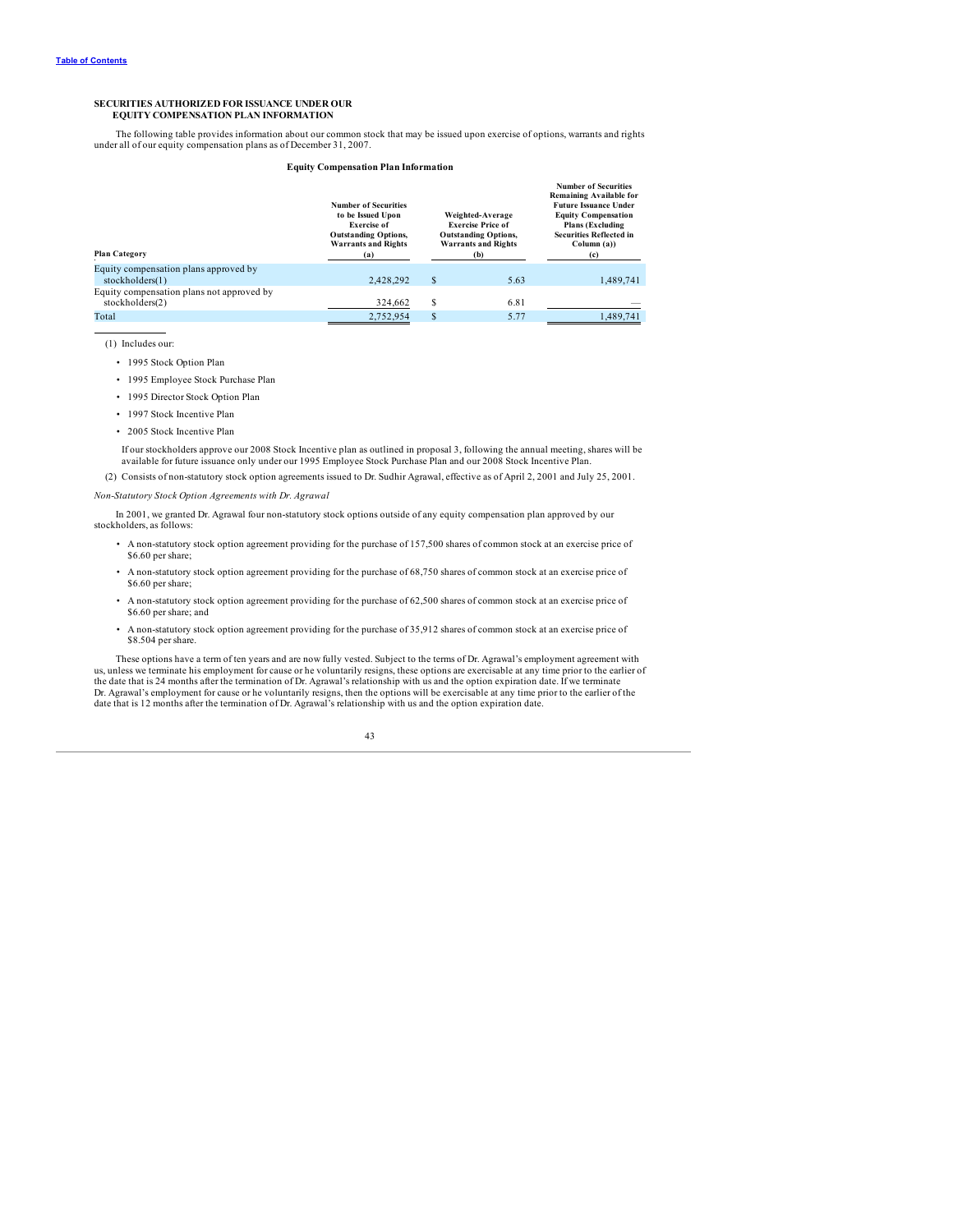Table of Contents

## SECURITIES AUTHORIZED FOR ISSUANCE UNDER OUR EQUITY COMPENSATION PLAN INFORMATION

The following table provides information about our common stock that may be issued upon exercise of options, warrants and rights under all of our equity compensation plans as of December 31, 2007.

**Equity Compensation Plan Information**

| Plan Category | Number of Securities to be Issued Upon Exercise of Outstanding Options, Warrants and Rights (a) | Weighted-Average Exercise Price of Outstanding Options, Warrants and Rights (b) | Number of Securities Remaining Available for Future Issuance Under Equity Compensation Plans (Excluding Securities Reflected in Column (a)) (c) |
|---|---|---|---|
| Equity compensation plans approved by stockholders(1) | 2,428,292 | $ 5.63 | 1,489,741 |
| Equity compensation plans not approved by stockholders(2) | 324,662 | $ 6.81 | — |
| Total | 2,752,954 | $ 5.77 | 1,489,741 |

(1) Includes our:

- 1995 Stock Option Plan
- 1995 Employee Stock Purchase Plan
- 1995 Director Stock Option Plan
- 1997 Stock Incentive Plan
- 2005 Stock Incentive Plan

If our stockholders approve our 2008 Stock Incentive plan as outlined in proposal 3, following the annual meeting, shares will be available for future issuance only under our 1995 Employee Stock Purchase Plan and our 2008 Stock Incentive Plan.

(2) Consists of non-statutory stock option agreements issued to Dr. Sudhir Agrawal, effective as of April 2, 2001 and July 25, 2001.

*Non-Statutory Stock Option Agreements with Dr. Agrawal*

In 2001, we granted Dr. Agrawal four non-statutory stock options outside of any equity compensation plan approved by our stockholders, as follows:

- A non-statutory stock option agreement providing for the purchase of 157,500 shares of common stock at an exercise price of $6.60 per share;
- A non-statutory stock option agreement providing for the purchase of 68,750 shares of common stock at an exercise price of $6.60 per share;
- A non-statutory stock option agreement providing for the purchase of 62,500 shares of common stock at an exercise price of $6.60 per share; and
- A non-statutory stock option agreement providing for the purchase of 35,912 shares of common stock at an exercise price of $8.504 per share.

These options have a term of ten years and are now fully vested. Subject to the terms of Dr. Agrawal's employment agreement with us, unless we terminate his employment for cause or he voluntarily resigns, these options are exercisable at any time prior to the earlier of the date that is 24 months after the termination of Dr. Agrawal's relationship with us and the option expiration date. If we terminate Dr. Agrawal's employment for cause or he voluntarily resigns, then the options will be exercisable at any time prior to the earlier of the date that is 12 months after the termination of Dr. Agrawal's relationship with us and the option expiration date.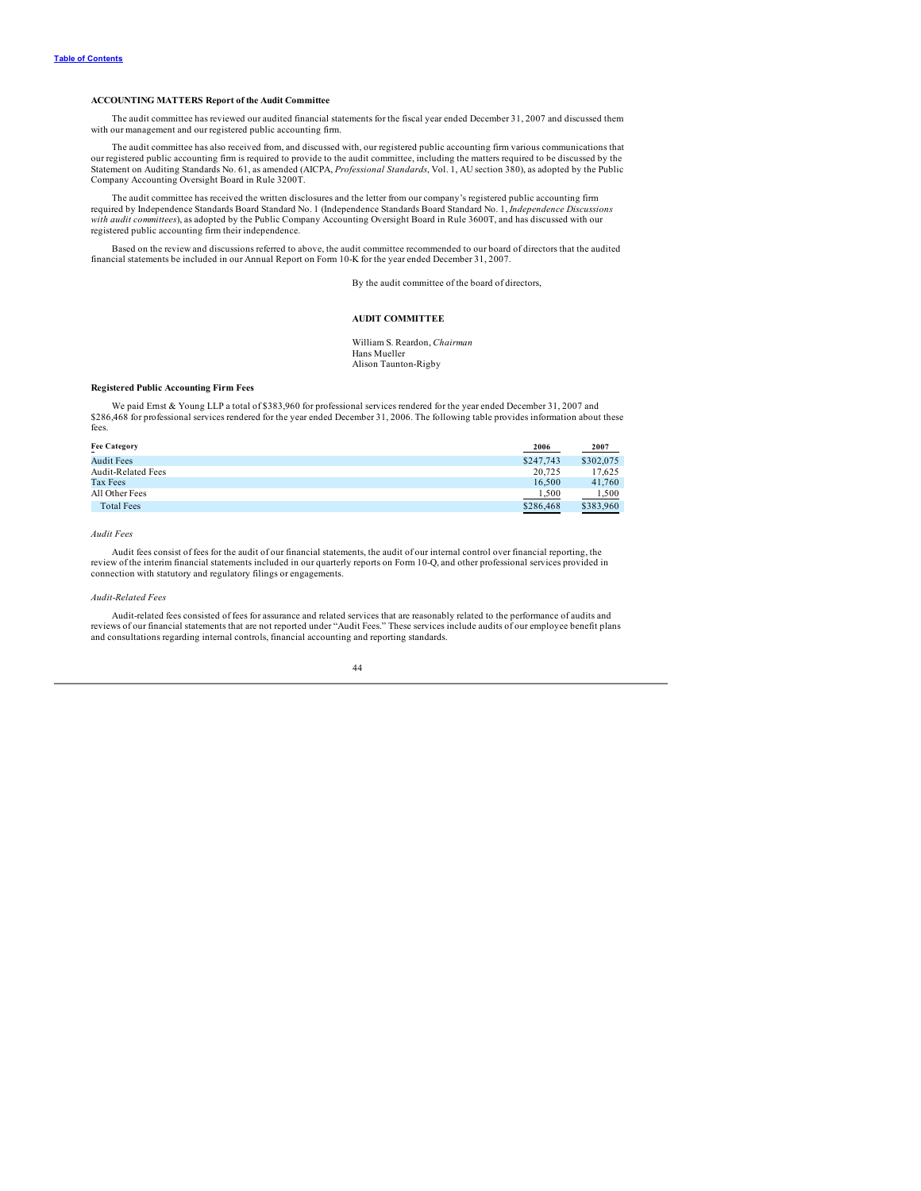**ACCOUNTING MATTERS Report of the Audit Committee**

The audit committee has reviewed our audited financial statements for the fiscal year ended December 31, 2007 and discussed them with our management and our registered public accounting firm.

The audit committee has also received from, and discussed with, our registered public accounting firm various communications that our registered public accounting firm is required to provide to the audit committee, including the matters required to be discussed by the Statement on Auditing Standards No. 61, as amended (AICPA, *Professional Standards*, Vol. 1, AU section 380), as adopted by the Public Company Accounting Oversight Board in Rule 3200T.

The audit committee has received the written disclosures and the letter from our company's registered public accounting firm required by Independence Standards Board Standard No. 1 (Independence Standards Board Standard No. 1, *Independence Discussions with audit committees*), as adopted by the Public Company Accounting Oversight Board in Rule 3600T, and has discussed with our registered public accounting firm their independence.

Based on the review and discussions referred to above, the audit committee recommended to our board of directors that the audited financial statements be included in our Annual Report on Form 10-K for the year ended December 31, 2007.

By the audit committee of the board of directors,

**AUDIT COMMITTEE**

William S. Reardon, *Chairman*
Hans Mueller
Alison Taunton-Rigby

**Registered Public Accounting Firm Fees**

We paid Ernst & Young LLP a total of $383,960 for professional services rendered for the year ended December 31, 2007 and $286,468 for professional services rendered for the year ended December 31, 2006. The following table provides information about these fees.

| Fee Category | 2006 | 2007 |
|---|---|---|
| Audit Fees | $247,743 | $302,075 |
| Audit-Related Fees | 20,725 | 17,625 |
| Tax Fees | 16,500 | 41,760 |
| All Other Fees | 1,500 | 1,500 |
| Total Fees | $286,468 | $383,960 |

*Audit Fees*

Audit fees consist of fees for the audit of our financial statements, the audit of our internal control over financial reporting, the review of the interim financial statements included in our quarterly reports on Form 10-Q, and other professional services provided in connection with statutory and regulatory filings or engagements.

*Audit-Related Fees*

Audit-related fees consisted of fees for assurance and related services that are reasonably related to the performance of audits and reviews of our financial statements that are not reported under "Audit Fees." These services include audits of our employee benefit plans and consultations regarding internal controls, financial accounting and reporting standards.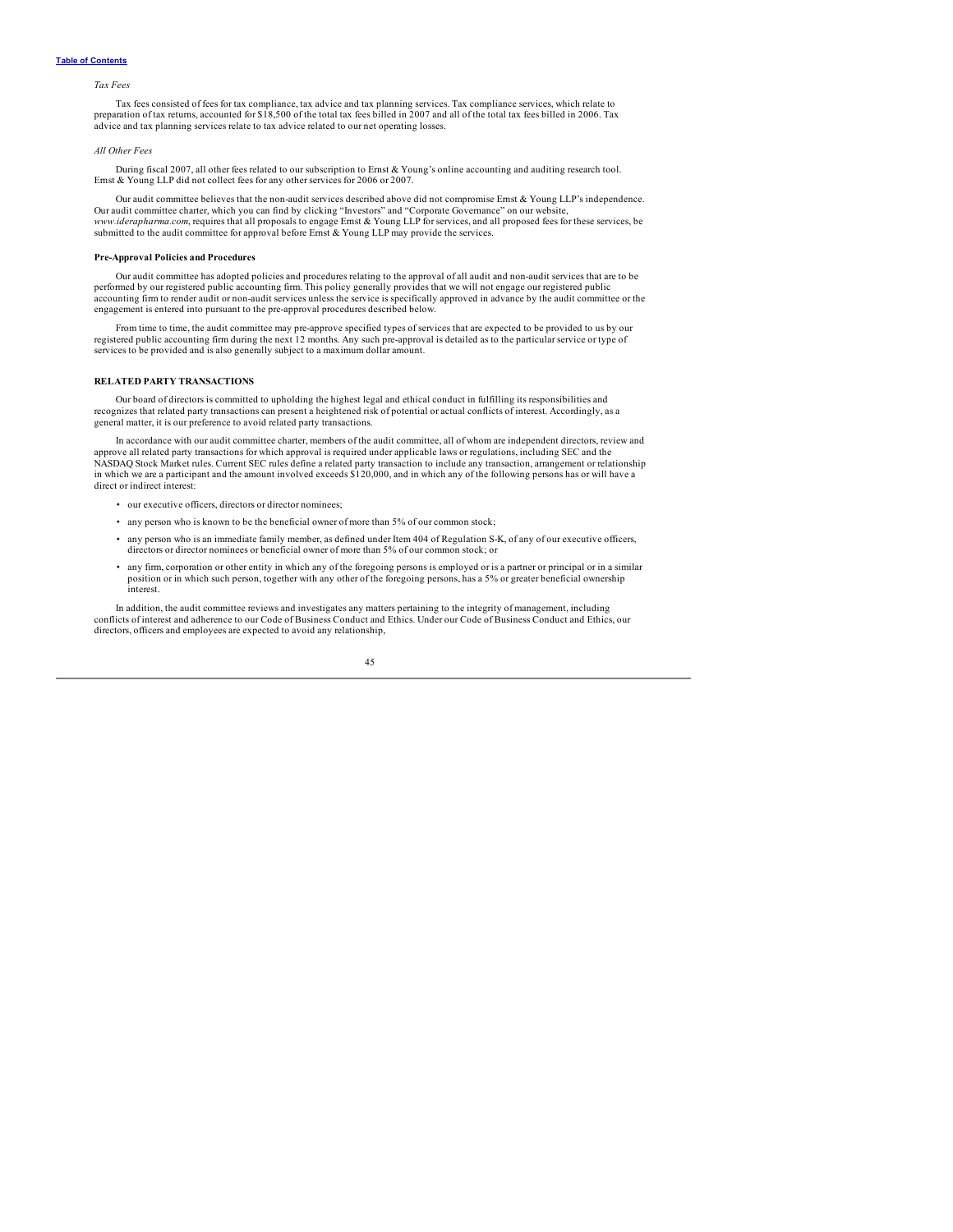*Tax Fees*

Tax fees consisted of fees for tax compliance, tax advice and tax planning services. Tax compliance services, which relate to preparation of tax returns, accounted for $18,500 of the total tax fees billed in 2007 and all of the total tax fees billed in 2006. Tax advice and tax planning services relate to tax advice related to our net operating losses.

*All Other Fees*

During fiscal 2007, all other fees related to our subscription to Ernst & Young's online accounting and auditing research tool. Ernst & Young LLP did not collect fees for any other services for 2006 or 2007.

Our audit committee believes that the non-audit services described above did not compromise Ernst & Young LLP's independence. Our audit committee charter, which you can find by clicking "Investors" and "Corporate Governance" on our website, *www.iderapharma.com*, requires that all proposals to engage Ernst & Young LLP for services, and all proposed fees for these services, be submitted to the audit committee for approval before Ernst & Young LLP may provide the services.

**Pre-Approval Policies and Procedures**

Our audit committee has adopted policies and procedures relating to the approval of all audit and non-audit services that are to be performed by our registered public accounting firm. This policy generally provides that we will not engage our registered public accounting firm to render audit or non-audit services unless the service is specifically approved in advance by the audit committee or the engagement is entered into pursuant to the pre-approval procedures described below.

From time to time, the audit committee may pre-approve specified types of services that are expected to be provided to us by our registered public accounting firm during the next 12 months. Any such pre-approval is detailed as to the particular service or type of services to be provided and is also generally subject to a maximum dollar amount.

## RELATED PARTY TRANSACTIONS

Our board of directors is committed to upholding the highest legal and ethical conduct in fulfilling its responsibilities and recognizes that related party transactions can present a heightened risk of potential or actual conflicts of interest. Accordingly, as a general matter, it is our preference to avoid related party transactions.

In accordance with our audit committee charter, members of the audit committee, all of whom are independent directors, review and approve all related party transactions for which approval is required under applicable laws or regulations, including SEC and the NASDAQ Stock Market rules. Current SEC rules define a related party transaction to include any transaction, arrangement or relationship in which we are a participant and the amount involved exceeds $120,000, and in which any of the following persons has or will have a direct or indirect interest:

- our executive officers, directors or director nominees;
- any person who is known to be the beneficial owner of more than 5% of our common stock;
- any person who is an immediate family member, as defined under Item 404 of Regulation S-K, of any of our executive officers, directors or director nominees or beneficial owner of more than 5% of our common stock; or
- any firm, corporation or other entity in which any of the foregoing persons is employed or is a partner or principal or in a similar position or in which such person, together with any other of the foregoing persons, has a 5% or greater beneficial ownership interest.

In addition, the audit committee reviews and investigates any matters pertaining to the integrity of management, including conflicts of interest and adherence to our Code of Business Conduct and Ethics. Under our Code of Business Conduct and Ethics, our directors, officers and employees are expected to avoid any relationship,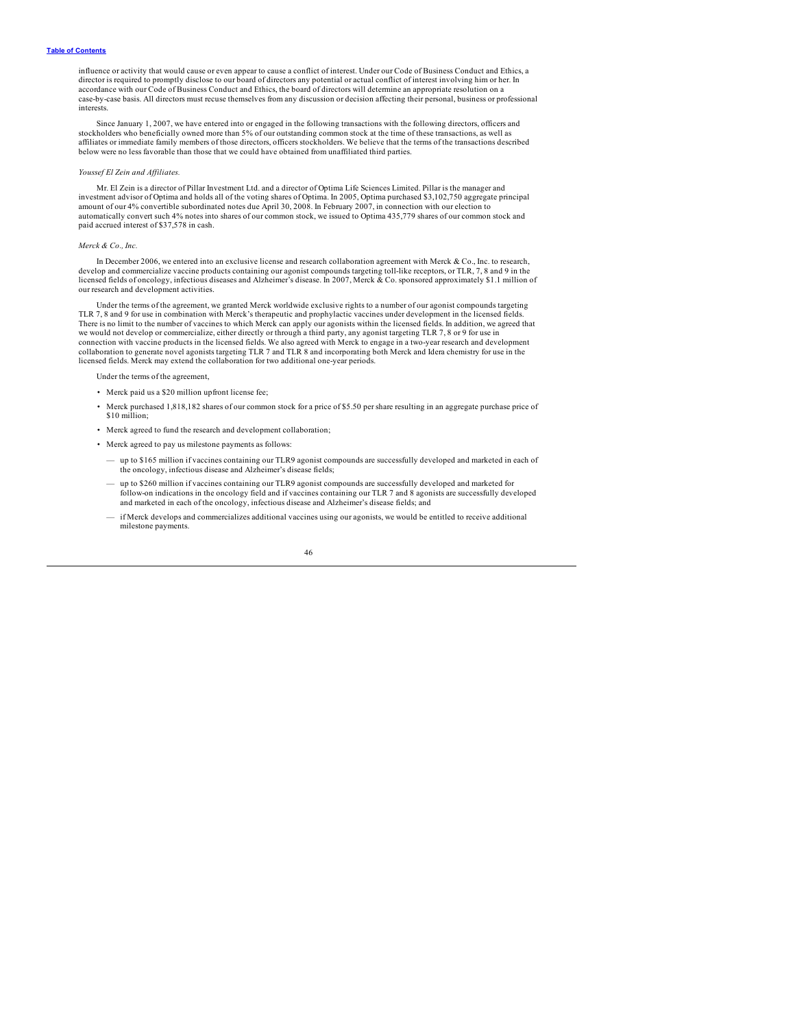influence or activity that would cause or even appear to cause a conflict of interest. Under our Code of Business Conduct and Ethics, a director is required to promptly disclose to our board of directors any potential or actual conflict of interest involving him or her. In accordance with our Code of Business Conduct and Ethics, the board of directors will determine an appropriate resolution on a case-by-case basis. All directors must recuse themselves from any discussion or decision affecting their personal, business or professional interests.

Since January 1, 2007, we have entered into or engaged in the following transactions with the following directors, officers and stockholders who beneficially owned more than 5% of our outstanding common stock at the time of these transactions, as well as affiliates or immediate family members of those directors, officers stockholders. We believe that the terms of the transactions described below were no less favorable than those that we could have obtained from unaffiliated third parties.

*Youssef El Zein and Affiliates.*

Mr. El Zein is a director of Pillar Investment Ltd. and a director of Optima Life Sciences Limited. Pillar is the manager and investment advisor of Optima and holds all of the voting shares of Optima. In 2005, Optima purchased $3,102,750 aggregate principal amount of our 4% convertible subordinated notes due April 30, 2008. In February 2007, in connection with our election to automatically convert such 4% notes into shares of our common stock, we issued to Optima 435,779 shares of our common stock and paid accrued interest of $37,578 in cash.

*Merck & Co., Inc.*

In December 2006, we entered into an exclusive license and research collaboration agreement with Merck & Co., Inc. to research, develop and commercialize vaccine products containing our agonist compounds targeting toll-like receptors, or TLR, 7, 8 and 9 in the licensed fields of oncology, infectious diseases and Alzheimer's disease. In 2007, Merck & Co. sponsored approximately $1.1 million of our research and development activities.

Under the terms of the agreement, we granted Merck worldwide exclusive rights to a number of our agonist compounds targeting TLR 7, 8 and 9 for use in combination with Merck's therapeutic and prophylactic vaccines under development in the licensed fields. There is no limit to the number of vaccines to which Merck can apply our agonists within the licensed fields. In addition, we agreed that we would not develop or commercialize, either directly or through a third party, any agonist targeting TLR 7, 8 or 9 for use in connection with vaccine products in the licensed fields. We also agreed with Merck to engage in a two-year research and development collaboration to generate novel agonists targeting TLR 7 and TLR 8 and incorporating both Merck and Idera chemistry for use in the licensed fields. Merck may extend the collaboration for two additional one-year periods.

Under the terms of the agreement,

- Merck paid us a $20 million upfront license fee;
- Merck purchased 1,818,182 shares of our common stock for a price of $5.50 per share resulting in an aggregate purchase price of $10 million;
- Merck agreed to fund the research and development collaboration;
- Merck agreed to pay us milestone payments as follows:
  - — up to $165 million if vaccines containing our TLR9 agonist compounds are successfully developed and marketed in each of the oncology, infectious disease and Alzheimer's disease fields;
  - — up to $260 million if vaccines containing our TLR9 agonist compounds are successfully developed and marketed for follow-on indications in the oncology field and if vaccines containing our TLR 7 and 8 agonists are successfully developed and marketed in each of the oncology, infectious disease and Alzheimer's disease fields; and
  - — if Merck develops and commercializes additional vaccines using our agonists, we would be entitled to receive additional milestone payments.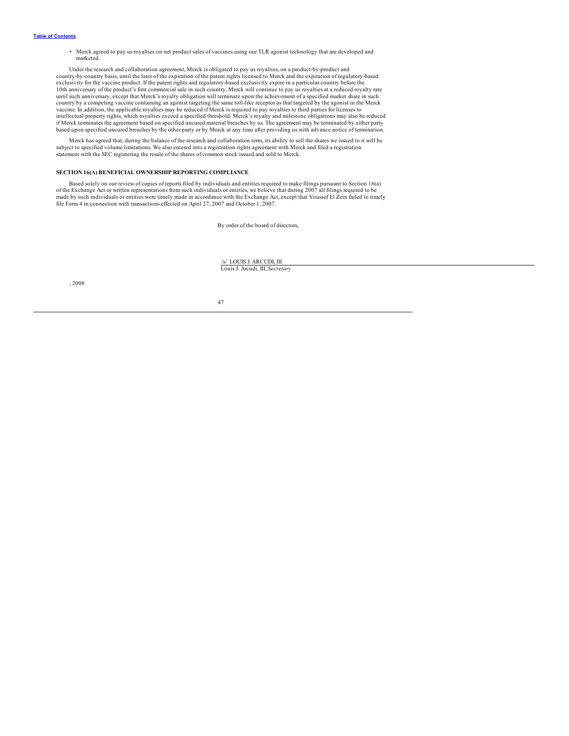- Merck agreed to pay us royalties on net product sales of vaccines using our TLR agonist technology that are developed and marketed.

Under the research and collaboration agreement, Merck is obligated to pay us royalties, on a product-by-product and country-by-country basis, until the later of the expiration of the patent rights licensed to Merck and the expiration of regulatory-based exclusivity for the vaccine product. If the patent rights and regulatory-based exclusivity expire in a particular country before the 10th anniversary of the product's first commercial sale in such country, Merck will continue to pay us royalties at a reduced royalty rate until such anniversary, except that Merck's royalty obligation will terminate upon the achievement of a specified market share in such country by a competing vaccine containing an agonist targeting the same toll-like receptor as that targeted by the agonist in the Merck vaccine. In addition, the applicable royalties may be reduced if Merck is required to pay royalties to third parties for licenses to intellectual property rights, which royalties exceed a specified threshold. Merck's royalty and milestone obligations may also be reduced if Merck terminates the agreement based on specified uncured material breaches by us. The agreement may be terminated by either party based upon specified uncured breaches by the other party or by Merck at any time after providing us with advance notice of termination.

Merck has agreed that, during the balance of the research and collaboration term, its ability to sell the shares we issued to it will be subject to specified volume limitations. We also entered into a registration rights agreement with Merck and filed a registration statement with the SEC registering the resale of the shares of common stock issued and sold to Merck.

## SECTION 16(A) BENEFICIAL OWNERSHIP REPORTING COMPLIANCE

Based solely on our review of copies of reports filed by individuals and entities required to make filings pursuant to Section 16(a) of the Exchange Act or written representations from such individuals or entities, we believe that during 2007 all filings required to be made by such individuals or entities were timely made in accordance with the Exchange Act, except that Youssef El Zein failed to timely file Form 4 in connection with transactions effected on April 27, 2007 and October 1, 2007.

By order of the board of directors,

/s/ LOUIS J. ARCUDI, III

Louis J. Arcudi, III, *Secretary*

, 2008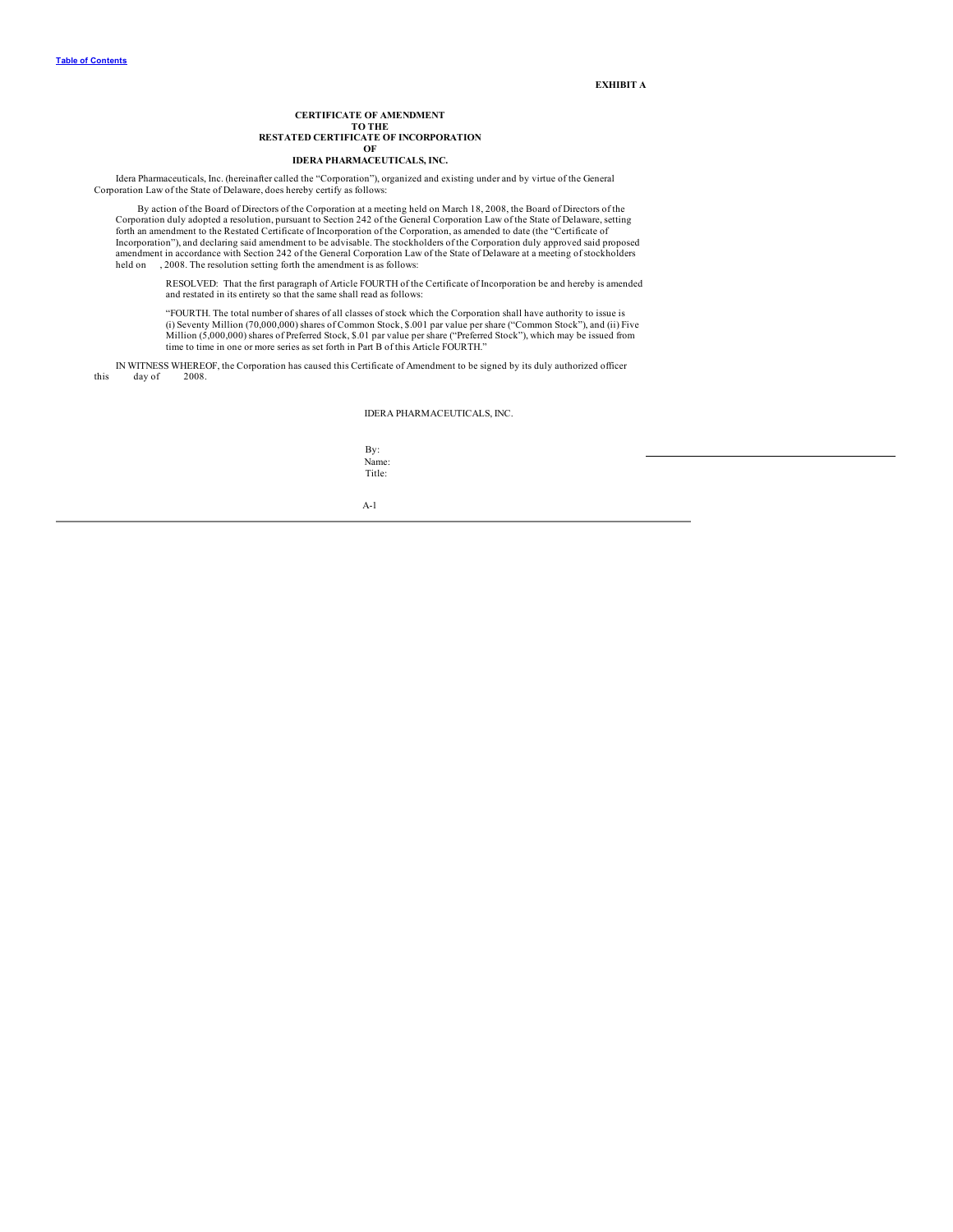**EXHIBIT A**

**CERTIFICATE OF AMENDMENT
TO THE
RESTATED CERTIFICATE OF INCORPORATION
OF
IDERA PHARMACEUTICALS, INC.**

Idera Pharmaceuticals, Inc. (hereinafter called the "Corporation"), organized and existing under and by virtue of the General Corporation Law of the State of Delaware, does hereby certify as follows:

By action of the Board of Directors of the Corporation at a meeting held on March 18, 2008, the Board of Directors of the Corporation duly adopted a resolution, pursuant to Section 242 of the General Corporation Law of the State of Delaware, setting forth an amendment to the Restated Certificate of Incorporation of the Corporation, as amended to date (the "Certificate of Incorporation"), and declaring said amendment to be advisable. The stockholders of the Corporation duly approved said proposed amendment in accordance with Section 242 of the General Corporation Law of the State of Delaware at a meeting of stockholders held on , 2008. The resolution setting forth the amendment is as follows:

RESOLVED: That the first paragraph of Article FOURTH of the Certificate of Incorporation be and hereby is amended and restated in its entirety so that the same shall read as follows:

"FOURTH. The total number of shares of all classes of stock which the Corporation shall have authority to issue is (i) Seventy Million (70,000,000) shares of Common Stock, $.001 par value per share ("Common Stock"), and (ii) Five Million (5,000,000) shares of Preferred Stock, $.01 par value per share ("Preferred Stock"), which may be issued from time to time in one or more series as set forth in Part B of this Article FOURTH."

IN WITNESS WHEREOF, the Corporation has caused this Certificate of Amendment to be signed by its duly authorized officer this day of 2008.

IDERA PHARMACEUTICALS, INC.

By:
Name:
Title: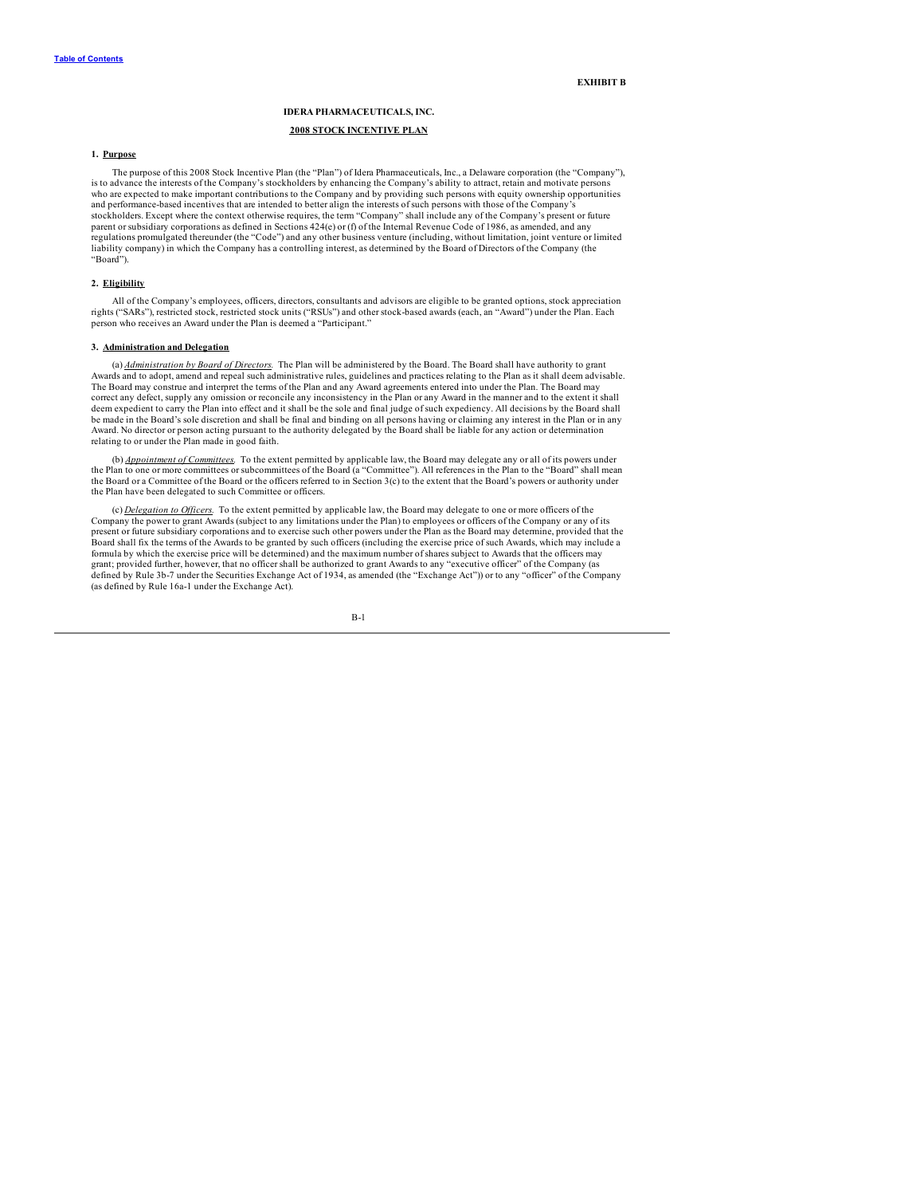**EXHIBIT B**

**IDERA PHARMACEUTICALS, INC.**

**2008 STOCK INCENTIVE PLAN**

**1. Purpose**

The purpose of this 2008 Stock Incentive Plan (the "Plan") of Idera Pharmaceuticals, Inc., a Delaware corporation (the "Company"), is to advance the interests of the Company's stockholders by enhancing the Company's ability to attract, retain and motivate persons who are expected to make important contributions to the Company and by providing such persons with equity ownership opportunities and performance-based incentives that are intended to better align the interests of such persons with those of the Company's stockholders. Except where the context otherwise requires, the term "Company" shall include any of the Company's present or future parent or subsidiary corporations as defined in Sections 424(e) or (f) of the Internal Revenue Code of 1986, as amended, and any regulations promulgated thereunder (the "Code") and any other business venture (including, without limitation, joint venture or limited liability company) in which the Company has a controlling interest, as determined by the Board of Directors of the Company (the "Board").

**2. Eligibility**

All of the Company's employees, officers, directors, consultants and advisors are eligible to be granted options, stock appreciation rights ("SARs"), restricted stock, restricted stock units ("RSUs") and other stock-based awards (each, an "Award") under the Plan. Each person who receives an Award under the Plan is deemed a "Participant."

**3. Administration and Delegation**

(a) *Administration by Board of Directors.* The Plan will be administered by the Board. The Board shall have authority to grant Awards and to adopt, amend and repeal such administrative rules, guidelines and practices relating to the Plan as it shall deem advisable. The Board may construe and interpret the terms of the Plan and any Award agreements entered into under the Plan. The Board may correct any defect, supply any omission or reconcile any inconsistency in the Plan or any Award in the manner and to the extent it shall deem expedient to carry the Plan into effect and it shall be the sole and final judge of such expediency. All decisions by the Board shall be made in the Board's sole discretion and shall be final and binding on all persons having or claiming any interest in the Plan or in any Award. No director or person acting pursuant to the authority delegated by the Board shall be liable for any action or determination relating to or under the Plan made in good faith.

(b) *Appointment of Committees.* To the extent permitted by applicable law, the Board may delegate any or all of its powers under the Plan to one or more committees or subcommittees of the Board (a "Committee"). All references in the Plan to the "Board" shall mean the Board or a Committee of the Board or the officers referred to in Section 3(c) to the extent that the Board's powers or authority under the Plan have been delegated to such Committee or officers.

(c) *Delegation to Officers.* To the extent permitted by applicable law, the Board may delegate to one or more officers of the Company the power to grant Awards (subject to any limitations under the Plan) to employees or officers of the Company or any of its present or future subsidiary corporations and to exercise such other powers under the Plan as the Board may determine, provided that the Board shall fix the terms of the Awards to be granted by such officers (including the exercise price of such Awards, which may include a formula by which the exercise price will be determined) and the maximum number of shares subject to Awards that the officers may grant; provided further, however, that no officer shall be authorized to grant Awards to any "executive officer" of the Company (as defined by Rule 3b-7 under the Securities Exchange Act of 1934, as amended (the "Exchange Act")) or to any "officer" of the Company (as defined by Rule 16a-1 under the Exchange Act).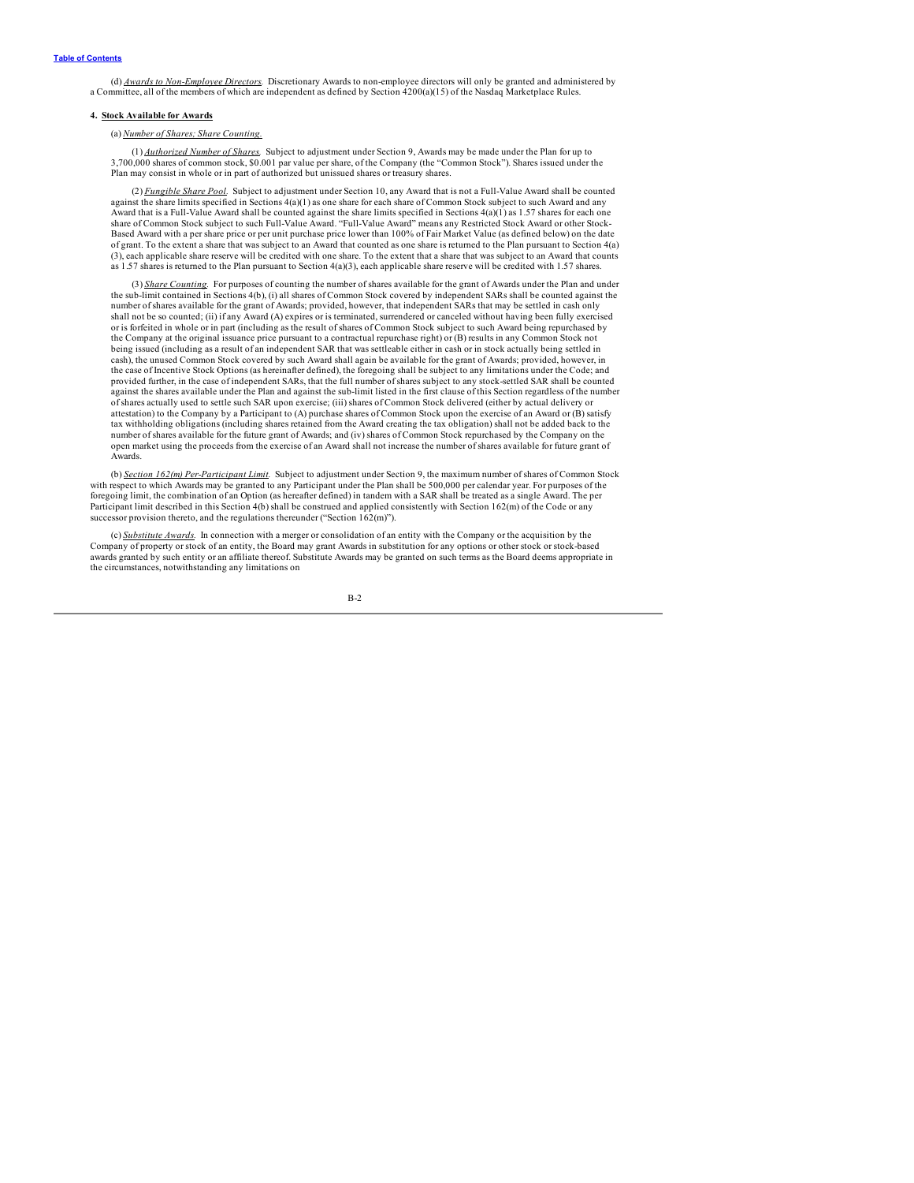(d) *Awards to Non-Employee Directors.* Discretionary Awards to non-employee directors will only be granted and administered by a Committee, all of the members of which are independent as defined by Section 4200(a)(15) of the Nasdaq Marketplace Rules.

**4. Stock Available for Awards**

(a) *Number of Shares; Share Counting.*

(1) *Authorized Number of Shares.* Subject to adjustment under Section 9, Awards may be made under the Plan for up to 3,700,000 shares of common stock, $0.001 par value per share, of the Company (the "Common Stock"). Shares issued under the Plan may consist in whole or in part of authorized but unissued shares or treasury shares.

(2) *Fungible Share Pool.* Subject to adjustment under Section 10, any Award that is not a Full-Value Award shall be counted against the share limits specified in Sections 4(a)(1) as one share for each share of Common Stock subject to such Award and any Award that is a Full-Value Award shall be counted against the share limits specified in Sections 4(a)(1) as 1.57 shares for each one share of Common Stock subject to such Full-Value Award. "Full-Value Award" means any Restricted Stock Award or other Stock-Based Award with a per share price or per unit purchase price lower than 100% of Fair Market Value (as defined below) on the date of grant. To the extent a share that was subject to an Award that counted as one share is returned to the Plan pursuant to Section 4(a)(3), each applicable share reserve will be credited with one share. To the extent that a share that was subject to an Award that counts as 1.57 shares is returned to the Plan pursuant to Section 4(a)(3), each applicable share reserve will be credited with 1.57 shares.

(3) *Share Counting.* For purposes of counting the number of shares available for the grant of Awards under the Plan and under the sub-limit contained in Sections 4(b), (i) all shares of Common Stock covered by independent SARs shall be counted against the number of shares available for the grant of Awards; provided, however, that independent SARs that may be settled in cash only shall not be so counted; (ii) if any Award (A) expires or is terminated, surrendered or canceled without having been fully exercised or is forfeited in whole or in part (including as the result of shares of Common Stock subject to such Award being repurchased by the Company at the original issuance price pursuant to a contractual repurchase right) or (B) results in any Common Stock not being issued (including as a result of an independent SAR that was settleable either in cash or in stock actually being settled in cash), the unused Common Stock covered by such Award shall again be available for the grant of Awards; provided, however, in the case of Incentive Stock Options (as hereinafter defined), the foregoing shall be subject to any limitations under the Code; and provided further, in the case of independent SARs, that the full number of shares subject to any stock-settled SAR shall be counted against the shares available under the Plan and against the sub-limit listed in the first clause of this Section regardless of the number of shares actually used to settle such SAR upon exercise; (iii) shares of Common Stock delivered (either by actual delivery or attestation) to the Company by a Participant to (A) purchase shares of Common Stock upon the exercise of an Award or (B) satisfy tax withholding obligations (including shares retained from the Award creating the tax obligation) shall not be added back to the number of shares available for the future grant of Awards; and (iv) shares of Common Stock repurchased by the Company on the open market using the proceeds from the exercise of an Award shall not increase the number of shares available for future grant of Awards.

(b) *Section 162(m) Per-Participant Limit.* Subject to adjustment under Section 9, the maximum number of shares of Common Stock with respect to which Awards may be granted to any Participant under the Plan shall be 500,000 per calendar year. For purposes of the foregoing limit, the combination of an Option (as hereafter defined) in tandem with a SAR shall be treated as a single Award. The per Participant limit described in this Section 4(b) shall be construed and applied consistently with Section 162(m) of the Code or any successor provision thereto, and the regulations thereunder ("Section 162(m)").

(c) *Substitute Awards.* In connection with a merger or consolidation of an entity with the Company or the acquisition by the Company of property or stock of an entity, the Board may grant Awards in substitution for any options or other stock or stock-based awards granted by such entity or an affiliate thereof. Substitute Awards may be granted on such terms as the Board deems appropriate in the circumstances, notwithstanding any limitations on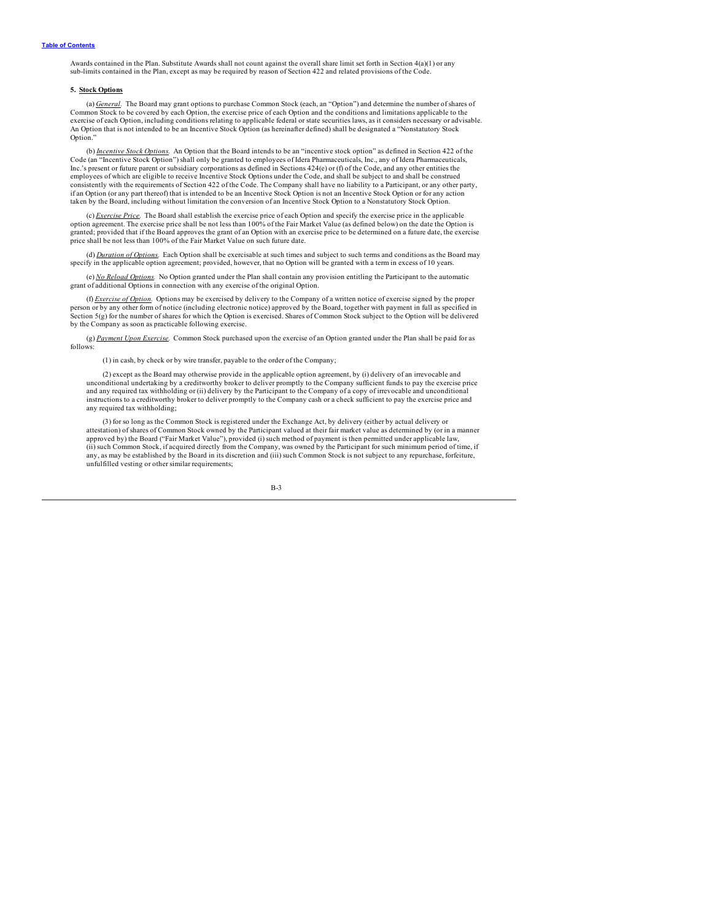Awards contained in the Plan. Substitute Awards shall not count against the overall share limit set forth in Section 4(a)(1) or any sub-limits contained in the Plan, except as may be required by reason of Section 422 and related provisions of the Code.

**5. Stock Options**

(a) *General.* The Board may grant options to purchase Common Stock (each, an "Option") and determine the number of shares of Common Stock to be covered by each Option, the exercise price of each Option and the conditions and limitations applicable to the exercise of each Option, including conditions relating to applicable federal or state securities laws, as it considers necessary or advisable. An Option that is not intended to be an Incentive Stock Option (as hereinafter defined) shall be designated a "Nonstatutory Stock Option."

(b) *Incentive Stock Options.* An Option that the Board intends to be an "incentive stock option" as defined in Section 422 of the Code (an "Incentive Stock Option") shall only be granted to employees of Idera Pharmaceuticals, Inc., any of Idera Pharmaceuticals, Inc.'s present or future parent or subsidiary corporations as defined in Sections 424(e) or (f) of the Code, and any other entities the employees of which are eligible to receive Incentive Stock Options under the Code, and shall be subject to and shall be construed consistently with the requirements of Section 422 of the Code. The Company shall have no liability to a Participant, or any other party, if an Option (or any part thereof) that is intended to be an Incentive Stock Option is not an Incentive Stock Option or for any action taken by the Board, including without limitation the conversion of an Incentive Stock Option to a Nonstatutory Stock Option.

(c) *Exercise Price.* The Board shall establish the exercise price of each Option and specify the exercise price in the applicable option agreement. The exercise price shall be not less than 100% of the Fair Market Value (as defined below) on the date the Option is granted; provided that if the Board approves the grant of an Option with an exercise price to be determined on a future date, the exercise price shall be not less than 100% of the Fair Market Value on such future date.

(d) *Duration of Options.* Each Option shall be exercisable at such times and subject to such terms and conditions as the Board may specify in the applicable option agreement; provided, however, that no Option will be granted with a term in excess of 10 years.

(e) *No Reload Options.* No Option granted under the Plan shall contain any provision entitling the Participant to the automatic grant of additional Options in connection with any exercise of the original Option.

(f) *Exercise of Option.* Options may be exercised by delivery to the Company of a written notice of exercise signed by the proper person or by any other form of notice (including electronic notice) approved by the Board, together with payment in full as specified in Section 5(g) for the number of shares for which the Option is exercised. Shares of Common Stock subject to the Option will be delivered by the Company as soon as practicable following exercise.

(g) *Payment Upon Exercise.* Common Stock purchased upon the exercise of an Option granted under the Plan shall be paid for as follows:

(1) in cash, by check or by wire transfer, payable to the order of the Company;

(2) except as the Board may otherwise provide in the applicable option agreement, by (i) delivery of an irrevocable and unconditional undertaking by a creditworthy broker to deliver promptly to the Company sufficient funds to pay the exercise price and any required tax withholding or (ii) delivery by the Participant to the Company of a copy of irrevocable and unconditional instructions to a creditworthy broker to deliver promptly to the Company cash or a check sufficient to pay the exercise price and any required tax withholding;

(3) for so long as the Common Stock is registered under the Exchange Act, by delivery (either by actual delivery or attestation) of shares of Common Stock owned by the Participant valued at their fair market value as determined by (or in a manner approved by) the Board ("Fair Market Value"), provided (i) such method of payment is then permitted under applicable law, (ii) such Common Stock, if acquired directly from the Company, was owned by the Participant for such minimum period of time, if any, as may be established by the Board in its discretion and (iii) such Common Stock is not subject to any repurchase, forfeiture, unfulfilled vesting or other similar requirements;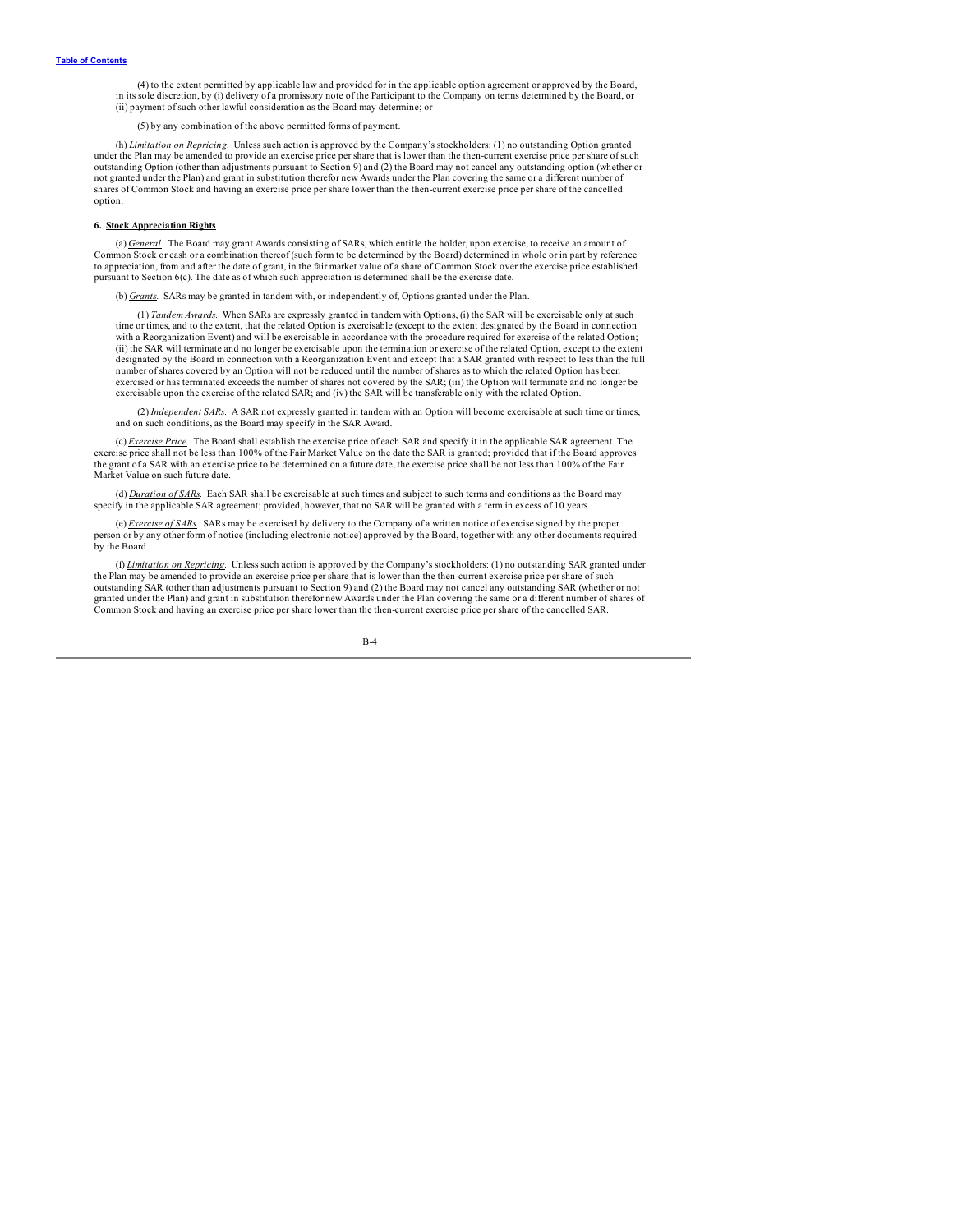(4) to the extent permitted by applicable law and provided for in the applicable option agreement or approved by the Board, in its sole discretion, by (i) delivery of a promissory note of the Participant to the Company on terms determined by the Board, or (ii) payment of such other lawful consideration as the Board may determine; or

(5) by any combination of the above permitted forms of payment.

(h) *Limitation on Repricing*. Unless such action is approved by the Company's stockholders: (1) no outstanding Option granted under the Plan may be amended to provide an exercise price per share that is lower than the then-current exercise price per share of such outstanding Option (other than adjustments pursuant to Section 9) and (2) the Board may not cancel any outstanding option (whether or not granted under the Plan) and grant in substitution therefor new Awards under the Plan covering the same or a different number of shares of Common Stock and having an exercise price per share lower than the then-current exercise price per share of the cancelled option.

**6. Stock Appreciation Rights**

(a) *General*. The Board may grant Awards consisting of SARs, which entitle the holder, upon exercise, to receive an amount of Common Stock or cash or a combination thereof (such form to be determined by the Board) determined in whole or in part by reference to appreciation, from and after the date of grant, in the fair market value of a share of Common Stock over the exercise price established pursuant to Section 6(c). The date as of which such appreciation is determined shall be the exercise date.

(b) *Grants*. SARs may be granted in tandem with, or independently of, Options granted under the Plan.

(1) *Tandem Awards*. When SARs are expressly granted in tandem with Options, (i) the SAR will be exercisable only at such time or times, and to the extent, that the related Option is exercisable (except to the extent designated by the Board in connection with a Reorganization Event) and will be exercisable in accordance with the procedure required for exercise of the related Option; (ii) the SAR will terminate and no longer be exercisable upon the termination or exercise of the related Option, except to the extent designated by the Board in connection with a Reorganization Event and except that a SAR granted with respect to less than the full number of shares covered by an Option will not be reduced until the number of shares as to which the related Option has been exercised or has terminated exceeds the number of shares not covered by the SAR; (iii) the Option will terminate and no longer be exercisable upon the exercise of the related SAR; and (iv) the SAR will be transferable only with the related Option.

(2) *Independent SARs*. A SAR not expressly granted in tandem with an Option will become exercisable at such time or times, and on such conditions, as the Board may specify in the SAR Award.

(c) *Exercise Price*. The Board shall establish the exercise price of each SAR and specify it in the applicable SAR agreement. The exercise price shall not be less than 100% of the Fair Market Value on the date the SAR is granted; provided that if the Board approves the grant of a SAR with an exercise price to be determined on a future date, the exercise price shall be not less than 100% of the Fair Market Value on such future date.

(d) *Duration of SARs*. Each SAR shall be exercisable at such times and subject to such terms and conditions as the Board may specify in the applicable SAR agreement; provided, however, that no SAR will be granted with a term in excess of 10 years.

(e) *Exercise of SARs*. SARs may be exercised by delivery to the Company of a written notice of exercise signed by the proper person or by any other form of notice (including electronic notice) approved by the Board, together with any other documents required by the Board.

(f) *Limitation on Repricing*. Unless such action is approved by the Company's stockholders: (1) no outstanding SAR granted under the Plan may be amended to provide an exercise price per share that is lower than the then-current exercise price per share of such outstanding SAR (other than adjustments pursuant to Section 9) and (2) the Board may not cancel any outstanding SAR (whether or not granted under the Plan) and grant in substitution therefor new Awards under the Plan covering the same or a different number of shares of Common Stock and having an exercise price per share lower than the then-current exercise price per share of the cancelled SAR.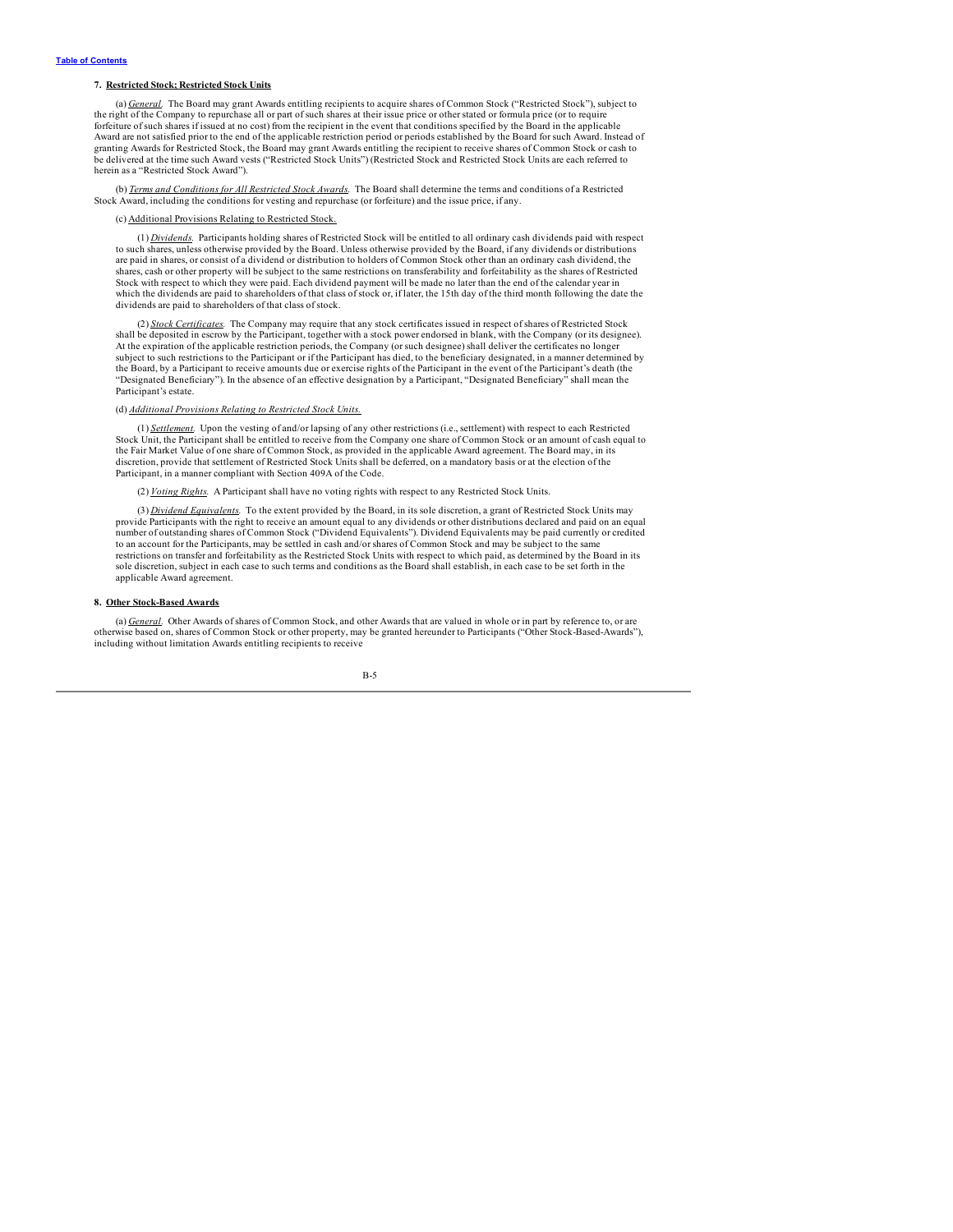**7. Restricted Stock; Restricted Stock Units**

(a) *General.* The Board may grant Awards entitling recipients to acquire shares of Common Stock ("Restricted Stock"), subject to the right of the Company to repurchase all or part of such shares at their issue price or other stated or formula price (or to require forfeiture of such shares if issued at no cost) from the recipient in the event that conditions specified by the Board in the applicable Award are not satisfied prior to the end of the applicable restriction period or periods established by the Board for such Award. Instead of granting Awards for Restricted Stock, the Board may grant Awards entitling the recipient to receive shares of Common Stock or cash to be delivered at the time such Award vests ("Restricted Stock Units") (Restricted Stock and Restricted Stock Units are each referred to herein as a "Restricted Stock Award").

(b) *Terms and Conditions for All Restricted Stock Awards.* The Board shall determine the terms and conditions of a Restricted Stock Award, including the conditions for vesting and repurchase (or forfeiture) and the issue price, if any.

(c) Additional Provisions Relating to Restricted Stock.

(1) *Dividends.* Participants holding shares of Restricted Stock will be entitled to all ordinary cash dividends paid with respect to such shares, unless otherwise provided by the Board. Unless otherwise provided by the Board, if any dividends or distributions are paid in shares, or consist of a dividend or distribution to holders of Common Stock other than an ordinary cash dividend, the shares, cash or other property will be subject to the same restrictions on transferability and forfeitability as the shares of Restricted Stock with respect to which they were paid. Each dividend payment will be made no later than the end of the calendar year in which the dividends are paid to shareholders of that class of stock or, if later, the 15th day of the third month following the date the dividends are paid to shareholders of that class of stock.

(2) *Stock Certificates.* The Company may require that any stock certificates issued in respect of shares of Restricted Stock shall be deposited in escrow by the Participant, together with a stock power endorsed in blank, with the Company (or its designee). At the expiration of the applicable restriction periods, the Company (or such designee) shall deliver the certificates no longer subject to such restrictions to the Participant or if the Participant has died, to the beneficiary designated, in a manner determined by the Board, by a Participant to receive amounts due or exercise rights of the Participant in the event of the Participant's death (the "Designated Beneficiary"). In the absence of an effective designation by a Participant, "Designated Beneficiary" shall mean the Participant's estate.

(d) *Additional Provisions Relating to Restricted Stock Units.*

(1) *Settlement.* Upon the vesting of and/or lapsing of any other restrictions (i.e., settlement) with respect to each Restricted Stock Unit, the Participant shall be entitled to receive from the Company one share of Common Stock or an amount of cash equal to the Fair Market Value of one share of Common Stock, as provided in the applicable Award agreement. The Board may, in its discretion, provide that settlement of Restricted Stock Units shall be deferred, on a mandatory basis or at the election of the Participant, in a manner compliant with Section 409A of the Code.

(2) *Voting Rights.* A Participant shall have no voting rights with respect to any Restricted Stock Units.

(3) *Dividend Equivalents.* To the extent provided by the Board, in its sole discretion, a grant of Restricted Stock Units may provide Participants with the right to receive an amount equal to any dividends or other distributions declared and paid on an equal number of outstanding shares of Common Stock ("Dividend Equivalents"). Dividend Equivalents may be paid currently or credited to an account for the Participants, may be settled in cash and/or shares of Common Stock and may be subject to the same restrictions on transfer and forfeitability as the Restricted Stock Units with respect to which paid, as determined by the Board in its sole discretion, subject in each case to such terms and conditions as the Board shall establish, in each case to be set forth in the applicable Award agreement.

**8. Other Stock-Based Awards**

(a) *General.* Other Awards of shares of Common Stock, and other Awards that are valued in whole or in part by reference to, or are otherwise based on, shares of Common Stock or other property, may be granted hereunder to Participants ("Other Stock-Based-Awards"), including without limitation Awards entitling recipients to receive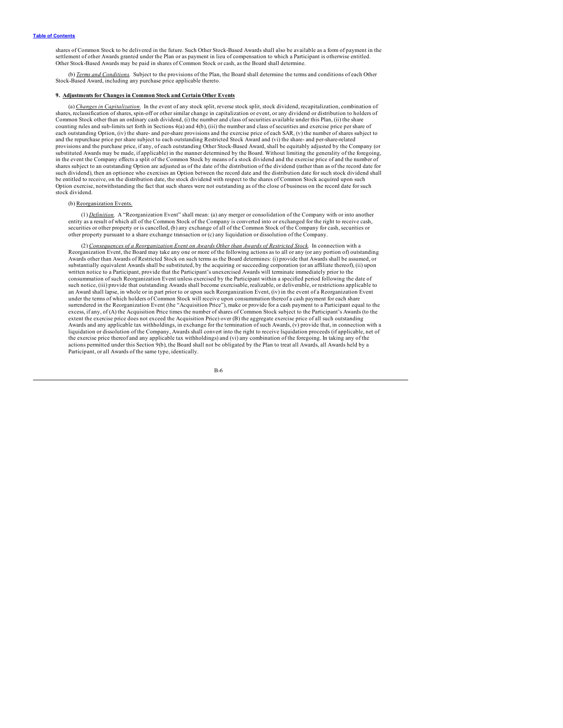shares of Common Stock to be delivered in the future. Such Other Stock-Based Awards shall also be available as a form of payment in the settlement of other Awards granted under the Plan or as payment in lieu of compensation to which a Participant is otherwise entitled. Other Stock-Based Awards may be paid in shares of Common Stock or cash, as the Board shall determine.

(b) *Terms and Conditions.* Subject to the provisions of the Plan, the Board shall determine the terms and conditions of each Other Stock-Based Award, including any purchase price applicable thereto.

**9. Adjustments for Changes in Common Stock and Certain Other Events**

(a) *Changes in Capitalization.* In the event of any stock split, reverse stock split, stock dividend, recapitalization, combination of shares, reclassification of shares, spin-off or other similar change in capitalization or event, or any dividend or distribution to holders of Common Stock other than an ordinary cash dividend, (i) the number and class of securities available under this Plan, (ii) the share counting rules and sub-limits set forth in Sections 4(a) and 4(b), (iii) the number and class of securities and exercise price per share of each outstanding Option, (iv) the share- and per-share provisions and the exercise price of each SAR, (v) the number of shares subject to and the repurchase price per share subject to each outstanding Restricted Stock Award and (vi) the share- and per-share-related provisions and the purchase price, if any, of each outstanding Other Stock-Based Award, shall be equitably adjusted by the Company (or substituted Awards may be made, if applicable) in the manner determined by the Board. Without limiting the generality of the foregoing, in the event the Company effects a split of the Common Stock by means of a stock dividend and the exercise price of and the number of shares subject to an outstanding Option are adjusted as of the date of the distribution of the dividend (rather than as of the record date for such dividend), then an optionee who exercises an Option between the record date and the distribution date for such stock dividend shall be entitled to receive, on the distribution date, the stock dividend with respect to the shares of Common Stock acquired upon such Option exercise, notwithstanding the fact that such shares were not outstanding as of the close of business on the record date for such stock dividend.

(b) Reorganization Events.

(1) *Definition.* A "Reorganization Event" shall mean: (a) any merger or consolidation of the Company with or into another entity as a result of which all of the Common Stock of the Company is converted into or exchanged for the right to receive cash, securities or other property or is cancelled, (b) any exchange of all of the Common Stock of the Company for cash, securities or other property pursuant to a share exchange transaction or (c) any liquidation or dissolution of the Company.

(2) *Consequences of a Reorganization Event on Awards Other than Awards of Restricted Stock.* In connection with a Reorganization Event, the Board may take any one or more of the following actions as to all or any (or any portion of) outstanding Awards other than Awards of Restricted Stock on such terms as the Board determines: (i) provide that Awards shall be assumed, or substantially equivalent Awards shall be substituted, by the acquiring or succeeding corporation (or an affiliate thereof), (ii) upon written notice to a Participant, provide that the Participant's unexercised Awards will terminate immediately prior to the consummation of such Reorganization Event unless exercised by the Participant within a specified period following the date of such notice, (iii) provide that outstanding Awards shall become exercisable, realizable, or deliverable, or restrictions applicable to an Award shall lapse, in whole or in part prior to or upon such Reorganization Event, (iv) in the event of a Reorganization Event under the terms of which holders of Common Stock will receive upon consummation thereof a cash payment for each share surrendered in the Reorganization Event (the "Acquisition Price"), make or provide for a cash payment to a Participant equal to the excess, if any, of (A) the Acquisition Price times the number of shares of Common Stock subject to the Participant's Awards (to the extent the exercise price does not exceed the Acquisition Price) over (B) the aggregate exercise price of all such outstanding Awards and any applicable tax withholdings, in exchange for the termination of such Awards, (v) provide that, in connection with a liquidation or dissolution of the Company, Awards shall convert into the right to receive liquidation proceeds (if applicable, net of the exercise price thereof and any applicable tax withholdings) and (vi) any combination of the foregoing. In taking any of the actions permitted under this Section 9(b), the Board shall not be obligated by the Plan to treat all Awards, all Awards held by a Participant, or all Awards of the same type, identically.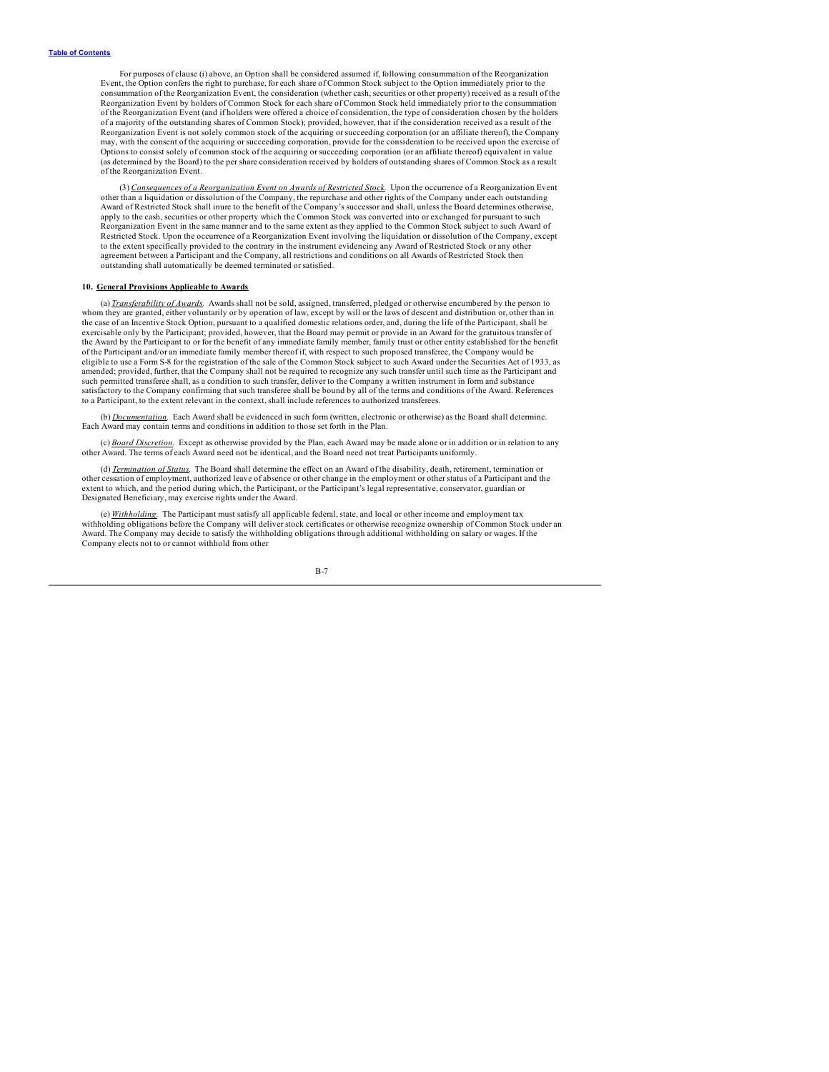For purposes of clause (i) above, an Option shall be considered assumed if, following consummation of the Reorganization Event, the Option confers the right to purchase, for each share of Common Stock subject to the Option immediately prior to the consummation of the Reorganization Event, the consideration (whether cash, securities or other property) received as a result of the Reorganization Event by holders of Common Stock for each share of Common Stock held immediately prior to the consummation of the Reorganization Event (and if holders were offered a choice of consideration, the type of consideration chosen by the holders of a majority of the outstanding shares of Common Stock); provided, however, that if the consideration received as a result of the Reorganization Event is not solely common stock of the acquiring or succeeding corporation (or an affiliate thereof), the Company may, with the consent of the acquiring or succeeding corporation, provide for the consideration to be received upon the exercise of Options to consist solely of common stock of the acquiring or succeeding corporation (or an affiliate thereof) equivalent in value (as determined by the Board) to the per share consideration received by holders of outstanding shares of Common Stock as a result of the Reorganization Event.

(3) _Consequences of a Reorganization Event on Awards of Restricted Stock._ Upon the occurrence of a Reorganization Event other than a liquidation or dissolution of the Company, the repurchase and other rights of the Company under each outstanding Award of Restricted Stock shall inure to the benefit of the Company's successor and shall, unless the Board determines otherwise, apply to the cash, securities or other property which the Common Stock was converted into or exchanged for pursuant to such Reorganization Event in the same manner and to the same extent as they applied to the Common Stock subject to such Award of Restricted Stock. Upon the occurrence of a Reorganization Event involving the liquidation or dissolution of the Company, except to the extent specifically provided to the contrary in the instrument evidencing any Award of Restricted Stock or any other agreement between a Participant and the Company, all restrictions and conditions on all Awards of Restricted Stock then outstanding shall automatically be deemed terminated or satisfied.

**10. General Provisions Applicable to Awards**

(a) _Transferability of Awards._ Awards shall not be sold, assigned, transferred, pledged or otherwise encumbered by the person to whom they are granted, either voluntarily or by operation of law, except by will or the laws of descent and distribution or, other than in the case of an Incentive Stock Option, pursuant to a qualified domestic relations order, and, during the life of the Participant, shall be exercisable only by the Participant; provided, however, that the Board may permit or provide in an Award for the gratuitous transfer of the Award by the Participant to or for the benefit of any immediate family member, family trust or other entity established for the benefit of the Participant and/or an immediate family member thereof if, with respect to such proposed transferee, the Company would be eligible to use a Form S-8 for the registration of the sale of the Common Stock subject to such Award under the Securities Act of 1933, as amended; provided, further, that the Company shall not be required to recognize any such transfer until such time as the Participant and such permitted transferee shall, as a condition to such transfer, deliver to the Company a written instrument in form and substance satisfactory to the Company confirming that such transferee shall be bound by all of the terms and conditions of the Award. References to a Participant, to the extent relevant in the context, shall include references to authorized transferees.

(b) _Documentation._ Each Award shall be evidenced in such form (written, electronic or otherwise) as the Board shall determine. Each Award may contain terms and conditions in addition to those set forth in the Plan.

(c) _Board Discretion._ Except as otherwise provided by the Plan, each Award may be made alone or in addition or in relation to any other Award. The terms of each Award need not be identical, and the Board need not treat Participants uniformly.

(d) _Termination of Status._ The Board shall determine the effect on an Award of the disability, death, retirement, termination or other cessation of employment, authorized leave of absence or other change in the employment or other status of a Participant and the extent to which, and the period during which, the Participant, or the Participant's legal representative, conservator, guardian or Designated Beneficiary, may exercise rights under the Award.

(e) _Withholding._ The Participant must satisfy all applicable federal, state, and local or other income and employment tax withholding obligations before the Company will deliver stock certificates or otherwise recognize ownership of Common Stock under an Award. The Company may decide to satisfy the withholding obligations through additional withholding on salary or wages. If the Company elects not to or cannot withhold from other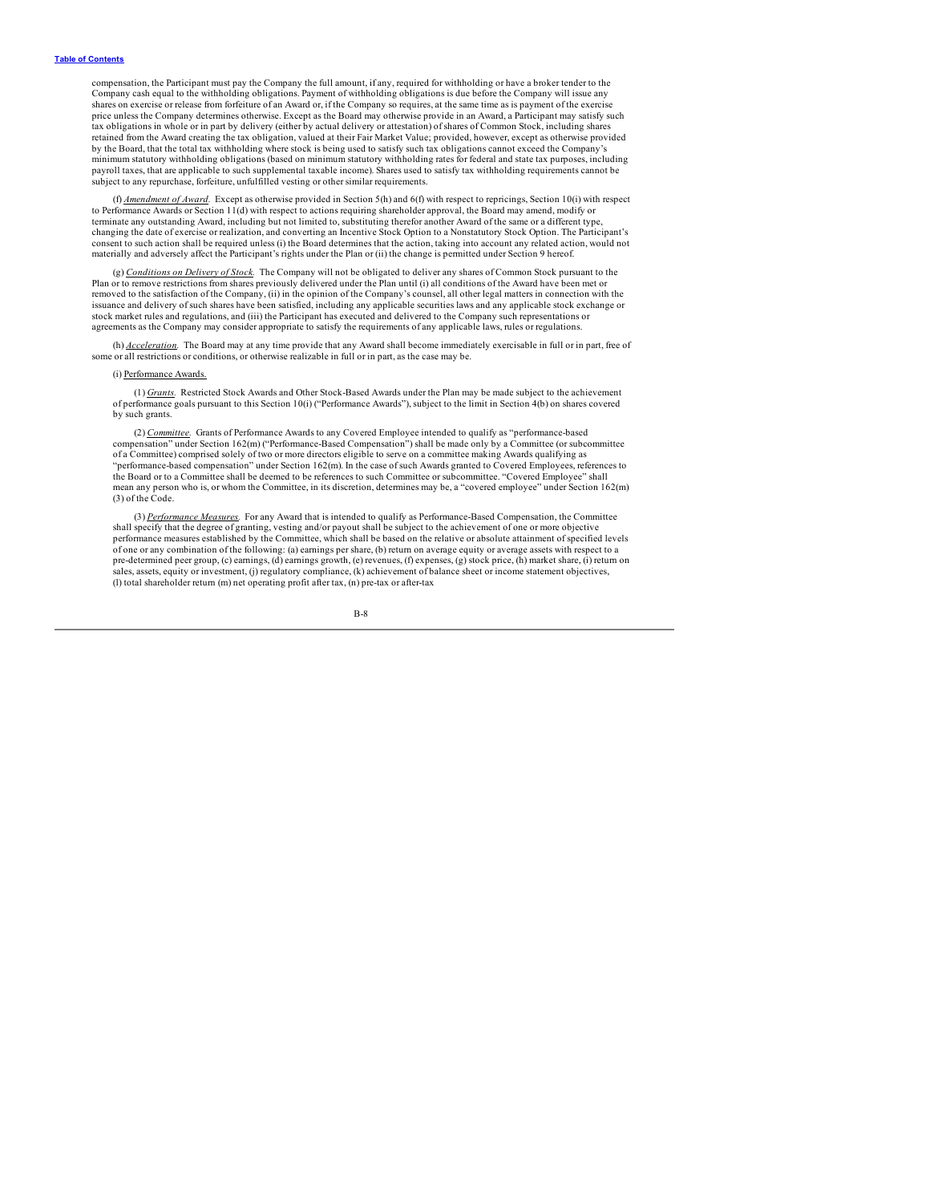compensation, the Participant must pay the Company the full amount, if any, required for withholding or have a broker tender to the Company cash equal to the withholding obligations. Payment of withholding obligations is due before the Company will issue any shares on exercise or release from forfeiture of an Award or, if the Company so requires, at the same time as is payment of the exercise price unless the Company determines otherwise. Except as the Board may otherwise provide in an Award, a Participant may satisfy such tax obligations in whole or in part by delivery (either by actual delivery or attestation) of shares of Common Stock, including shares retained from the Award creating the tax obligation, valued at their Fair Market Value; provided, however, except as otherwise provided by the Board, that the total tax withholding where stock is being used to satisfy such tax obligations cannot exceed the Company's minimum statutory withholding obligations (based on minimum statutory withholding rates for federal and state tax purposes, including payroll taxes, that are applicable to such supplemental taxable income). Shares used to satisfy tax withholding requirements cannot be subject to any repurchase, forfeiture, unfulfilled vesting or other similar requirements.

(f) *Amendment of Award*. Except as otherwise provided in Section 5(h) and 6(f) with respect to repricings, Section 10(i) with respect to Performance Awards or Section 11(d) with respect to actions requiring shareholder approval, the Board may amend, modify or terminate any outstanding Award, including but not limited to, substituting therefor another Award of the same or a different type, changing the date of exercise or realization, and converting an Incentive Stock Option to a Nonstatutory Stock Option. The Participant's consent to such action shall be required unless (i) the Board determines that the action, taking into account any related action, would not materially and adversely affect the Participant's rights under the Plan or (ii) the change is permitted under Section 9 hereof.

(g) *Conditions on Delivery of Stock*. The Company will not be obligated to deliver any shares of Common Stock pursuant to the Plan or to remove restrictions from shares previously delivered under the Plan until (i) all conditions of the Award have been met or removed to the satisfaction of the Company, (ii) in the opinion of the Company's counsel, all other legal matters in connection with the issuance and delivery of such shares have been satisfied, including any applicable securities laws and any applicable stock exchange or stock market rules and regulations, and (iii) the Participant has executed and delivered to the Company such representations or agreements as the Company may consider appropriate to satisfy the requirements of any applicable laws, rules or regulations.

(h) *Acceleration*. The Board may at any time provide that any Award shall become immediately exercisable in full or in part, free of some or all restrictions or conditions, or otherwise realizable in full or in part, as the case may be.

(i) Performance Awards.

(1) *Grants*. Restricted Stock Awards and Other Stock-Based Awards under the Plan may be made subject to the achievement of performance goals pursuant to this Section 10(i) ("Performance Awards"), subject to the limit in Section 4(b) on shares covered by such grants.

(2) *Committee*. Grants of Performance Awards to any Covered Employee intended to qualify as "performance-based compensation" under Section 162(m) ("Performance-Based Compensation") shall be made only by a Committee (or subcommittee of a Committee) comprised solely of two or more directors eligible to serve on a committee making Awards qualifying as "performance-based compensation" under Section 162(m). In the case of such Awards granted to Covered Employees, references to the Board or to a Committee shall be deemed to be references to such Committee or subcommittee. "Covered Employee" shall mean any person who is, or whom the Committee, in its discretion, determines may be, a "covered employee" under Section 162(m)(3) of the Code.

(3) *Performance Measures*. For any Award that is intended to qualify as Performance-Based Compensation, the Committee shall specify that the degree of granting, vesting and/or payout shall be subject to the achievement of one or more objective performance measures established by the Committee, which shall be based on the relative or absolute attainment of specified levels of one or any combination of the following: (a) earnings per share, (b) return on average equity or average assets with respect to a pre-determined peer group, (c) earnings, (d) earnings growth, (e) revenues, (f) expenses, (g) stock price, (h) market share, (i) return on sales, assets, equity or investment, (j) regulatory compliance, (k) achievement of balance sheet or income statement objectives, (l) total shareholder return (m) net operating profit after tax, (n) pre-tax or after-tax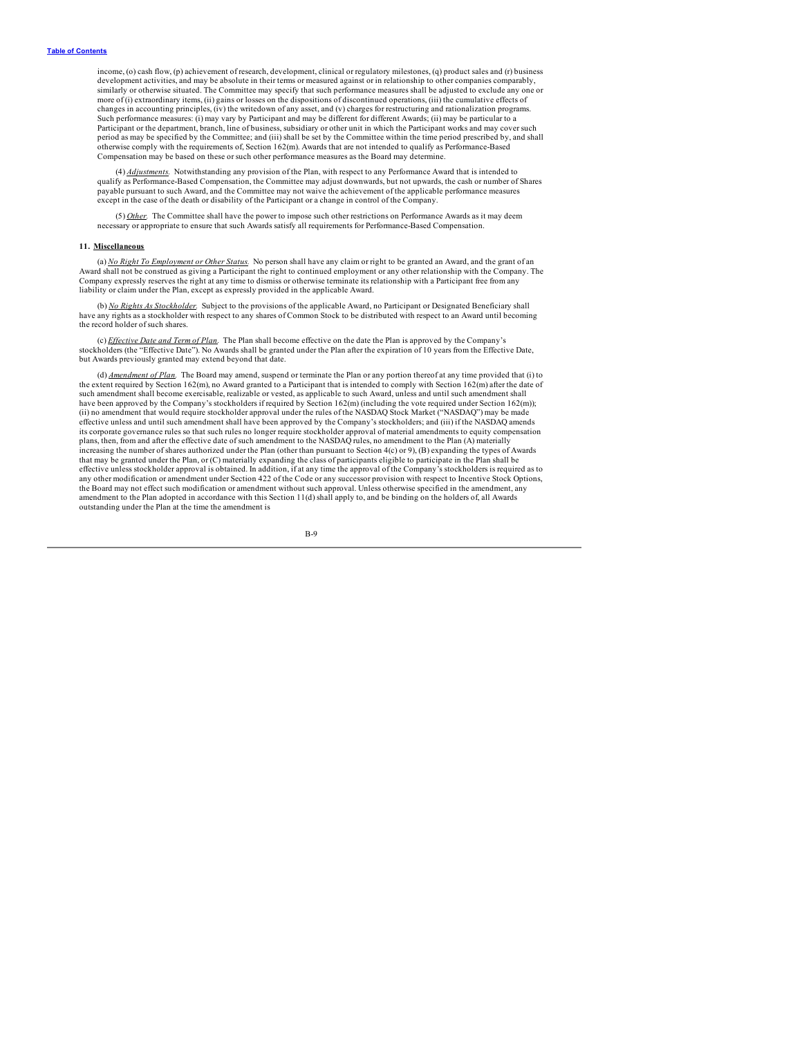income, (o) cash flow, (p) achievement of research, development, clinical or regulatory milestones, (q) product sales and (r) business development activities, and may be absolute in their terms or measured against or in relationship to other companies comparably, similarly or otherwise situated. The Committee may specify that such performance measures shall be adjusted to exclude any one or more of (i) extraordinary items, (ii) gains or losses on the dispositions of discontinued operations, (iii) the cumulative effects of changes in accounting principles, (iv) the writedown of any asset, and (v) charges for restructuring and rationalization programs. Such performance measures: (i) may vary by Participant and may be different for different Awards; (ii) may be particular to a Participant or the department, branch, line of business, subsidiary or other unit in which the Participant works and may cover such period as may be specified by the Committee; and (iii) shall be set by the Committee within the time period prescribed by, and shall otherwise comply with the requirements of, Section 162(m). Awards that are not intended to qualify as Performance-Based Compensation may be based on these or such other performance measures as the Board may determine.

(4) _Adjustments._ Notwithstanding any provision of the Plan, with respect to any Performance Award that is intended to qualify as Performance-Based Compensation, the Committee may adjust downwards, but not upwards, the cash or number of Shares payable pursuant to such Award, and the Committee may not waive the achievement of the applicable performance measures except in the case of the death or disability of the Participant or a change in control of the Company.

(5) _Other._ The Committee shall have the power to impose such other restrictions on Performance Awards as it may deem necessary or appropriate to ensure that such Awards satisfy all requirements for Performance-Based Compensation.

**11. Miscellaneous**

(a) _No Right To Employment or Other Status._ No person shall have any claim or right to be granted an Award, and the grant of an Award shall not be construed as giving a Participant the right to continued employment or any other relationship with the Company. The Company expressly reserves the right at any time to dismiss or otherwise terminate its relationship with a Participant free from any liability or claim under the Plan, except as expressly provided in the applicable Award.

(b) _No Rights As Stockholder._ Subject to the provisions of the applicable Award, no Participant or Designated Beneficiary shall have any rights as a stockholder with respect to any shares of Common Stock to be distributed with respect to an Award until becoming the record holder of such shares.

(c) _Effective Date and Term of Plan._ The Plan shall become effective on the date the Plan is approved by the Company's stockholders (the "Effective Date"). No Awards shall be granted under the Plan after the expiration of 10 years from the Effective Date, but Awards previously granted may extend beyond that date.

(d) _Amendment of Plan._ The Board may amend, suspend or terminate the Plan or any portion thereof at any time provided that (i) to the extent required by Section 162(m), no Award granted to a Participant that is intended to comply with Section 162(m) after the date of such amendment shall become exercisable, realizable or vested, as applicable to such Award, unless and until such amendment shall have been approved by the Company's stockholders if required by Section 162(m) (including the vote required under Section 162(m)); (ii) no amendment that would require stockholder approval under the rules of the NASDAQ Stock Market ("NASDAQ") may be made effective unless and until such amendment shall have been approved by the Company's stockholders; and (iii) if the NASDAQ amends its corporate governance rules so that such rules no longer require stockholder approval of material amendments to equity compensation plans, then, from and after the effective date of such amendment to the NASDAQ rules, no amendment to the Plan (A) materially increasing the number of shares authorized under the Plan (other than pursuant to Section 4(c) or 9), (B) expanding the types of Awards that may be granted under the Plan, or (C) materially expanding the class of participants eligible to participate in the Plan shall be effective unless stockholder approval is obtained. In addition, if at any time the approval of the Company's stockholders is required as to any other modification or amendment under Section 422 of the Code or any successor provision with respect to Incentive Stock Options, the Board may not effect such modification or amendment without such approval. Unless otherwise specified in the amendment, any amendment to the Plan adopted in accordance with this Section 11(d) shall apply to, and be binding on the holders of, all Awards outstanding under the Plan at the time the amendment is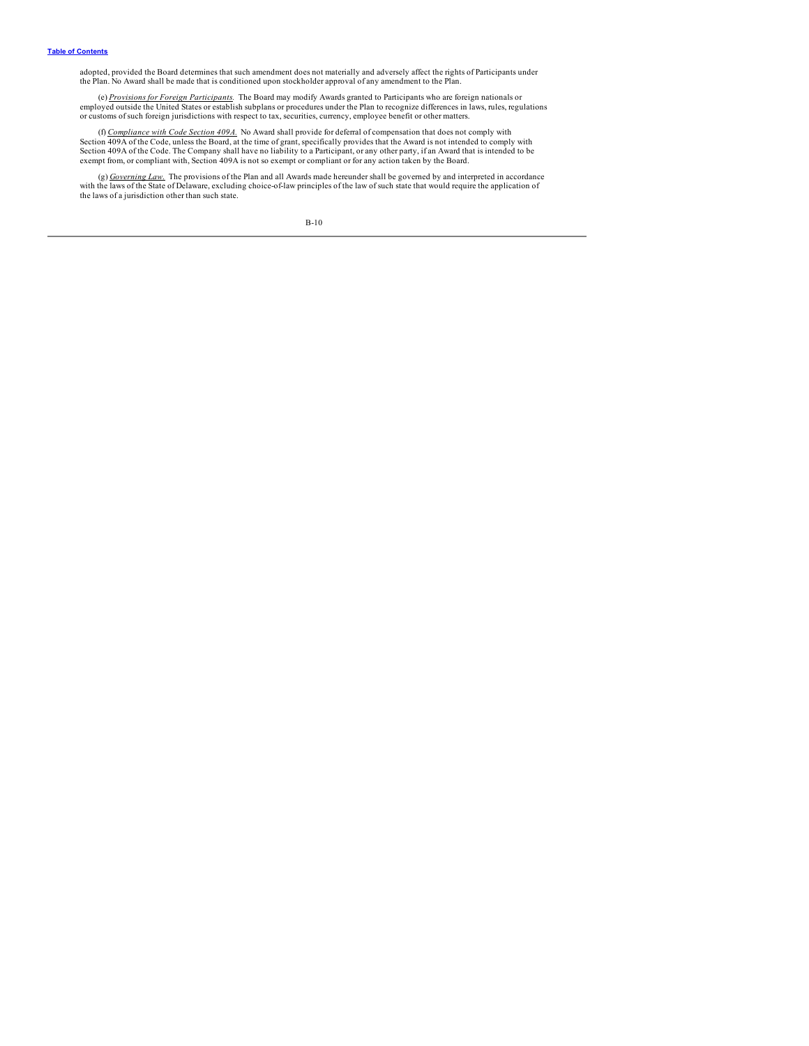adopted, provided the Board determines that such amendment does not materially and adversely affect the rights of Participants under the Plan. No Award shall be made that is conditioned upon stockholder approval of any amendment to the Plan.

(e) *Provisions for Foreign Participants.* The Board may modify Awards granted to Participants who are foreign nationals or employed outside the United States or establish subplans or procedures under the Plan to recognize differences in laws, rules, regulations or customs of such foreign jurisdictions with respect to tax, securities, currency, employee benefit or other matters.

(f) *Compliance with Code Section 409A.* No Award shall provide for deferral of compensation that does not comply with Section 409A of the Code, unless the Board, at the time of grant, specifically provides that the Award is not intended to comply with Section 409A of the Code. The Company shall have no liability to a Participant, or any other party, if an Award that is intended to be exempt from, or compliant with, Section 409A is not so exempt or compliant or for any action taken by the Board.

(g) *Governing Law.* The provisions of the Plan and all Awards made hereunder shall be governed by and interpreted in accordance with the laws of the State of Delaware, excluding choice-of-law principles of the law of such state that would require the application of the laws of a jurisdiction other than such state.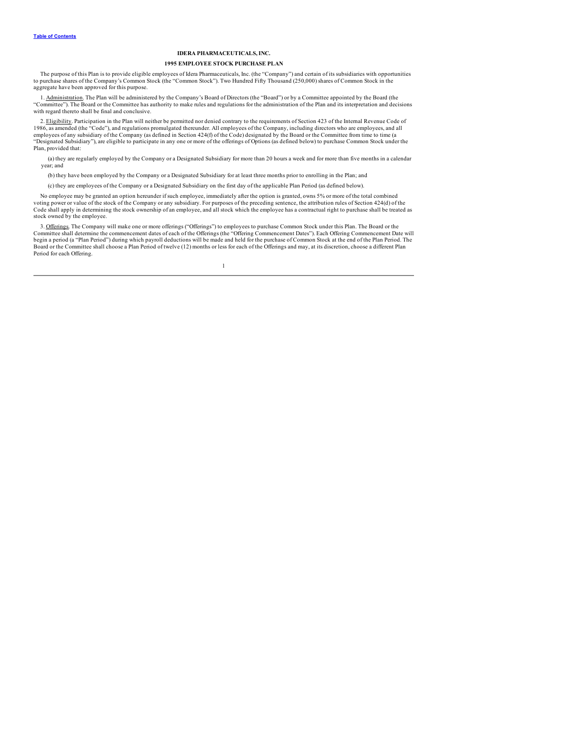**IDERA PHARMACEUTICALS, INC.**

**1995 EMPLOYEE STOCK PURCHASE PLAN**

The purpose of this Plan is to provide eligible employees of Idera Pharmaceuticals, Inc. (the "Company") and certain of its subsidiaries with opportunities to purchase shares of the Company's Common Stock (the "Common Stock"). Two Hundred Fifty Thousand (250,000) shares of Common Stock in the aggregate have been approved for this purpose.

1. Administration. The Plan will be administered by the Company's Board of Directors (the "Board") or by a Committee appointed by the Board (the "Committee"). The Board or the Committee has authority to make rules and regulations for the administration of the Plan and its interpretation and decisions with regard thereto shall be final and conclusive.

2. Eligibility. Participation in the Plan will neither be permitted nor denied contrary to the requirements of Section 423 of the Internal Revenue Code of 1986, as amended (the "Code"), and regulations promulgated thereunder. All employees of the Company, including directors who are employees, and all employees of any subsidiary of the Company (as defined in Section 424(f) of the Code) designated by the Board or the Committee from time to time (a "Designated Subsidiary"), are eligible to participate in any one or more of the offerings of Options (as defined below) to purchase Common Stock under the Plan, provided that:

(a) they are regularly employed by the Company or a Designated Subsidiary for more than 20 hours a week and for more than five months in a calendar year; and

(b) they have been employed by the Company or a Designated Subsidiary for at least three months prior to enrolling in the Plan; and

(c) they are employees of the Company or a Designated Subsidiary on the first day of the applicable Plan Period (as defined below).

No employee may be granted an option hereunder if such employee, immediately after the option is granted, owns 5% or more of the total combined voting power or value of the stock of the Company or any subsidiary. For purposes of the preceding sentence, the attribution rules of Section 424(d) of the Code shall apply in determining the stock ownership of an employee, and all stock which the employee has a contractual right to purchase shall be treated as stock owned by the employee.

3. Offerings. The Company will make one or more offerings ("Offerings") to employees to purchase Common Stock under this Plan. The Board or the Committee shall determine the commencement dates of each of the Offerings (the "Offering Commencement Dates"). Each Offering Commencement Date will begin a period (a "Plan Period") during which payroll deductions will be made and held for the purchase of Common Stock at the end of the Plan Period. The Board or the Committee shall choose a Plan Period of twelve (12) months or less for each of the Offerings and may, at its discretion, choose a different Plan Period for each Offering.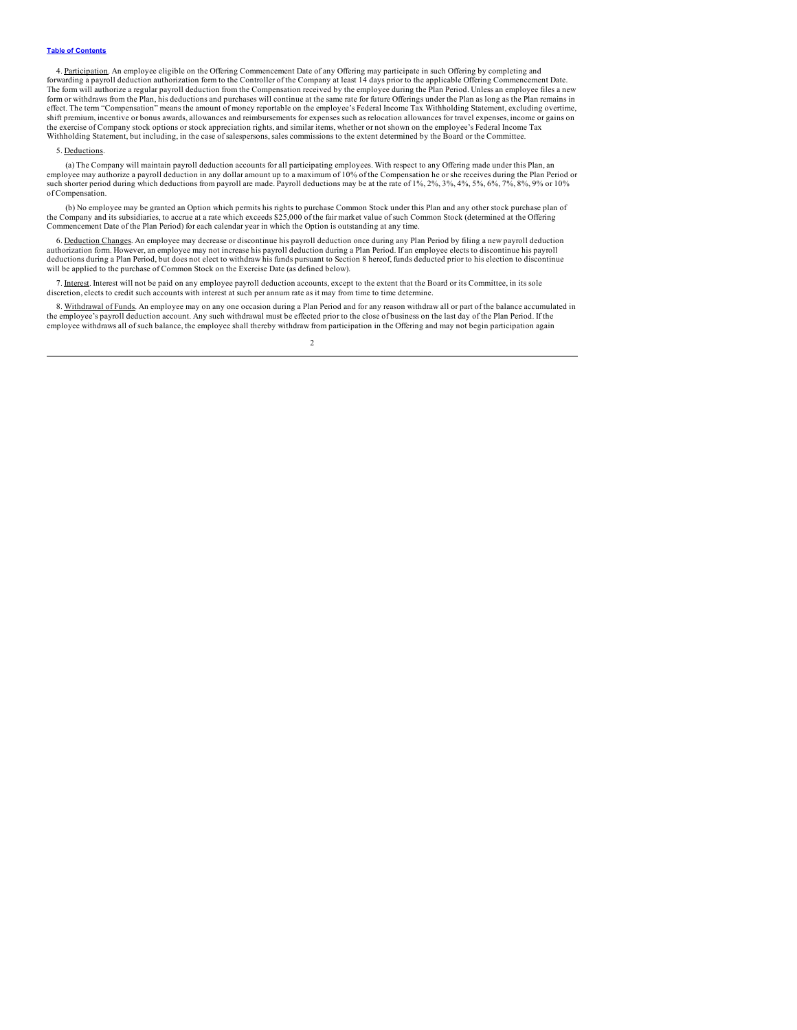4. Participation. An employee eligible on the Offering Commencement Date of any Offering may participate in such Offering by completing and forwarding a payroll deduction authorization form to the Controller of the Company at least 14 days prior to the applicable Offering Commencement Date. The form will authorize a regular payroll deduction from the Compensation received by the employee during the Plan Period. Unless an employee files a new form or withdraws from the Plan, his deductions and purchases will continue at the same rate for future Offerings under the Plan as long as the Plan remains in effect. The term "Compensation" means the amount of money reportable on the employee's Federal Income Tax Withholding Statement, excluding overtime, shift premium, incentive or bonus awards, allowances and reimbursements for expenses such as relocation allowances for travel expenses, income or gains on the exercise of Company stock options or stock appreciation rights, and similar items, whether or not shown on the employee's Federal Income Tax Withholding Statement, but including, in the case of salespersons, sales commissions to the extent determined by the Board or the Committee.

5. Deductions.

(a) The Company will maintain payroll deduction accounts for all participating employees. With respect to any Offering made under this Plan, an employee may authorize a payroll deduction in any dollar amount up to a maximum of 10% of the Compensation he or she receives during the Plan Period or such shorter period during which deductions from payroll are made. Payroll deductions may be at the rate of 1%, 2%, 3%, 4%, 5%, 6%, 7%, 8%, 9% or 10% of Compensation.

(b) No employee may be granted an Option which permits his rights to purchase Common Stock under this Plan and any other stock purchase plan of the Company and its subsidiaries, to accrue at a rate which exceeds $25,000 of the fair market value of such Common Stock (determined at the Offering Commencement Date of the Plan Period) for each calendar year in which the Option is outstanding at any time.

6. Deduction Changes. An employee may decrease or discontinue his payroll deduction once during any Plan Period by filing a new payroll deduction authorization form. However, an employee may not increase his payroll deduction during a Plan Period. If an employee elects to discontinue his payroll deductions during a Plan Period, but does not elect to withdraw his funds pursuant to Section 8 hereof, funds deducted prior to his election to discontinue will be applied to the purchase of Common Stock on the Exercise Date (as defined below).

7. Interest. Interest will not be paid on any employee payroll deduction accounts, except to the extent that the Board or its Committee, in its sole discretion, elects to credit such accounts with interest at such per annum rate as it may from time to time determine.

8. Withdrawal of Funds. An employee may on any one occasion during a Plan Period and for any reason withdraw all or part of the balance accumulated in the employee's payroll deduction account. Any such withdrawal must be effected prior to the close of business on the last day of the Plan Period. If the employee withdraws all of such balance, the employee shall thereby withdraw from participation in the Offering and may not begin participation again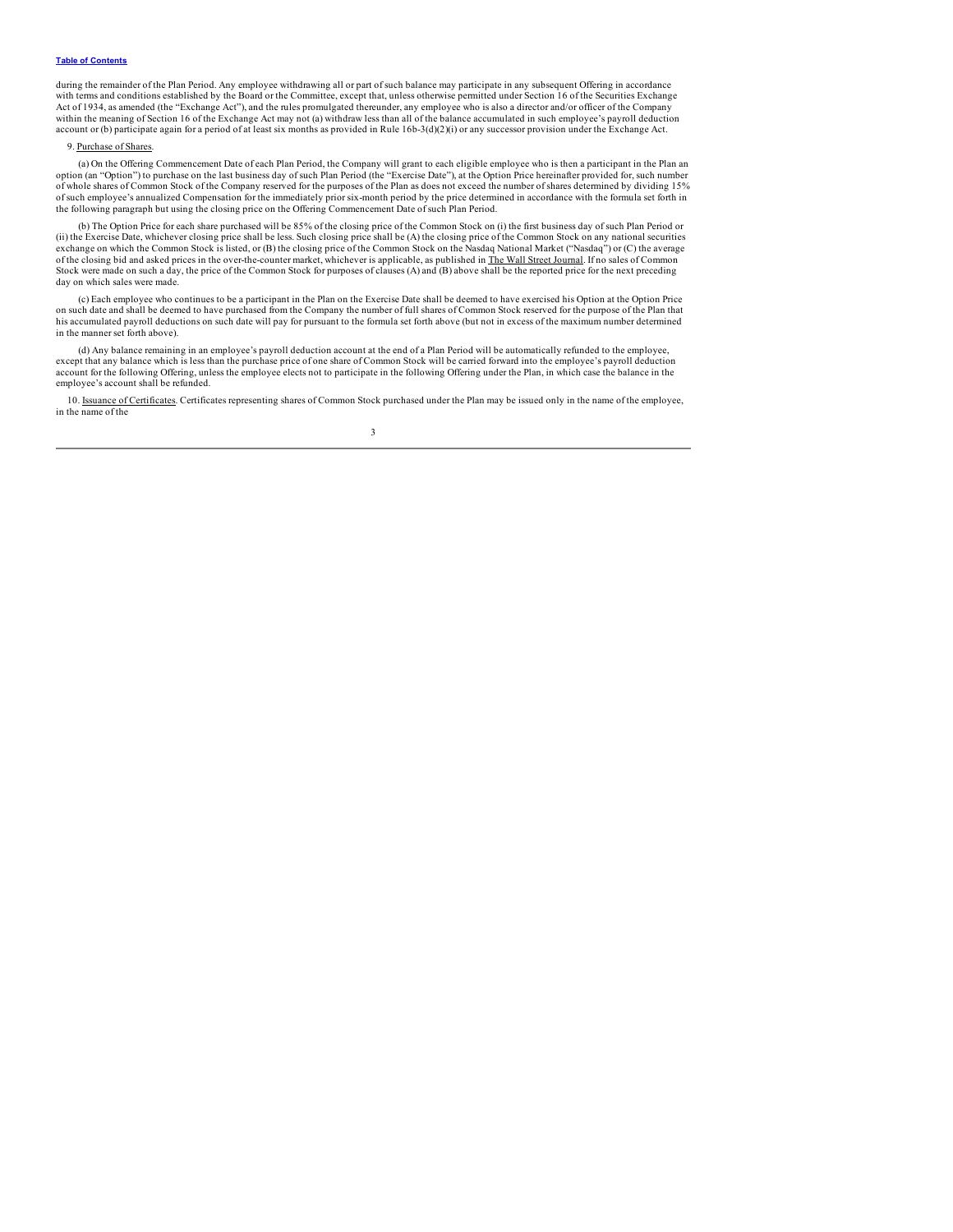during the remainder of the Plan Period. Any employee withdrawing all or part of such balance may participate in any subsequent Offering in accordance with terms and conditions established by the Board or the Committee, except that, unless otherwise permitted under Section 16 of the Securities Exchange Act of 1934, as amended (the "Exchange Act"), and the rules promulgated thereunder, any employee who is also a director and/or officer of the Company within the meaning of Section 16 of the Exchange Act may not (a) withdraw less than all of the balance accumulated in such employee's payroll deduction account or (b) participate again for a period of at least six months as provided in Rule 16b-3(d)(2)(i) or any successor provision under the Exchange Act.

9. Purchase of Shares.

(a) On the Offering Commencement Date of each Plan Period, the Company will grant to each eligible employee who is then a participant in the Plan an option (an "Option") to purchase on the last business day of such Plan Period (the "Exercise Date"), at the Option Price hereinafter provided for, such number of whole shares of Common Stock of the Company reserved for the purposes of the Plan as does not exceed the number of shares determined by dividing 15% of such employee's annualized Compensation for the immediately prior six-month period by the price determined in accordance with the formula set forth in the following paragraph but using the closing price on the Offering Commencement Date of such Plan Period.

(b) The Option Price for each share purchased will be 85% of the closing price of the Common Stock on (i) the first business day of such Plan Period or (ii) the Exercise Date, whichever closing price shall be less. Such closing price shall be (A) the closing price of the Common Stock on any national securities exchange on which the Common Stock is listed, or (B) the closing price of the Common Stock on the Nasdaq National Market ("Nasdaq") or (C) the average of the closing bid and asked prices in the over-the-counter market, whichever is applicable, as published in The Wall Street Journal. If no sales of Common Stock were made on such a day, the price of the Common Stock for purposes of clauses (A) and (B) above shall be the reported price for the next preceding day on which sales were made.

(c) Each employee who continues to be a participant in the Plan on the Exercise Date shall be deemed to have exercised his Option at the Option Price on such date and shall be deemed to have purchased from the Company the number of full shares of Common Stock reserved for the purpose of the Plan that his accumulated payroll deductions on such date will pay for pursuant to the formula set forth above (but not in excess of the maximum number determined in the manner set forth above).

(d) Any balance remaining in an employee's payroll deduction account at the end of a Plan Period will be automatically refunded to the employee, except that any balance which is less than the purchase price of one share of Common Stock will be carried forward into the employee's payroll deduction account for the following Offering, unless the employee elects not to participate in the following Offering under the Plan, in which case the balance in the employee's account shall be refunded.

10. Issuance of Certificates. Certificates representing shares of Common Stock purchased under the Plan may be issued only in the name of the employee, in the name of the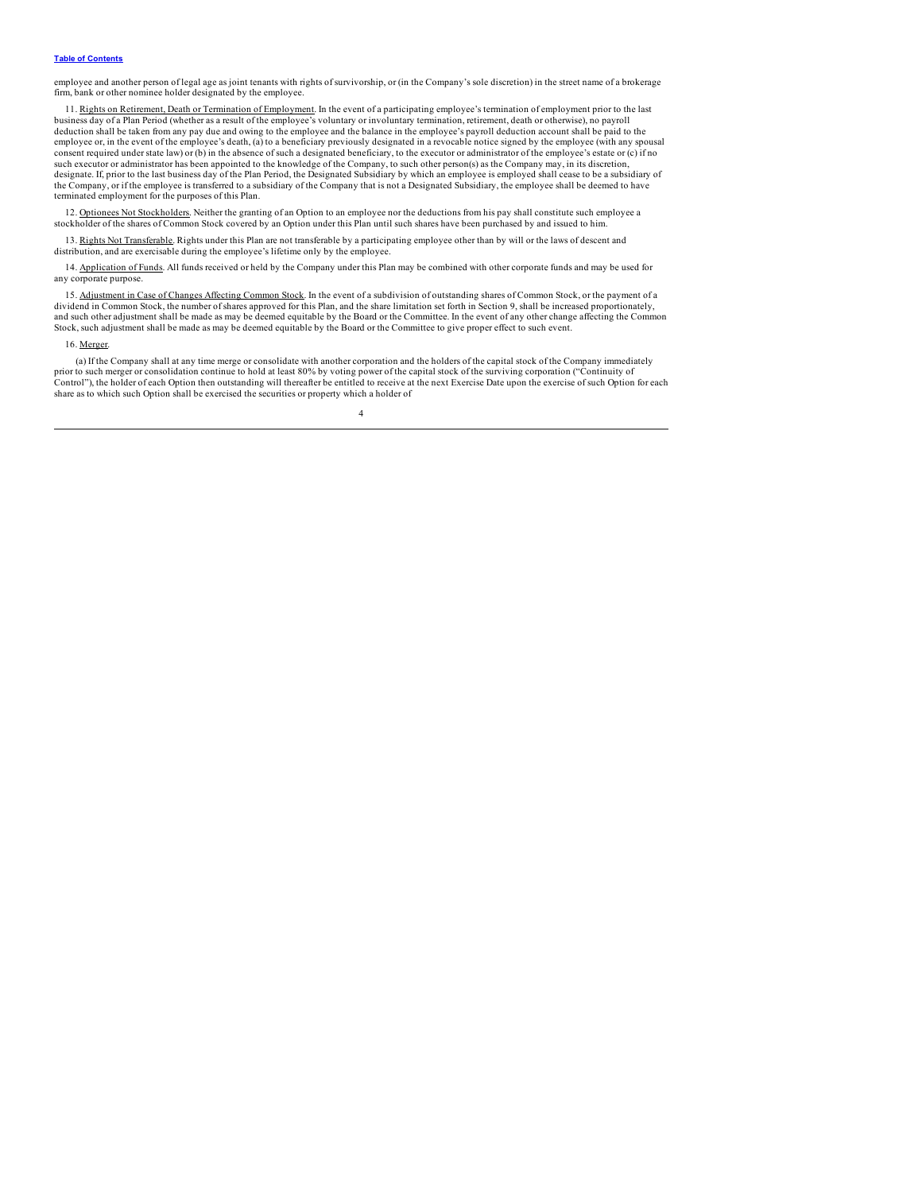employee and another person of legal age as joint tenants with rights of survivorship, or (in the Company's sole discretion) in the street name of a brokerage firm, bank or other nominee holder designated by the employee.

11. Rights on Retirement, Death or Termination of Employment. In the event of a participating employee's termination of employment prior to the last business day of a Plan Period (whether as a result of the employee's voluntary or involuntary termination, retirement, death or otherwise), no payroll deduction shall be taken from any pay due and owing to the employee and the balance in the employee's payroll deduction account shall be paid to the employee or, in the event of the employee's death, (a) to a beneficiary previously designated in a revocable notice signed by the employee (with any spousal consent required under state law) or (b) in the absence of such a designated beneficiary, to the executor or administrator of the employee's estate or (c) if no such executor or administrator has been appointed to the knowledge of the Company, to such other person(s) as the Company may, in its discretion, designate. If, prior to the last business day of the Plan Period, the Designated Subsidiary by which an employee is employed shall cease to be a subsidiary of the Company, or if the employee is transferred to a subsidiary of the Company that is not a Designated Subsidiary, the employee shall be deemed to have terminated employment for the purposes of this Plan.

12. Optionees Not Stockholders. Neither the granting of an Option to an employee nor the deductions from his pay shall constitute such employee a stockholder of the shares of Common Stock covered by an Option under this Plan until such shares have been purchased by and issued to him.

13. Rights Not Transferable. Rights under this Plan are not transferable by a participating employee other than by will or the laws of descent and distribution, and are exercisable during the employee's lifetime only by the employee.

14. Application of Funds. All funds received or held by the Company under this Plan may be combined with other corporate funds and may be used for any corporate purpose.

15. Adjustment in Case of Changes Affecting Common Stock. In the event of a subdivision of outstanding shares of Common Stock, or the payment of a dividend in Common Stock, the number of shares approved for this Plan, and the share limitation set forth in Section 9, shall be increased proportionately, and such other adjustment shall be made as may be deemed equitable by the Board or the Committee. In the event of any other change affecting the Common Stock, such adjustment shall be made as may be deemed equitable by the Board or the Committee to give proper effect to such event.

16. Merger.

(a) If the Company shall at any time merge or consolidate with another corporation and the holders of the capital stock of the Company immediately prior to such merger or consolidation continue to hold at least 80% by voting power of the capital stock of the surviving corporation ("Continuity of Control"), the holder of each Option then outstanding will thereafter be entitled to receive at the next Exercise Date upon the exercise of such Option for each share as to which such Option shall be exercised the securities or property which a holder of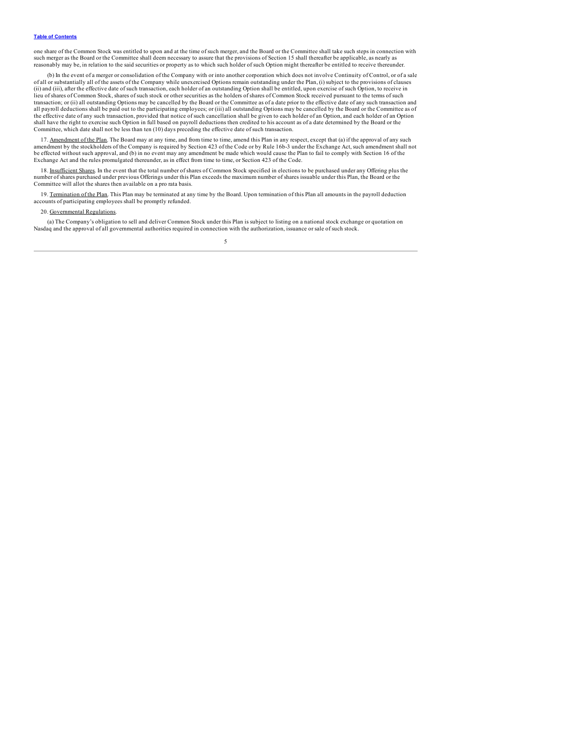one share of the Common Stock was entitled to upon and at the time of such merger, and the Board or the Committee shall take such steps in connection with such merger as the Board or the Committee shall deem necessary to assure that the provisions of Section 15 shall thereafter be applicable, as nearly as reasonably may be, in relation to the said securities or property as to which such holder of such Option might thereafter be entitled to receive thereunder.

(b) In the event of a merger or consolidation of the Company with or into another corporation which does not involve Continuity of Control, or of a sale of all or substantially all of the assets of the Company while unexercised Options remain outstanding under the Plan, (i) subject to the provisions of clauses (ii) and (iii), after the effective date of such transaction, each holder of an outstanding Option shall be entitled, upon exercise of such Option, to receive in lieu of shares of Common Stock, shares of such stock or other securities as the holders of shares of Common Stock received pursuant to the terms of such transaction; or (ii) all outstanding Options may be cancelled by the Board or the Committee as of a date prior to the effective date of any such transaction and all payroll deductions shall be paid out to the participating employees; or (iii) all outstanding Options may be cancelled by the Board or the Committee as of the effective date of any such transaction, provided that notice of such cancellation shall be given to each holder of an Option, and each holder of an Option shall have the right to exercise such Option in full based on payroll deductions then credited to his account as of a date determined by the Board or the Committee, which date shall not be less than ten (10) days preceding the effective date of such transaction.

17. Amendment of the Plan. The Board may at any time, and from time to time, amend this Plan in any respect, except that (a) if the approval of any such amendment by the stockholders of the Company is required by Section 423 of the Code or by Rule 16b-3 under the Exchange Act, such amendment shall not be effected without such approval, and (b) in no event may any amendment be made which would cause the Plan to fail to comply with Section 16 of the Exchange Act and the rules promulgated thereunder, as in effect from time to time, or Section 423 of the Code.

18. Insufficient Shares. In the event that the total number of shares of Common Stock specified in elections to be purchased under any Offering plus the number of shares purchased under previous Offerings under this Plan exceeds the maximum number of shares issuable under this Plan, the Board or the Committee will allot the shares then available on a pro rata basis.

19. Termination of the Plan. This Plan may be terminated at any time by the Board. Upon termination of this Plan all amounts in the payroll deduction accounts of participating employees shall be promptly refunded.

20. Governmental Regulations.

(a) The Company's obligation to sell and deliver Common Stock under this Plan is subject to listing on a national stock exchange or quotation on Nasdaq and the approval of all governmental authorities required in connection with the authorization, issuance or sale of such stock.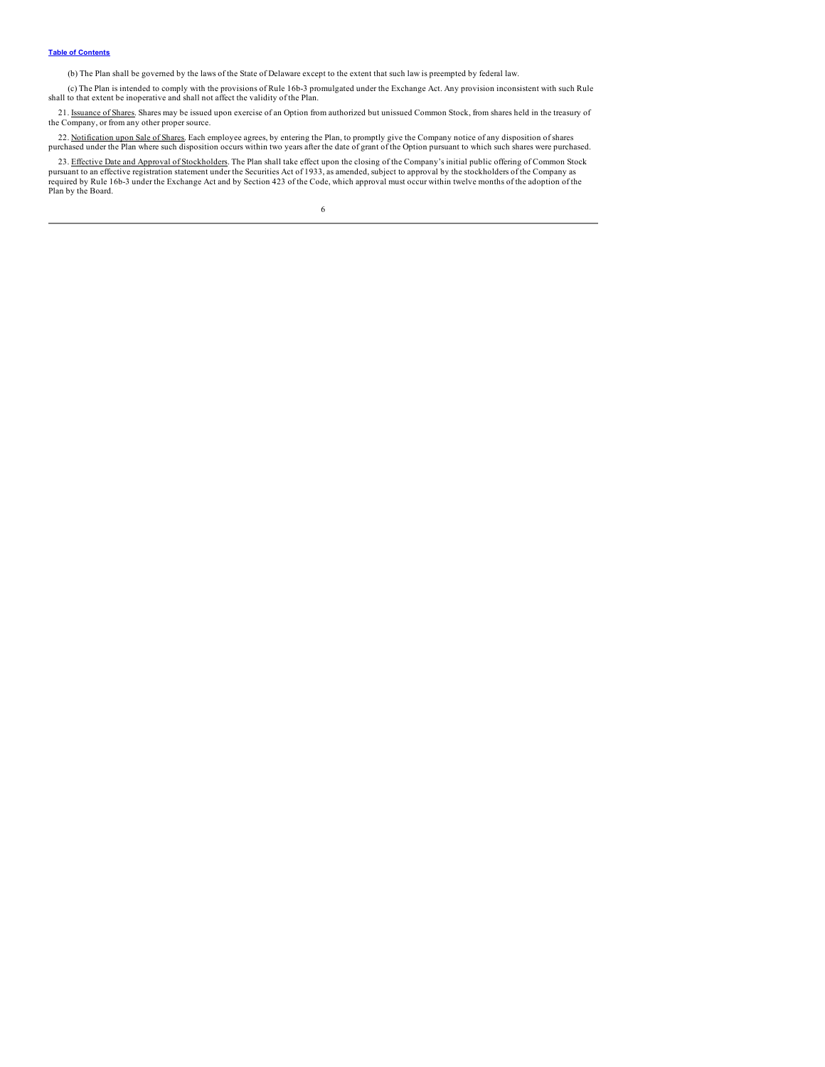(b) The Plan shall be governed by the laws of the State of Delaware except to the extent that such law is preempted by federal law.

(c) The Plan is intended to comply with the provisions of Rule 16b-3 promulgated under the Exchange Act. Any provision inconsistent with such Rule shall to that extent be inoperative and shall not affect the validity of the Plan.

21. Issuance of Shares. Shares may be issued upon exercise of an Option from authorized but unissued Common Stock, from shares held in the treasury of the Company, or from any other proper source.

22. Notification upon Sale of Shares. Each employee agrees, by entering the Plan, to promptly give the Company notice of any disposition of shares purchased under the Plan where such disposition occurs within two years after the date of grant of the Option pursuant to which such shares were purchased.

23. Effective Date and Approval of Stockholders. The Plan shall take effect upon the closing of the Company's initial public offering of Common Stock pursuant to an effective registration statement under the Securities Act of 1933, as amended, subject to approval by the stockholders of the Company as required by Rule 16b-3 under the Exchange Act and by Section 423 of the Code, which approval must occur within twelve months of the adoption of the Plan by the Board.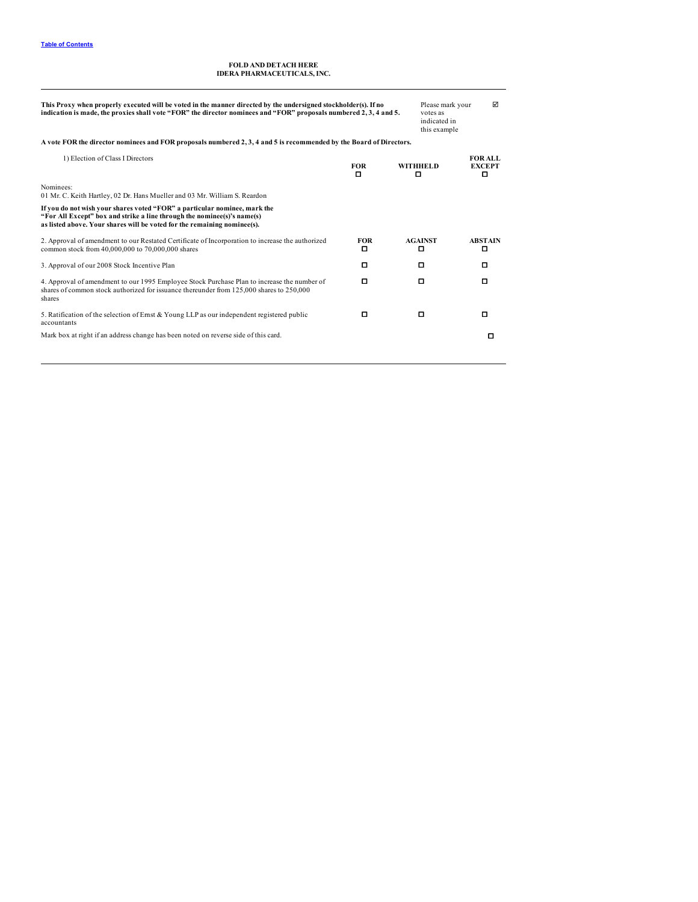FOLD AND DETACH HERE
**IDERA PHARMACEUTICALS, INC.**

**This Proxy when properly executed will be voted in the manner directed by the undersigned stockholder(s). If no indication is made, the proxies shall vote "FOR" the director nominees and "FOR" proposals numbered 2, 3, 4 and 5.**

Please mark your votes as indicated in this example ☑

**A vote FOR the director nominees and FOR proposals numbered 2, 3, 4 and 5 is recommended by the Board of Directors.**

| | FOR | WITHHELD | FOR ALL EXCEPT |
|---|---|---|---|
| 1) Election of Class I Directors | ☐ | ☐ | ☐ |

Nominees:
01 Mr. C. Keith Hartley, 02 Dr. Hans Mueller and 03 Mr. William S. Reardon

**If you do not wish your shares voted "FOR" a particular nominee, mark the "For All Except" box and strike a line through the nominee(s)'s name(s) as listed above. Your shares will be voted for the remaining nominee(s).**

| | FOR | AGAINST | ABSTAIN |
|---|---|---|---|
| 2. Approval of amendment to our Restated Certificate of Incorporation to increase the authorized common stock from 40,000,000 to 70,000,000 shares | ☐ | ☐ | ☐ |
| 3. Approval of our 2008 Stock Incentive Plan | ☐ | ☐ | ☐ |
| 4. Approval of amendment to our 1995 Employee Stock Purchase Plan to increase the number of shares of common stock authorized for issuance thereunder from 125,000 shares to 250,000 shares | ☐ | ☐ | ☐ |
| 5. Ratification of the selection of Ernst & Young LLP as our independent registered public accountants | ☐ | ☐ | ☐ |

Mark box at right if an address change has been noted on reverse side of this card. ☐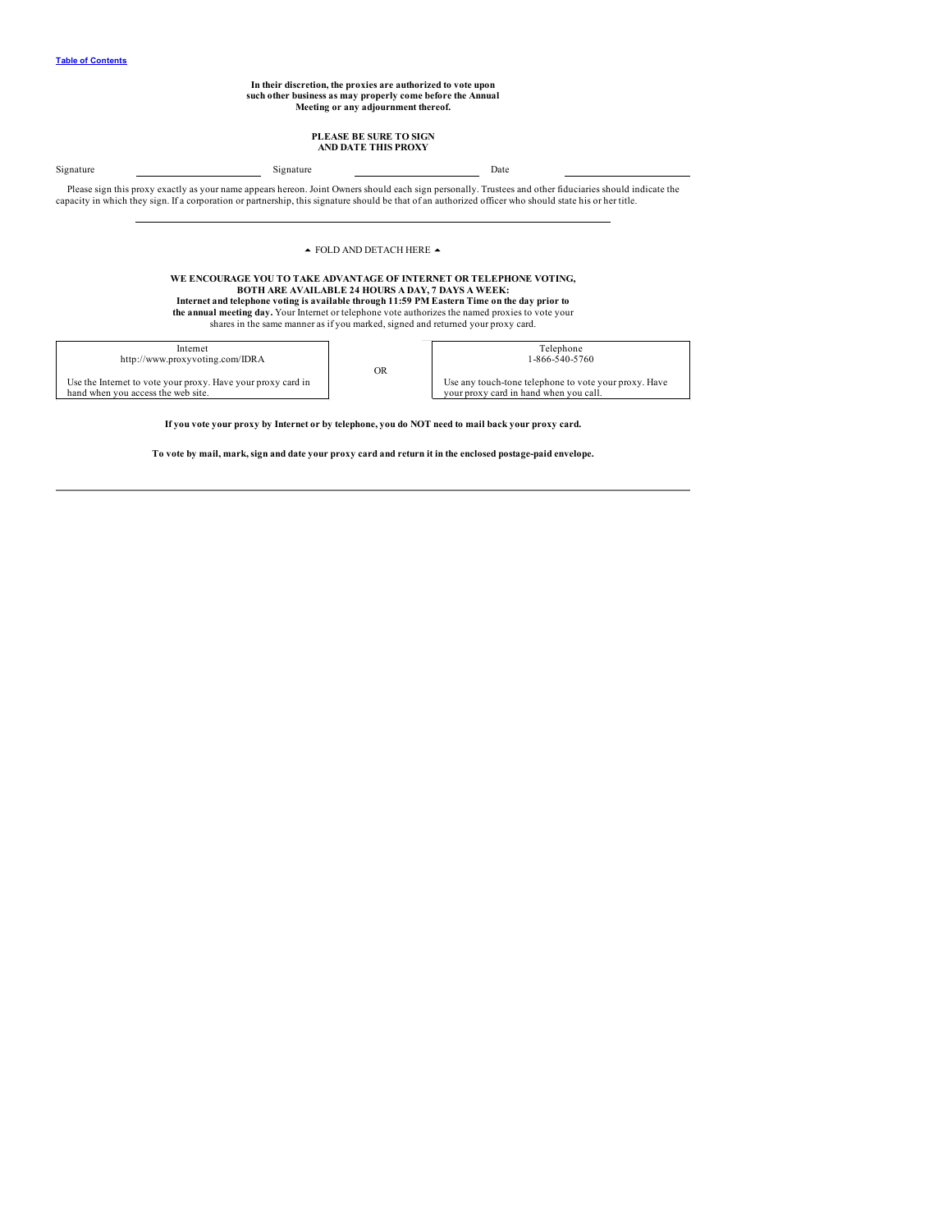**In their discretion, the proxies are authorized to vote upon such other business as may properly come before the Annual Meeting or any adjournment thereof.**

**PLEASE BE SURE TO SIGN AND DATE THIS PROXY**

Signature \_\_\_\_\_\_\_\_\_\_\_\_\_\_\_\_\_\_\_\_ Signature \_\_\_\_\_\_\_\_\_\_\_\_\_\_\_\_\_\_\_\_ Date \_\_\_\_\_\_\_\_\_\_\_\_\_\_\_\_\_\_\_\_

Please sign this proxy exactly as your name appears hereon. Joint Owners should each sign personally. Trustees and other fiduciaries should indicate the capacity in which they sign. If a corporation or partnership, this signature should be that of an authorized officer who should state his or her title.

▲ FOLD AND DETACH HERE ▲

**WE ENCOURAGE YOU TO TAKE ADVANTAGE OF INTERNET OR TELEPHONE VOTING, BOTH ARE AVAILABLE 24 HOURS A DAY, 7 DAYS A WEEK:**
**Internet and telephone voting is available through 11:59 PM Eastern Time on the day prior to the annual meeting day.** Your Internet or telephone vote authorizes the named proxies to vote your shares in the same manner as if you marked, signed and returned your proxy card.

| Internet<br>http://www.proxyvoting.com/IDRA<br><br>Use the Internet to vote your proxy. Have your proxy card in hand when you access the web site. | OR | Telephone<br>1-866-540-5760<br><br>Use any touch-tone telephone to vote your proxy. Have your proxy card in hand when you call. |
|---|---|---|

**If you vote your proxy by Internet or by telephone, you do NOT need to mail back your proxy card.**

**To vote by mail, mark, sign and date your proxy card and return it in the enclosed postage-paid envelope.**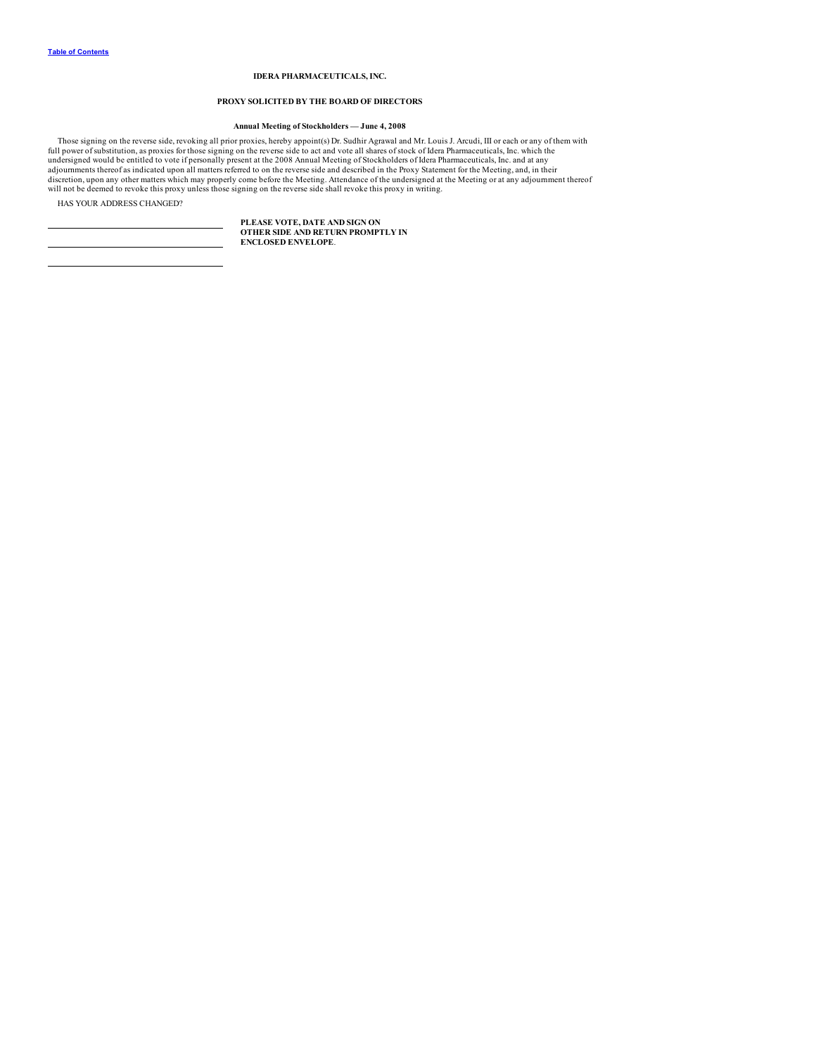[Table of Contents](#)

**IDERA PHARMACEUTICALS, INC.**

**PROXY SOLICITED BY THE BOARD OF DIRECTORS**

**Annual Meeting of Stockholders — June 4, 2008**

Those signing on the reverse side, revoking all prior proxies, hereby appoint(s) Dr. Sudhir Agrawal and Mr. Louis J. Arcudi, III or each or any of them with full power of substitution, as proxies for those signing on the reverse side to act and vote all shares of stock of Idera Pharmaceuticals, Inc. which the undersigned would be entitled to vote if personally present at the 2008 Annual Meeting of Stockholders of Idera Pharmaceuticals, Inc. and at any adjournments thereof as indicated upon all matters referred to on the reverse side and described in the Proxy Statement for the Meeting, and, in their discretion, upon any other matters which may properly come before the Meeting. Attendance of the undersigned at the Meeting or at any adjournment thereof will not be deemed to revoke this proxy unless those signing on the reverse side shall revoke this proxy in writing.

HAS YOUR ADDRESS CHANGED?

\_\_\_\_\_\_\_\_\_\_\_\_\_\_\_\_\_\_\_\_\_\_\_\_\_\_\_\_\_\_\_\_\_\_\_\_

\_\_\_\_\_\_\_\_\_\_\_\_\_\_\_\_\_\_\_\_\_\_\_\_\_\_\_\_\_\_\_\_\_\_\_\_

\_\_\_\_\_\_\_\_\_\_\_\_\_\_\_\_\_\_\_\_\_\_\_\_\_\_\_\_\_\_\_\_\_\_\_\_

**PLEASE VOTE, DATE AND SIGN ON OTHER SIDE AND RETURN PROMPTLY IN ENCLOSED ENVELOPE**.